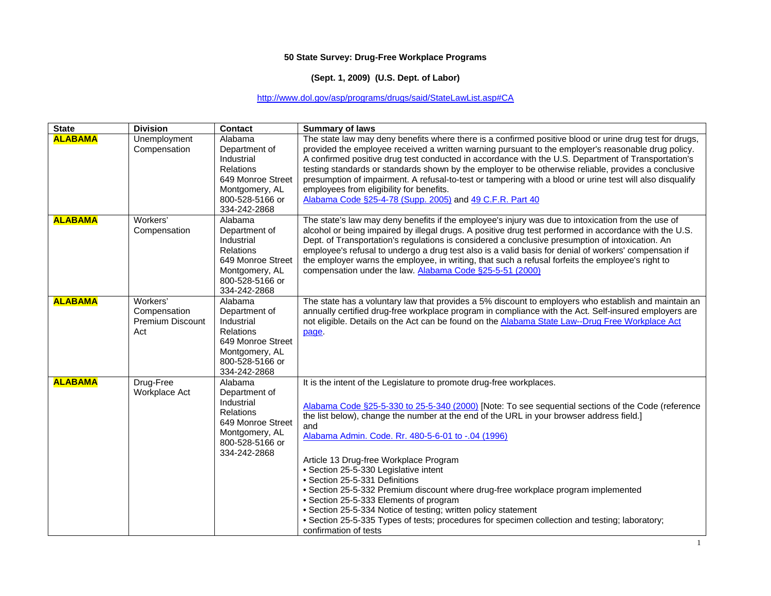**50 State Survey: Drug-Free Workplace Programs**

**(Sept. 1, 2009) (U.S. Dept. of Labor)**

http://www.dol.gov/asp/programs/drugs/said/StateLawList.asp#CA

| State | Division | Contact | Summary of laws |
|---|---|---|---|
| **ALABAMA** | Unemployment Compensation | Alabama Department of Industrial Relations 649 Monroe Street Montgomery, AL 800-528-5166 or 334-242-2868 | The state law may deny benefits where there is a confirmed positive blood or urine drug test for drugs, provided the employee received a written warning pursuant to the employer's reasonable drug policy. A confirmed positive drug test conducted in accordance with the U.S. Department of Transportation's testing standards or standards shown by the employer to be otherwise reliable, provides a conclusive presumption of impairment. A refusal-to-test or tampering with a blood or urine test will also disqualify employees from eligibility for benefits. Alabama Code §25-4-78 (Supp. 2005) and 49 C.F.R. Part 40 |
| **ALABAMA** | Workers' Compensation | Alabama Department of Industrial Relations 649 Monroe Street Montgomery, AL 800-528-5166 or 334-242-2868 | The state's law may deny benefits if the employee's injury was due to intoxication from the use of alcohol or being impaired by illegal drugs. A positive drug test performed in accordance with the U.S. Dept. of Transportation's regulations is considered a conclusive presumption of intoxication. An employee's refusal to undergo a drug test also is a valid basis for denial of workers' compensation if the employer warns the employee, in writing, that such a refusal forfeits the employee's right to compensation under the law. Alabama Code §25-5-51 (2000) |
| **ALABAMA** | Workers' Compensation Premium Discount Act | Alabama Department of Industrial Relations 649 Monroe Street Montgomery, AL 800-528-5166 or 334-242-2868 | The state has a voluntary law that provides a 5% discount to employers who establish and maintain an annually certified drug-free workplace program in compliance with the Act. Self-insured employers are not eligible. Details on the Act can be found on the Alabama State Law--Drug Free Workplace Act page. |
| **ALABAMA** | Drug-Free Workplace Act | Alabama Department of Industrial Relations 649 Monroe Street Montgomery, AL 800-528-5166 or 334-242-2868 | It is the intent of the Legislature to promote drug-free workplaces.<br><br>Alabama Code §25-5-330 to 25-5-340 (2000) [Note: To see sequential sections of the Code (reference the list below), change the number at the end of the URL in your browser address field.] and<br>Alabama Admin. Code. Rr. 480-5-6-01 to -.04 (1996)<br><br>Article 13 Drug-free Workplace Program<br>• Section 25-5-330 Legislative intent<br>• Section 25-5-331 Definitions<br>• Section 25-5-332 Premium discount where drug-free workplace program implemented<br>• Section 25-5-333 Elements of program<br>• Section 25-5-334 Notice of testing; written policy statement<br>• Section 25-5-335 Types of tests; procedures for specimen collection and testing; laboratory; confirmation of tests |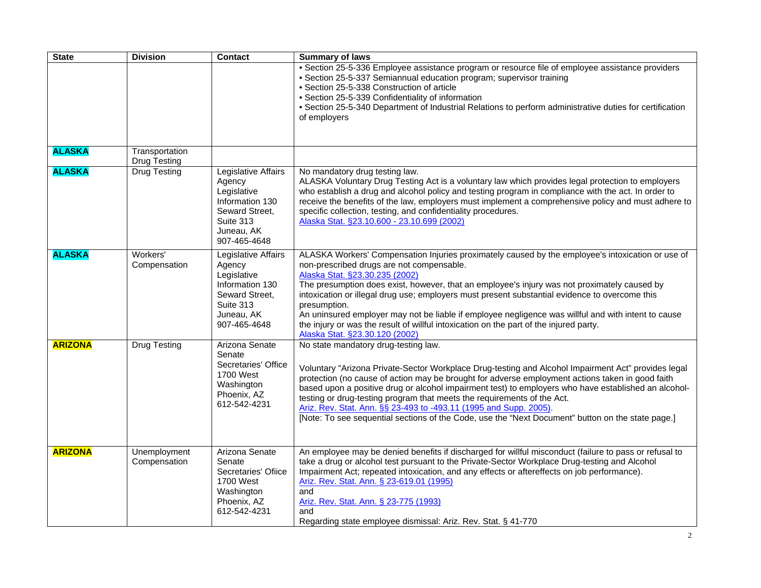| State | Division | Contact | Summary of laws |
|---|---|---|---|
| | | | • Section 25-5-336 Employee assistance program or resource file of employee assistance providers<br>• Section 25-5-337 Semiannual education program; supervisor training<br>• Section 25-5-338 Construction of article<br>• Section 25-5-339 Confidentiality of information<br>• Section 25-5-340 Department of Industrial Relations to perform administrative duties for certification of employers |
| **ALASKA** | Transportation Drug Testing | | |
| **ALASKA** | Drug Testing | Legislative Affairs Agency Legislative Information 130 Seward Street, Suite 313 Juneau, AK 907-465-4648 | No mandatory drug testing law.<br>ALASKA Voluntary Drug Testing Act is a voluntary law which provides legal protection to employers who establish a drug and alcohol policy and testing program in compliance with the act. In order to receive the benefits of the law, employers must implement a comprehensive policy and must adhere to specific collection, testing, and confidentiality procedures.<br>Alaska Stat. §23.10.600 - 23.10.699 (2002) |
| **ALASKA** | Workers' Compensation | Legislative Affairs Agency Legislative Information 130 Seward Street, Suite 313 Juneau, AK 907-465-4648 | ALASKA Workers' Compensation Injuries proximately caused by the employee's intoxication or use of non-prescribed drugs are not compensable.<br>Alaska Stat. §23.30.235 (2002)<br>The presumption does exist, however, that an employee's injury was not proximately caused by intoxication or illegal drug use; employers must present substantial evidence to overcome this presumption.<br>An uninsured employer may not be liable if employee negligence was willful and with intent to cause the injury or was the result of willful intoxication on the part of the injured party.<br>Alaska Stat. §23.30.120 (2002) |
| **ARIZONA** | Drug Testing | Arizona Senate Senate Secretaries' Office 1700 West Washington Phoenix, AZ 612-542-4231 | No state mandatory drug-testing law.<br><br>Voluntary "Arizona Private-Sector Workplace Drug-testing and Alcohol Impairment Act" provides legal protection (no cause of action may be brought for adverse employment actions taken in good faith based upon a positive drug or alcohol impairment test) to employers who have established an alcohol-testing or drug-testing program that meets the requirements of the Act.<br>Ariz. Rev. Stat. Ann. §§ 23-493 to -493.11 (1995 and Supp. 2005).<br>[Note: To see sequential sections of the Code, use the "Next Document" button on the state page.] |
| **ARIZONA** | Unemployment Compensation | Arizona Senate Senate Secretaries' Ofiice 1700 West Washington Phoenix, AZ 612-542-4231 | An employee may be denied benefits if discharged for willful misconduct (failure to pass or refusal to take a drug or alcohol test pursuant to the Private-Sector Workplace Drug-testing and Alcohol Impairment Act; repeated intoxication, and any effects or aftereffects on job performance).<br>Ariz. Rev. Stat. Ann. § 23-619.01 (1995)<br>and<br>Ariz. Rev. Stat. Ann. § 23-775 (1993)<br>and<br>Regarding state employee dismissal: Ariz. Rev. Stat. § 41-770 |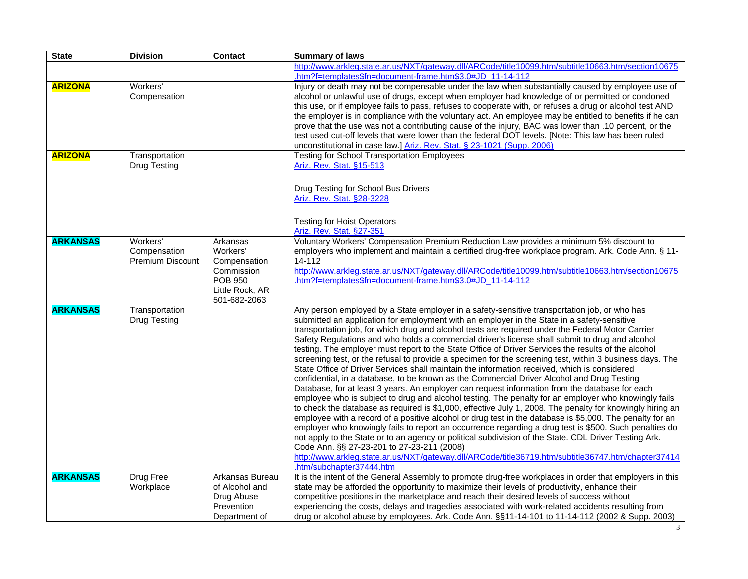| State | Division | Contact | Summary of laws |
|---|---|---|---|
| | | | http://www.arkleg.state.ar.us/NXT/gateway.dll/ARCode/title10099.htm/subtitle10663.htm/section10675.htm?f=templates$fn=document-frame.htm$3.0#JD_11-14-112 |
| **ARIZONA** | Workers' Compensation | | Injury or death may not be compensable under the law when substantially caused by employee use of alcohol or unlawful use of drugs, except when employer had knowledge of or permitted or condoned this use, or if employee fails to pass, refuses to cooperate with, or refuses a drug or alcohol test AND the employer is in compliance with the voluntary act. An employee may be entitled to benefits if he can prove that the use was not a contributing cause of the injury, BAC was lower than .10 percent, or the test used cut-off levels that were lower than the federal DOT levels. [Note: This law has been ruled unconstitutional in case law.] Ariz. Rev. Stat. § 23-1021 (Supp. 2006) |
| **ARIZONA** | Transportation Drug Testing | | Testing for School Transportation Employees<br>Ariz. Rev. Stat. §15-513<br><br>Drug Testing for School Bus Drivers<br>Ariz. Rev. Stat. §28-3228<br><br>Testing for Hoist Operators<br>Ariz. Rev. Stat. §27-351 |
| **ARKANSAS** | Workers' Compensation Premium Discount | Arkansas Workers' Compensation Commission<br>POB 950<br>Little Rock, AR<br>501-682-2063 | Voluntary Workers' Compensation Premium Reduction Law provides a minimum 5% discount to employers who implement and maintain a certified drug-free workplace program. Ark. Code Ann. § 11-14-112<br>http://www.arkleg.state.ar.us/NXT/gateway.dll/ARCode/title10099.htm/subtitle10663.htm/section10675.htm?f=templates$fn=document-frame.htm$3.0#JD_11-14-112 |
| **ARKANSAS** | Transportation Drug Testing | | Any person employed by a State employer in a safety-sensitive transportation job, or who has submitted an application for employment with an employer in the State in a safety-sensitive transportation job, for which drug and alcohol tests are required under the Federal Motor Carrier Safety Regulations and who holds a commercial driver's license shall submit to drug and alcohol testing. The employer must report to the State Office of Driver Services the results of the alcohol screening test, or the refusal to provide a specimen for the screening test, within 3 business days. The State Office of Driver Services shall maintain the information received, which is considered confidential, in a database, to be known as the Commercial Driver Alcohol and Drug Testing Database, for at least 3 years. An employer can request information from the database for each employee who is subject to drug and alcohol testing. The penalty for an employer who knowingly fails to check the database as required is $1,000, effective July 1, 2008. The penalty for knowingly hiring an employee with a record of a positive alcohol or drug test in the database is $5,000. The penalty for an employer who knowingly fails to report an occurrence regarding a drug test is $500. Such penalties do not apply to the State or to an agency or political subdivision of the State. CDL Driver Testing Ark. Code Ann. §§ 27-23-201 to 27-23-211 (2008)<br>http://www.arkleg.state.ar.us/NXT/gateway.dll/ARCode/title36719.htm/subtitle36747.htm/chapter37414.htm/subchapter37444.htm |
| **ARKANSAS** | Drug Free Workplace | Arkansas Bureau of Alcohol and Drug Abuse Prevention Department of | It is the intent of the General Assembly to promote drug-free workplaces in order that employers in this state may be afforded the opportunity to maximize their levels of productivity, enhance their competitive positions in the marketplace and reach their desired levels of success without experiencing the costs, delays and tragedies associated with work-related accidents resulting from drug or alcohol abuse by employees. Ark. Code Ann. §§11-14-101 to 11-14-112 (2002 & Supp. 2003) |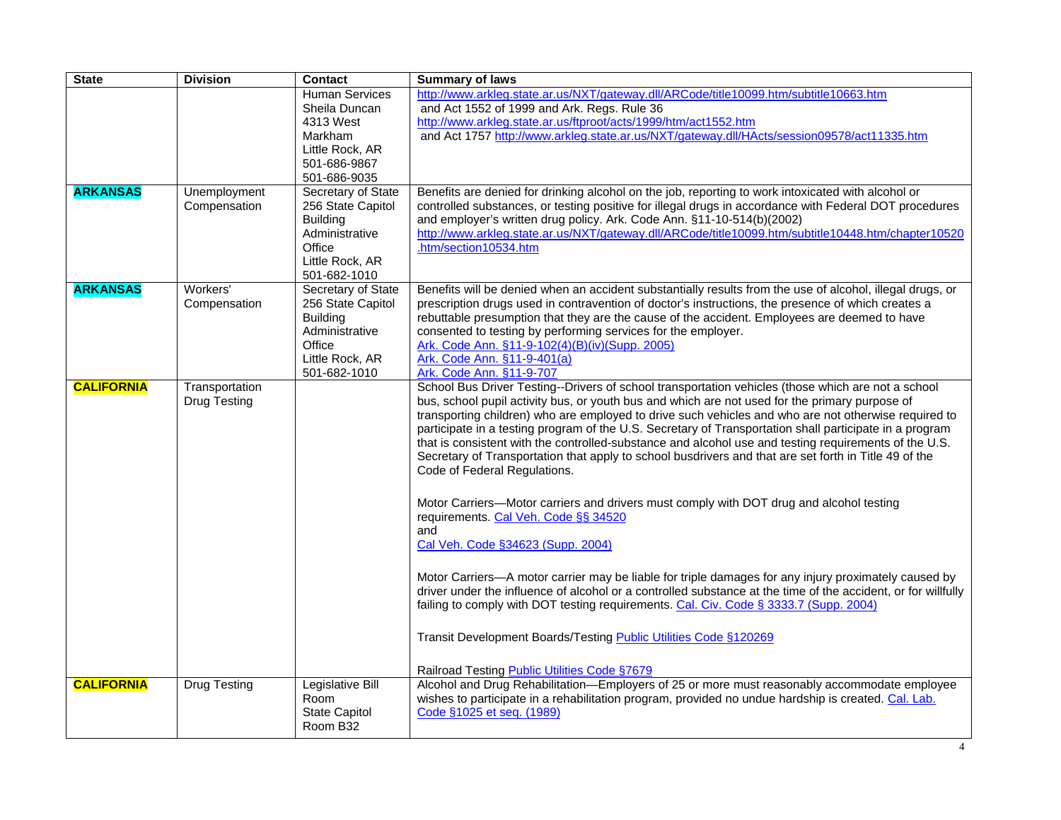| State | Division | Contact | Summary of laws |
|---|---|---|---|
| | | Human Services<br>Sheila Duncan<br>4313 West Markham<br>Little Rock, AR<br>501-686-9867<br>501-686-9035 | http://www.arkleg.state.ar.us/NXT/gateway.dll/ARCode/title10099.htm/subtitle10663.htm and Act 1552 of 1999 and Ark. Regs. Rule 36 http://www.arkleg.state.ar.us/ftproot/acts/1999/htm/act1552.htm and Act 1757 http://www.arkleg.state.ar.us/NXT/gateway.dll/HActs/session09578/act11335.htm |
| **ARKANSAS** | Unemployment Compensation | Secretary of State<br>256 State Capitol Building<br>Administrative Office<br>Little Rock, AR<br>501-682-1010 | Benefits are denied for drinking alcohol on the job, reporting to work intoxicated with alcohol or controlled substances, or testing positive for illegal drugs in accordance with Federal DOT procedures and employer's written drug policy. Ark. Code Ann. §11-10-514(b)(2002) http://www.arkleg.state.ar.us/NXT/gateway.dll/ARCode/title10099.htm/subtitle10448.htm/chapter10520.htm/section10534.htm |
| **ARKANSAS** | Workers' Compensation | Secretary of State<br>256 State Capitol Building<br>Administrative Office<br>Little Rock, AR<br>501-682-1010 | Benefits will be denied when an accident substantially results from the use of alcohol, illegal drugs, or prescription drugs used in contravention of doctor's instructions, the presence of which creates a rebuttable presumption that they are the cause of the accident. Employees are deemed to have consented to testing by performing services for the employer.<br>Ark. Code Ann. §11-9-102(4)(B)(iv)(Supp. 2005)<br>Ark. Code Ann. §11-9-401(a)<br>Ark. Code Ann. §11-9-707 |
| **CALIFORNIA** | Transportation Drug Testing | | School Bus Driver Testing--Drivers of school transportation vehicles (those which are not a school bus, school pupil activity bus, or youth bus and which are not used for the primary purpose of transporting children) who are employed to drive such vehicles and who are not otherwise required to participate in a testing program of the U.S. Secretary of Transportation shall participate in a program that is consistent with the controlled-substance and alcohol use and testing requirements of the U.S. Secretary of Transportation that apply to school busdrivers and that are set forth in Title 49 of the Code of Federal Regulations.<br><br>Motor Carriers—Motor carriers and drivers must comply with DOT drug and alcohol testing requirements. Cal Veh. Code §§ 34520 and Cal Veh. Code §34623 (Supp. 2004)<br><br>Motor Carriers—A motor carrier may be liable for triple damages for any injury proximately caused by driver under the influence of alcohol or a controlled substance at the time of the accident, or for willfully failing to comply with DOT testing requirements. Cal. Civ. Code § 3333.7 (Supp. 2004)<br><br>Transit Development Boards/Testing Public Utilities Code §120269<br><br>Railroad Testing Public Utilities Code §7679 |
| **CALIFORNIA** | Drug Testing | Legislative Bill Room<br>State Capitol<br>Room B32 | Alcohol and Drug Rehabilitation—Employers of 25 or more must reasonably accommodate employee wishes to participate in a rehabilitation program, provided no undue hardship is created. Cal. Lab. Code §1025 et seq. (1989) |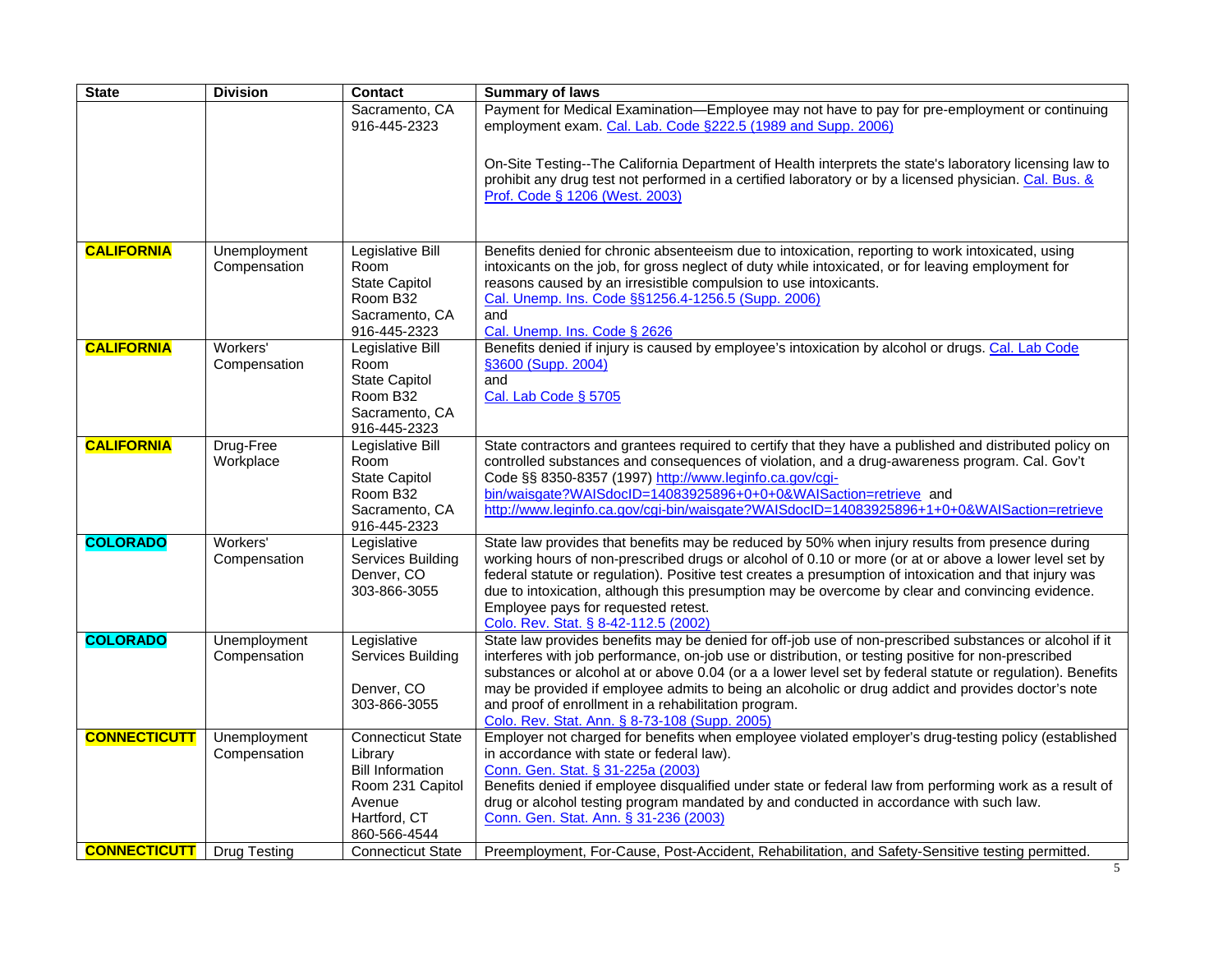| State | Division | Contact | Summary of laws |
|---|---|---|---|
| | | Sacramento, CA 916-445-2323 | Payment for Medical Examination—Employee may not have to pay for pre-employment or continuing employment exam. Cal. Lab. Code §222.5 (1989 and Supp. 2006)<br><br>On-Site Testing--The California Department of Health interprets the state's laboratory licensing law to prohibit any drug test not performed in a certified laboratory or by a licensed physician. Cal. Bus. & Prof. Code § 1206 (West. 2003) |
| **CALIFORNIA** | Unemployment Compensation | Legislative Bill Room State Capitol Room B32 Sacramento, CA 916-445-2323 | Benefits denied for chronic absenteeism due to intoxication, reporting to work intoxicated, using intoxicants on the job, for gross neglect of duty while intoxicated, or for leaving employment for reasons caused by an irresistible compulsion to use intoxicants.<br>Cal. Unemp. Ins. Code §§1256.4-1256.5 (Supp. 2006)<br>and<br>Cal. Unemp. Ins. Code § 2626 |
| **CALIFORNIA** | Workers' Compensation | Legislative Bill Room State Capitol Room B32 Sacramento, CA 916-445-2323 | Benefits denied if injury is caused by employee's intoxication by alcohol or drugs. Cal. Lab Code §3600 (Supp. 2004)<br>and<br>Cal. Lab Code § 5705 |
| **CALIFORNIA** | Drug-Free Workplace | Legislative Bill Room State Capitol Room B32 Sacramento, CA 916-445-2323 | State contractors and grantees required to certify that they have a published and distributed policy on controlled substances and consequences of violation, and a drug-awareness program. Cal. Gov't Code §§ 8350-8357 (1997) http://www.leginfo.ca.gov/cgi-bin/waisgate?WAISdocID=14083925896+0+0+0&WAISaction=retrieve and http://www.leginfo.ca.gov/cgi-bin/waisgate?WAISdocID=14083925896+1+0+0&WAISaction=retrieve |
| **COLORADO** | Workers' Compensation | Legislative Services Building Denver, CO 303-866-3055 | State law provides that benefits may be reduced by 50% when injury results from presence during working hours of non-prescribed drugs or alcohol of 0.10 or more (or at or above a lower level set by federal statute or regulation). Positive test creates a presumption of intoxication and that injury was due to intoxication, although this presumption may be overcome by clear and convincing evidence. Employee pays for requested retest.<br>Colo. Rev. Stat. § 8-42-112.5 (2002) |
| **COLORADO** | Unemployment Compensation | Legislative Services Building<br><br>Denver, CO 303-866-3055 | State law provides benefits may be denied for off-job use of non-prescribed substances or alcohol if it interferes with job performance, on-job use or distribution, or testing positive for non-prescribed substances or alcohol at or above 0.04 (or a a lower level set by federal statute or regulation). Benefits may be provided if employee admits to being an alcoholic or drug addict and provides doctor's note and proof of enrollment in a rehabilitation program.<br>Colo. Rev. Stat. Ann. § 8-73-108 (Supp. 2005) |
| **CONNECTICUTT** | Unemployment Compensation | Connecticut State Library Bill Information Room 231 Capitol Avenue Hartford, CT 860-566-4544 | Employer not charged for benefits when employee violated employer's drug-testing policy (established in accordance with state or federal law).<br>Conn. Gen. Stat. § 31-225a (2003)<br>Benefits denied if employee disqualified under state or federal law from performing work as a result of drug or alcohol testing program mandated by and conducted in accordance with such law.<br>Conn. Gen. Stat. Ann. § 31-236 (2003) |
| **CONNECTICUTT** | Drug Testing | Connecticut State | Preemployment, For-Cause, Post-Accident, Rehabilitation, and Safety-Sensitive testing permitted. |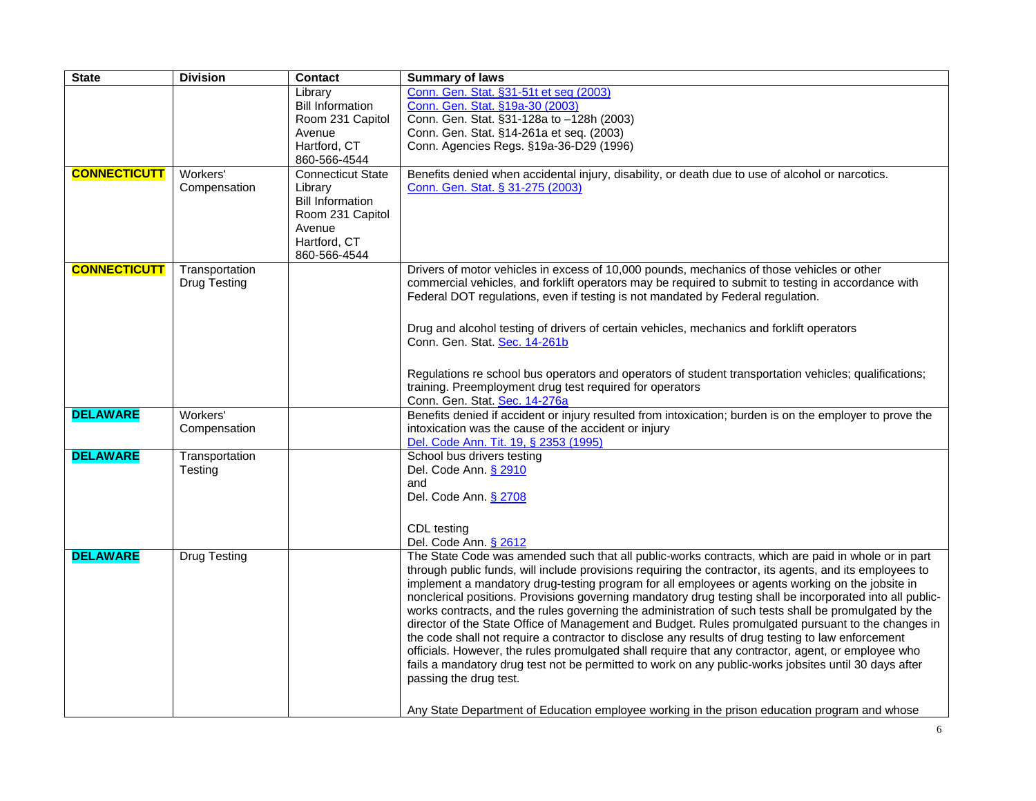| State | Division | Contact | Summary of laws |
|---|---|---|---|
| | | Library<br>Bill Information<br>Room 231 Capitol Avenue<br>Hartford, CT<br>860-566-4544 | Conn. Gen. Stat. §31-51t et seq (2003)<br>Conn. Gen. Stat. §19a-30 (2003)<br>Conn. Gen. Stat. §31-128a to –128h (2003)<br>Conn. Gen. Stat. §14-261a et seq. (2003)<br>Conn. Agencies Regs. §19a-36-D29 (1996) |
| **CONNECTICUTT** | Workers' Compensation | Connecticut State Library<br>Bill Information<br>Room 231 Capitol Avenue<br>Hartford, CT<br>860-566-4544 | Benefits denied when accidental injury, disability, or death due to use of alcohol or narcotics.<br>Conn. Gen. Stat. § 31-275 (2003) |
| **CONNECTICUTT** | Transportation Drug Testing | | Drivers of motor vehicles in excess of 10,000 pounds, mechanics of those vehicles or other commercial vehicles, and forklift operators may be required to submit to testing in accordance with Federal DOT regulations, even if testing is not mandated by Federal regulation.<br><br>Drug and alcohol testing of drivers of certain vehicles, mechanics and forklift operators<br>Conn. Gen. Stat. Sec. 14-261b<br><br>Regulations re school bus operators and operators of student transportation vehicles; qualifications; training. Preemployment drug test required for operators<br>Conn. Gen. Stat. Sec. 14-276a |
| **DELAWARE** | Workers' Compensation | | Benefits denied if accident or injury resulted from intoxication; burden is on the employer to prove the intoxication was the cause of the accident or injury<br>Del. Code Ann. Tit. 19, § 2353 (1995) |
| **DELAWARE** | Transportation Testing | | School bus drivers testing<br>Del. Code Ann. § 2910<br>and<br>Del. Code Ann. § 2708<br><br>CDL testing<br>Del. Code Ann. § 2612 |
| **DELAWARE** | Drug Testing | | The State Code was amended such that all public-works contracts, which are paid in whole or in part through public funds, will include provisions requiring the contractor, its agents, and its employees to implement a mandatory drug-testing program for all employees or agents working on the jobsite in nonclerical positions. Provisions governing mandatory drug testing shall be incorporated into all public-works contracts, and the rules governing the administration of such tests shall be promulgated by the director of the State Office of Management and Budget. Rules promulgated pursuant to the changes in the code shall not require a contractor to disclose any results of drug testing to law enforcement officials. However, the rules promulgated shall require that any contractor, agent, or employee who fails a mandatory drug test not be permitted to work on any public-works jobsites until 30 days after passing the drug test.<br><br>Any State Department of Education employee working in the prison education program and whose |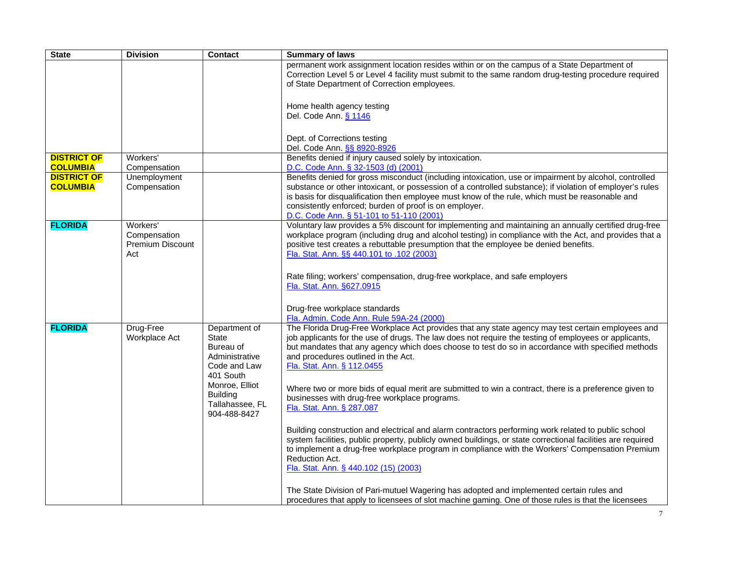| State | Division | Contact | Summary of laws |
|---|---|---|---|
| | | | permanent work assignment location resides within or on the campus of a State Department of Correction Level 5 or Level 4 facility must submit to the same random drug-testing procedure required of State Department of Correction employees.<br><br>Home health agency testing<br>Del. Code Ann. § 1146<br><br>Dept. of Corrections testing<br>Del. Code Ann. §§ 8920-8926 |
| **DISTRICT OF COLUMBIA** | Workers' Compensation | | Benefits denied if injury caused solely by intoxication.<br>D.C. Code Ann. § 32-1503 (d) (2001) |
| **DISTRICT OF COLUMBIA** | Unemployment Compensation | | Benefits denied for gross misconduct (including intoxication, use or impairment by alcohol, controlled substance or other intoxicant, or possession of a controlled substance); if violation of employer's rules is basis for disqualification then employee must know of the rule, which must be reasonable and consistently enforced; burden of proof is on employer.<br>D.C. Code Ann. § 51-101 to 51-110 (2001) |
| **FLORIDA** | Workers' Compensation Premium Discount Act | | Voluntary law provides a 5% discount for implementing and maintaining an annually certified drug-free workplace program (including drug and alcohol testing) in compliance with the Act, and provides that a positive test creates a rebuttable presumption that the employee be denied benefits.<br>Fla. Stat. Ann. §§ 440.101 to .102 (2003)<br><br>Rate filing; workers' compensation, drug-free workplace, and safe employers<br>Fla. Stat. Ann. §627.0915<br><br>Drug-free workplace standards<br>Fla. Admin. Code Ann. Rule 59A-24 (2000) |
| **FLORIDA** | Drug-Free Workplace Act | Department of State Bureau of Administrative Code and Law 401 South Monroe, Elliot Building Tallahassee, FL 904-488-8427 | The Florida Drug-Free Workplace Act provides that any state agency may test certain employees and job applicants for the use of drugs. The law does not require the testing of employees or applicants, but mandates that any agency which does choose to test do so in accordance with specified methods and procedures outlined in the Act.<br>Fla. Stat. Ann. § 112.0455<br><br>Where two or more bids of equal merit are submitted to win a contract, there is a preference given to businesses with drug-free workplace programs.<br>Fla. Stat. Ann. § 287.087<br><br>Building construction and electrical and alarm contractors performing work related to public school system facilities, public property, publicly owned buildings, or state correctional facilities are required to implement a drug-free workplace program in compliance with the Workers' Compensation Premium Reduction Act.<br>Fla. Stat. Ann. § 440.102 (15) (2003)<br><br>The State Division of Pari-mutuel Wagering has adopted and implemented certain rules and procedures that apply to licensees of slot machine gaming. One of those rules is that the licensees |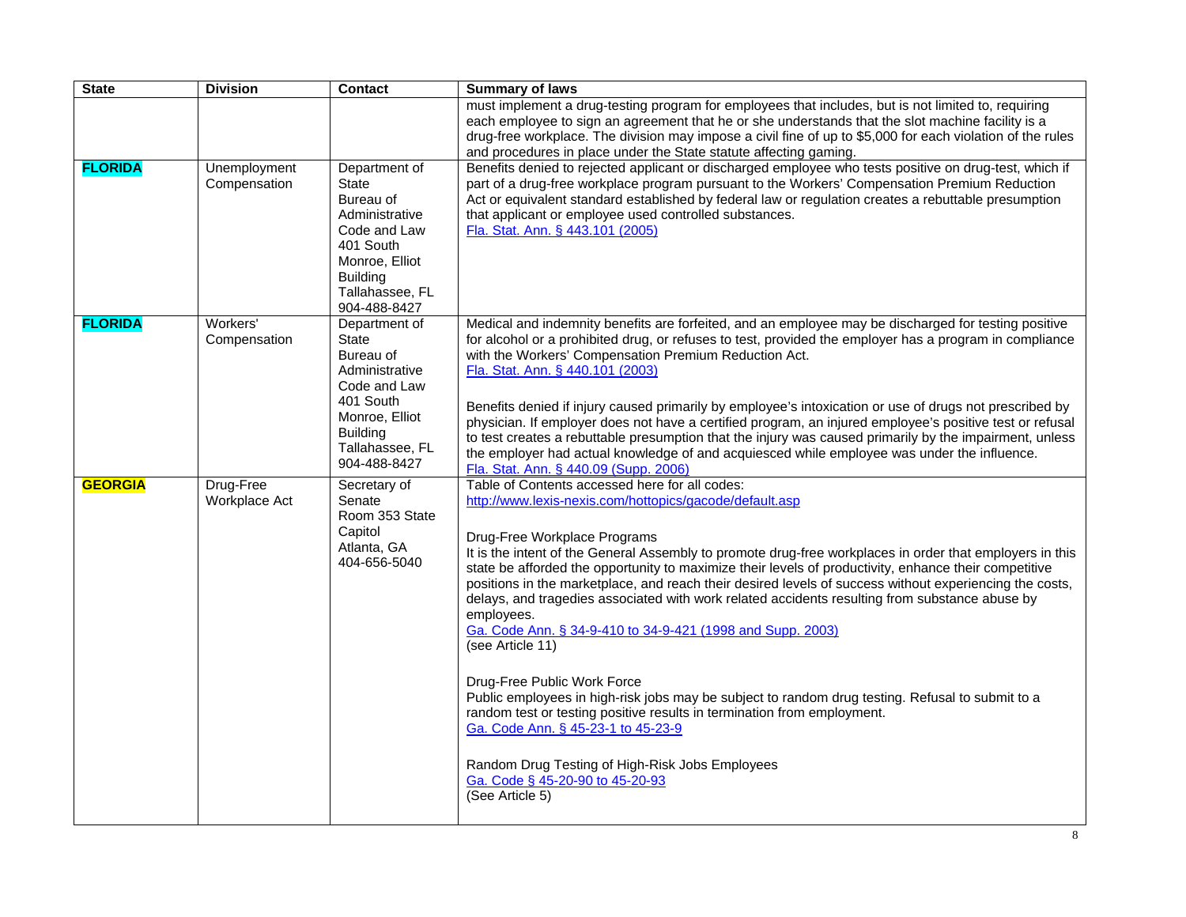| State | Division | Contact | Summary of laws |
|---|---|---|---|
| | | | must implement a drug-testing program for employees that includes, but is not limited to, requiring each employee to sign an agreement that he or she understands that the slot machine facility is a drug-free workplace. The division may impose a civil fine of up to $5,000 for each violation of the rules and procedures in place under the State statute affecting gaming. |
| **FLORIDA** | Unemployment Compensation | Department of State<br>Bureau of Administrative Code and Law<br>401 South Monroe, Elliot Building<br>Tallahassee, FL<br>904-488-8427 | Benefits denied to rejected applicant or discharged employee who tests positive on drug-test, which if part of a drug-free workplace program pursuant to the Workers' Compensation Premium Reduction Act or equivalent standard established by federal law or regulation creates a rebuttable presumption that applicant or employee used controlled substances.<br>Fla. Stat. Ann. § 443.101 (2005) |
| **FLORIDA** | Workers' Compensation | Department of State<br>Bureau of Administrative Code and Law<br>401 South Monroe, Elliot Building<br>Tallahassee, FL<br>904-488-8427 | Medical and indemnity benefits are forfeited, and an employee may be discharged for testing positive for alcohol or a prohibited drug, or refuses to test, provided the employer has a program in compliance with the Workers' Compensation Premium Reduction Act.<br>Fla. Stat. Ann. § 440.101 (2003)<br><br>Benefits denied if injury caused primarily by employee's intoxication or use of drugs not prescribed by physician. If employer does not have a certified program, an injured employee's positive test or refusal to test creates a rebuttable presumption that the injury was caused primarily by the impairment, unless the employer had actual knowledge of and acquiesced while employee was under the influence.<br>Fla. Stat. Ann. § 440.09 (Supp. 2006) |
| **GEORGIA** | Drug-Free Workplace Act | Secretary of Senate<br>Room 353 State Capitol<br>Atlanta, GA<br>404-656-5040 | Table of Contents accessed here for all codes:<br>http://www.lexis-nexis.com/hottopics/gacode/default.asp<br><br>Drug-Free Workplace Programs<br>It is the intent of the General Assembly to promote drug-free workplaces in order that employers in this state be afforded the opportunity to maximize their levels of productivity, enhance their competitive positions in the marketplace, and reach their desired levels of success without experiencing the costs, delays, and tragedies associated with work related accidents resulting from substance abuse by employees.<br>Ga. Code Ann. § 34-9-410 to 34-9-421 (1998 and Supp. 2003)<br>(see Article 11)<br><br>Drug-Free Public Work Force<br>Public employees in high-risk jobs may be subject to random drug testing. Refusal to submit to a random test or testing positive results in termination from employment.<br>Ga. Code Ann. § 45-23-1 to 45-23-9<br><br>Random Drug Testing of High-Risk Jobs Employees<br>Ga. Code § 45-20-90 to 45-20-93<br>(See Article 5) |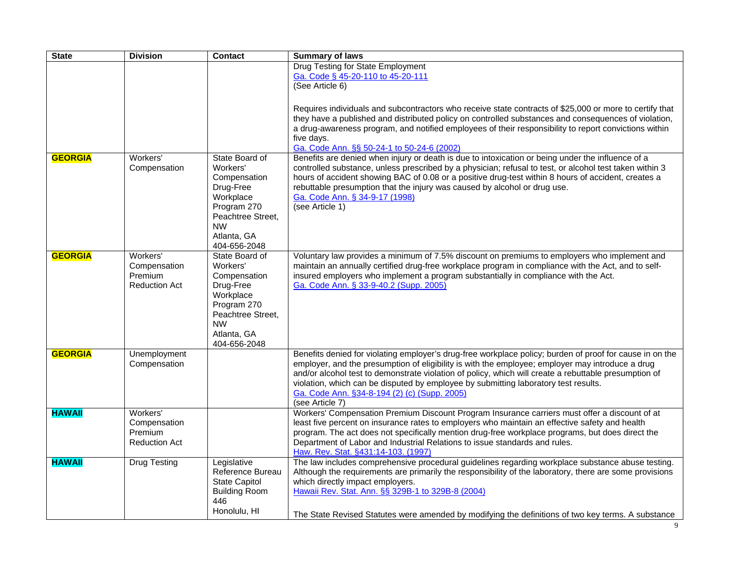| State | Division | Contact | Summary of laws |
|---|---|---|---|
| | | | Drug Testing for State Employment<br>Ga. Code § 45-20-110 to 45-20-111<br>(See Article 6)<br><br>Requires individuals and subcontractors who receive state contracts of $25,000 or more to certify that they have a published and distributed policy on controlled substances and consequences of violation, a drug-awareness program, and notified employees of their responsibility to report convictions within five days.<br>Ga. Code Ann. §§ 50-24-1 to 50-24-6 (2002) |
| **GEORGIA** | Workers' Compensation | State Board of Workers' Compensation Drug-Free Workplace Program 270 Peachtree Street, NW<br>Atlanta, GA<br>404-656-2048 | Benefits are denied when injury or death is due to intoxication or being under the influence of a controlled substance, unless prescribed by a physician; refusal to test, or alcohol test taken within 3 hours of accident showing BAC of 0.08 or a positive drug-test within 8 hours of accident, creates a rebuttable presumption that the injury was caused by alcohol or drug use.<br>Ga. Code Ann. § 34-9-17 (1998)<br>(see Article 1) |
| **GEORGIA** | Workers' Compensation Premium Reduction Act | State Board of Workers' Compensation Drug-Free Workplace Program 270 Peachtree Street, NW<br>Atlanta, GA<br>404-656-2048 | Voluntary law provides a minimum of 7.5% discount on premiums to employers who implement and maintain an annually certified drug-free workplace program in compliance with the Act, and to self-insured employers who implement a program substantially in compliance with the Act.<br>Ga. Code Ann. § 33-9-40.2 (Supp. 2005) |
| **GEORGIA** | Unemployment Compensation | | Benefits denied for violating employer's drug-free workplace policy; burden of proof for cause in on the employer, and the presumption of eligibility is with the employee; employer may introduce a drug and/or alcohol test to demonstrate violation of policy, which will create a rebuttable presumption of violation, which can be disputed by employee by submitting laboratory test results.<br>Ga. Code Ann. §34-8-194 (2) (c) (Supp. 2005)<br>(see Article 7) |
| **HAWAII** | Workers' Compensation Premium Reduction Act | | Workers' Compensation Premium Discount Program Insurance carriers must offer a discount of at least five percent on insurance rates to employers who maintain an effective safety and health program. The act does not specifically mention drug-free workplace programs, but does direct the Department of Labor and Industrial Relations to issue standards and rules.<br>Haw. Rev. Stat. §431:14-103. (1997) |
| **HAWAII** | Drug Testing | Legislative Reference Bureau State Capitol Building Room 446<br>Honolulu, HI | The law includes comprehensive procedural guidelines regarding workplace substance abuse testing. Although the requirements are primarily the responsibility of the laboratory, there are some provisions which directly impact employers.<br>Hawaii Rev. Stat. Ann. §§ 329B-1 to 329B-8 (2004)<br><br>The State Revised Statutes were amended by modifying the definitions of two key terms. A substance |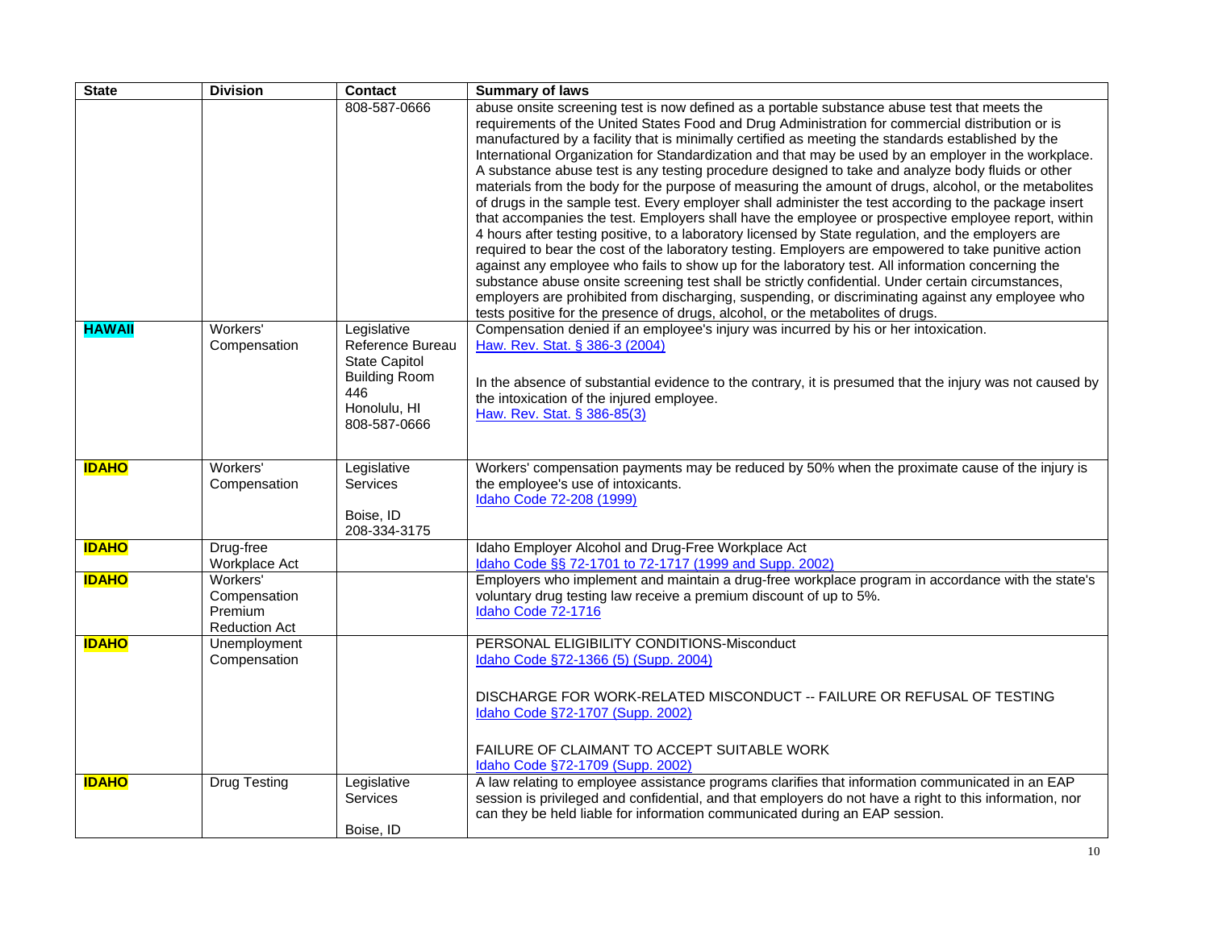| State | Division | Contact | Summary of laws |
|---|---|---|---|
| | | 808-587-0666 | abuse onsite screening test is now defined as a portable substance abuse test that meets the requirements of the United States Food and Drug Administration for commercial distribution or is manufactured by a facility that is minimally certified as meeting the standards established by the International Organization for Standardization and that may be used by an employer in the workplace. A substance abuse test is any testing procedure designed to take and analyze body fluids or other materials from the body for the purpose of measuring the amount of drugs, alcohol, or the metabolites of drugs in the sample test. Every employer shall administer the test according to the package insert that accompanies the test. Employers shall have the employee or prospective employee report, within 4 hours after testing positive, to a laboratory licensed by State regulation, and the employers are required to bear the cost of the laboratory testing. Employers are empowered to take punitive action against any employee who fails to show up for the laboratory test. All information concerning the substance abuse onsite screening test shall be strictly confidential. Under certain circumstances, employers are prohibited from discharging, suspending, or discriminating against any employee who tests positive for the presence of drugs, alcohol, or the metabolites of drugs. |
| **HAWAII** | Workers' Compensation | Legislative Reference Bureau State Capitol Building Room 446 Honolulu, HI 808-587-0666 | Compensation denied if an employee's injury was incurred by his or her intoxication. Haw. Rev. Stat. § 386-3 (2004)<br><br>In the absence of substantial evidence to the contrary, it is presumed that the injury was not caused by the intoxication of the injured employee. Haw. Rev. Stat. § 386-85(3) |
| **IDAHO** | Workers' Compensation | Legislative Services<br><br>Boise, ID 208-334-3175 | Workers' compensation payments may be reduced by 50% when the proximate cause of the injury is the employee's use of intoxicants. Idaho Code 72-208 (1999) |
| **IDAHO** | Drug-free Workplace Act | | Idaho Employer Alcohol and Drug-Free Workplace Act Idaho Code §§ 72-1701 to 72-1717 (1999 and Supp. 2002) |
| **IDAHO** | Workers' Compensation Premium Reduction Act | | Employers who implement and maintain a drug-free workplace program in accordance with the state's voluntary drug testing law receive a premium discount of up to 5%. Idaho Code 72-1716 |
| **IDAHO** | Unemployment Compensation | | PERSONAL ELIGIBILITY CONDITIONS-Misconduct Idaho Code §72-1366 (5) (Supp. 2004)<br><br>DISCHARGE FOR WORK-RELATED MISCONDUCT -- FAILURE OR REFUSAL OF TESTING Idaho Code §72-1707 (Supp. 2002)<br><br>FAILURE OF CLAIMANT TO ACCEPT SUITABLE WORK Idaho Code §72-1709 (Supp. 2002) |
| **IDAHO** | Drug Testing | Legislative Services<br><br>Boise, ID | A law relating to employee assistance programs clarifies that information communicated in an EAP session is privileged and confidential, and that employers do not have a right to this information, nor can they be held liable for information communicated during an EAP session. |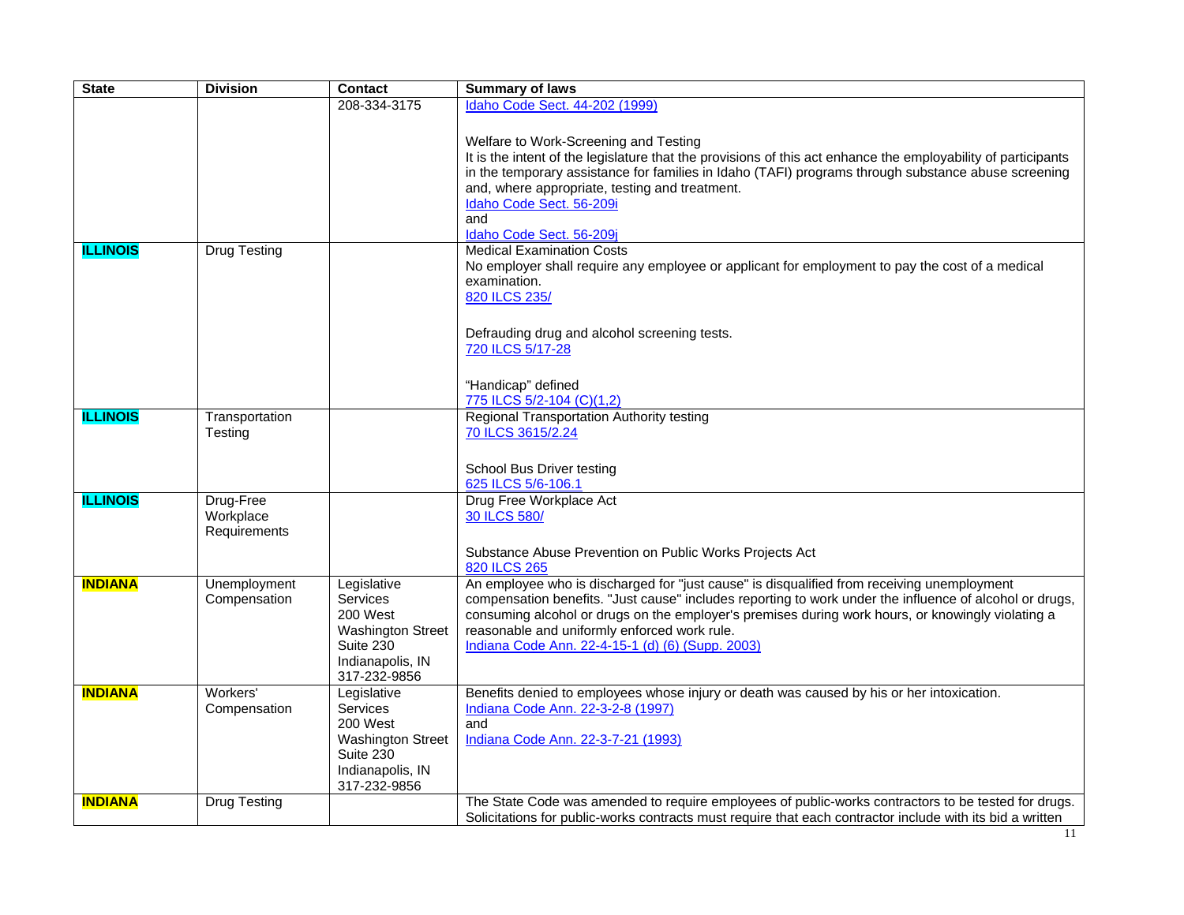| State | Division | Contact | Summary of laws |
|---|---|---|---|
| | | 208-334-3175 | Idaho Code Sect. 44-202 (1999)<br><br>Welfare to Work-Screening and Testing<br>It is the intent of the legislature that the provisions of this act enhance the employability of participants in the temporary assistance for families in Idaho (TAFI) programs through substance abuse screening and, where appropriate, testing and treatment.<br>Idaho Code Sect. 56-209i<br>and<br>Idaho Code Sect. 56-209j |
| **ILLINOIS** | Drug Testing | | Medical Examination Costs<br>No employer shall require any employee or applicant for employment to pay the cost of a medical examination.<br>820 ILCS 235/<br><br>Defrauding drug and alcohol screening tests.<br>720 ILCS 5/17-28<br><br>"Handicap" defined<br>775 ILCS 5/2-104 (C)(1,2) |
| **ILLINOIS** | Transportation Testing | | Regional Transportation Authority testing<br>70 ILCS 3615/2.24<br><br>School Bus Driver testing<br>625 ILCS 5/6-106.1 |
| **ILLINOIS** | Drug-Free Workplace Requirements | | Drug Free Workplace Act<br>30 ILCS 580/<br><br>Substance Abuse Prevention on Public Works Projects Act<br>820 ILCS 265 |
| **INDIANA** | Unemployment Compensation | Legislative Services<br>200 West Washington Street<br>Suite 230<br>Indianapolis, IN<br>317-232-9856 | An employee who is discharged for "just cause" is disqualified from receiving unemployment compensation benefits. "Just cause" includes reporting to work under the influence of alcohol or drugs, consuming alcohol or drugs on the employer's premises during work hours, or knowingly violating a reasonable and uniformly enforced work rule.<br>Indiana Code Ann. 22-4-15-1 (d) (6) (Supp. 2003) |
| **INDIANA** | Workers' Compensation | Legislative Services<br>200 West Washington Street<br>Suite 230<br>Indianapolis, IN<br>317-232-9856 | Benefits denied to employees whose injury or death was caused by his or her intoxication.<br>Indiana Code Ann. 22-3-2-8 (1997)<br>and<br>Indiana Code Ann. 22-3-7-21 (1993) |
| **INDIANA** | Drug Testing | | The State Code was amended to require employees of public-works contractors to be tested for drugs. Solicitations for public-works contracts must require that each contractor include with its bid a written |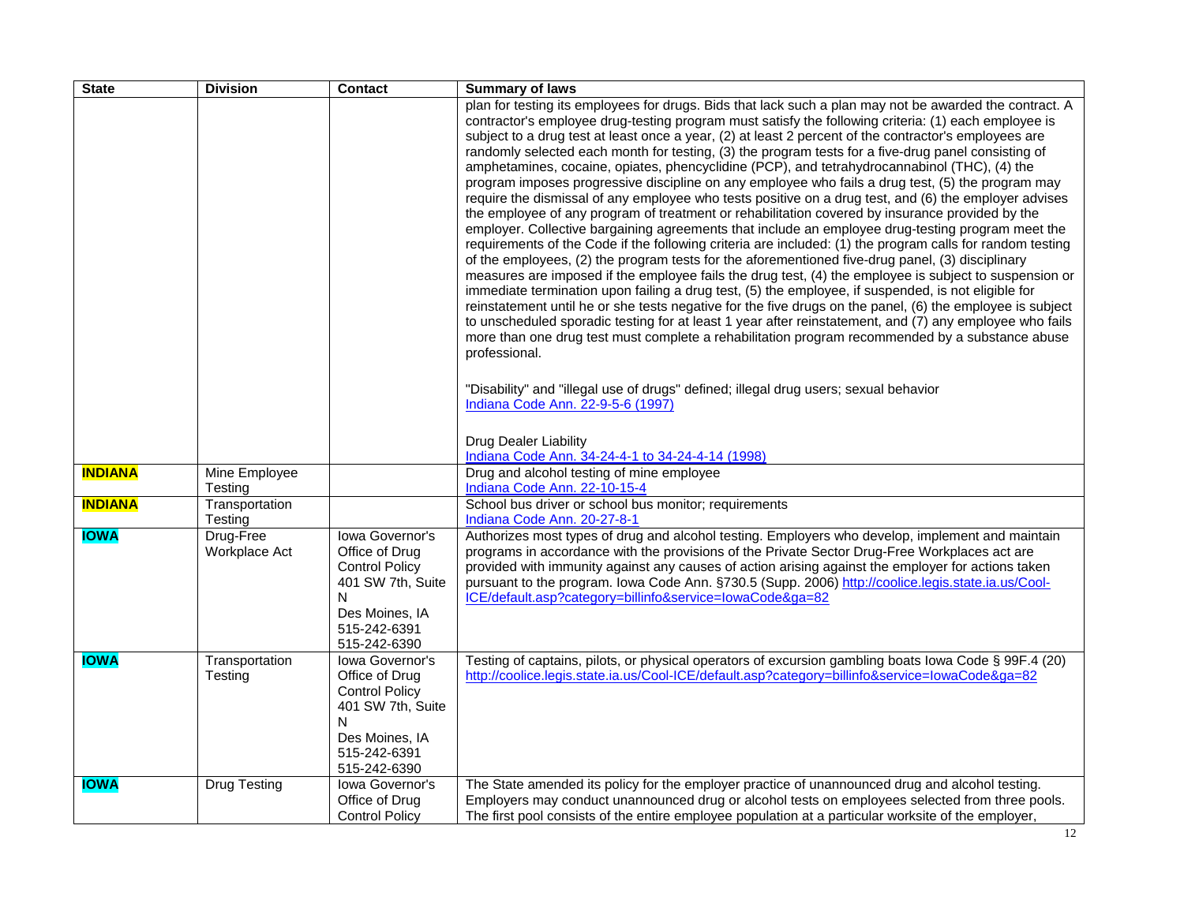| State | Division | Contact | Summary of laws |
|---|---|---|---|
| | | | plan for testing its employees for drugs. Bids that lack such a plan may not be awarded the contract. A contractor's employee drug-testing program must satisfy the following criteria: (1) each employee is subject to a drug test at least once a year, (2) at least 2 percent of the contractor's employees are randomly selected each month for testing, (3) the program tests for a five-drug panel consisting of amphetamines, cocaine, opiates, phencyclidine (PCP), and tetrahydrocannabinol (THC), (4) the program imposes progressive discipline on any employee who fails a drug test, (5) the program may require the dismissal of any employee who tests positive on a drug test, and (6) the employer advises the employee of any program of treatment or rehabilitation covered by insurance provided by the employer. Collective bargaining agreements that include an employee drug-testing program meet the requirements of the Code if the following criteria are included: (1) the program calls for random testing of the employees, (2) the program tests for the aforementioned five-drug panel, (3) disciplinary measures are imposed if the employee fails the drug test, (4) the employee is subject to suspension or immediate termination upon failing a drug test, (5) the employee, if suspended, is not eligible for reinstatement until he or she tests negative for the five drugs on the panel, (6) the employee is subject to unscheduled sporadic testing for at least 1 year after reinstatement, and (7) any employee who fails more than one drug test must complete a rehabilitation program recommended by a substance abuse professional.<br><br>"Disability" and "illegal use of drugs" defined; illegal drug users; sexual behavior<br>Indiana Code Ann. 22-9-5-6 (1997)<br><br>Drug Dealer Liability<br>Indiana Code Ann. 34-24-4-1 to 34-24-4-14 (1998) |
| **INDIANA** | Mine Employee Testing | | Drug and alcohol testing of mine employee<br>Indiana Code Ann. 22-10-15-4 |
| **INDIANA** | Transportation Testing | | School bus driver or school bus monitor; requirements<br>Indiana Code Ann. 20-27-8-1 |
| **IOWA** | Drug-Free Workplace Act | Iowa Governor's Office of Drug Control Policy<br>401 SW 7th, Suite N<br>Des Moines, IA<br>515-242-6391<br>515-242-6390 | Authorizes most types of drug and alcohol testing. Employers who develop, implement and maintain programs in accordance with the provisions of the Private Sector Drug-Free Workplaces act are provided with immunity against any causes of action arising against the employer for actions taken pursuant to the program. Iowa Code Ann. §730.5 (Supp. 2006) http://coolice.legis.state.ia.us/Cool-ICE/default.asp?category=billinfo&service=IowaCode&ga=82 |
| **IOWA** | Transportation Testing | Iowa Governor's Office of Drug Control Policy<br>401 SW 7th, Suite N<br>Des Moines, IA<br>515-242-6391<br>515-242-6390 | Testing of captains, pilots, or physical operators of excursion gambling boats Iowa Code § 99F.4 (20)<br>http://coolice.legis.state.ia.us/Cool-ICE/default.asp?category=billinfo&service=IowaCode&ga=82 |
| **IOWA** | Drug Testing | Iowa Governor's Office of Drug Control Policy | The State amended its policy for the employer practice of unannounced drug and alcohol testing. Employers may conduct unannounced drug or alcohol tests on employees selected from three pools. The first pool consists of the entire employee population at a particular worksite of the employer, |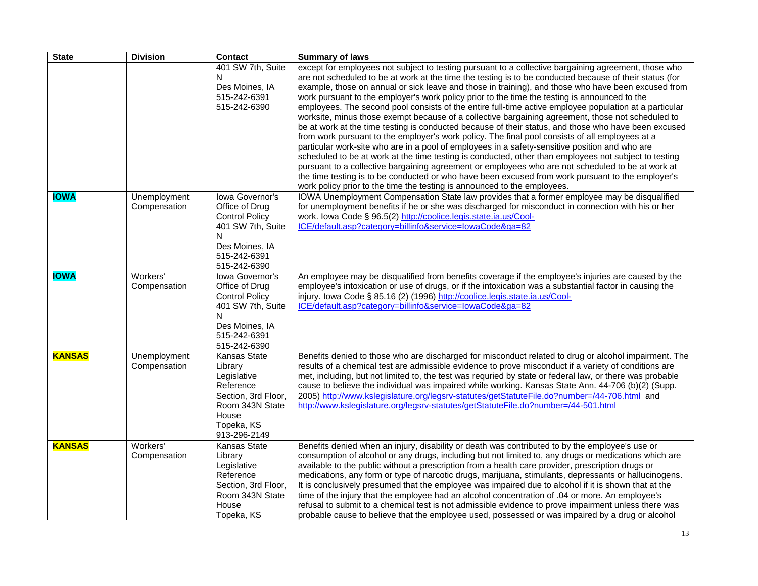| State | Division | Contact | Summary of laws |
|---|---|---|---|
| | | 401 SW 7th, Suite N<br>Des Moines, IA<br>515-242-6391<br>515-242-6390 | except for employees not subject to testing pursuant to a collective bargaining agreement, those who are not scheduled to be at work at the time the testing is to be conducted because of their status (for example, those on annual or sick leave and those in training), and those who have been excused from work pursuant to the employer's work policy prior to the time the testing is announced to the employees. The second pool consists of the entire full-time active employee population at a particular worksite, minus those exempt because of a collective bargaining agreement, those not scheduled to be at work at the time testing is conducted because of their status, and those who have been excused from work pursuant to the employer's work policy. The final pool consists of all employees at a particular work-site who are in a pool of employees in a safety-sensitive position and who are scheduled to be at work at the time testing is conducted, other than employees not subject to testing pursuant to a collective bargaining agreement or employees who are not scheduled to be at work at the time testing is to be conducted or who have been excused from work pursuant to the employer's work policy prior to the time the testing is announced to the employees. |
| **IOWA** | Unemployment Compensation | Iowa Governor's Office of Drug Control Policy<br>401 SW 7th, Suite N<br>Des Moines, IA<br>515-242-6391<br>515-242-6390 | IOWA Unemployment Compensation State law provides that a former employee may be disqualified for unemployment benefits if he or she was discharged for misconduct in connection with his or her work. Iowa Code § 96.5(2) http://coolice.legis.state.ia.us/Cool-ICE/default.asp?category=billinfo&service=IowaCode&ga=82 |
| **IOWA** | Workers' Compensation | Iowa Governor's Office of Drug Control Policy<br>401 SW 7th, Suite N<br>Des Moines, IA<br>515-242-6391<br>515-242-6390 | An employee may be disqualified from benefits coverage if the employee's injuries are caused by the employee's intoxication or use of drugs, or if the intoxication was a substantial factor in causing the injury. Iowa Code § 85.16 (2) (1996) http://coolice.legis.state.ia.us/Cool-ICE/default.asp?category=billinfo&service=IowaCode&ga=82 |
| **KANSAS** | Unemployment Compensation | Kansas State Library Legislative Reference Section, 3rd Floor, Room 343N State House<br>Topeka, KS<br>913-296-2149 | Benefits denied to those who are discharged for misconduct related to drug or alcohol impairment. The results of a chemical test are admissible evidence to prove misconduct if a variety of conditions are met, including, but not limited to, the test was requried by state or federal law, or there was probable cause to believe the individual was impaired while working. Kansas State Ann. 44-706 (b)(2) (Supp. 2005) http://www.kslegislature.org/legsrv-statutes/getStatuteFile.do?number=/44-706.html and http://www.kslegislature.org/legsrv-statutes/getStatuteFile.do?number=/44-501.html |
| **KANSAS** | Workers' Compensation | Kansas State Library Legislative Reference Section, 3rd Floor, Room 343N State House<br>Topeka, KS | Benefits denied when an injury, disability or death was contributed to by the employee's use or consumption of alcohol or any drugs, including but not limited to, any drugs or medications which are available to the public without a prescription from a health care provider, prescription drugs or medications, any form or type of narcotic drugs, marijuana, stimulants, depressants or hallucinogens. It is conclusively presumed that the employee was impaired due to alcohol if it is shown that at the time of the injury that the employee had an alcohol concentration of .04 or more. An employee's refusal to submit to a chemical test is not admissible evidence to prove impairment unless there was probable cause to believe that the employee used, possessed or was impaired by a drug or alcohol |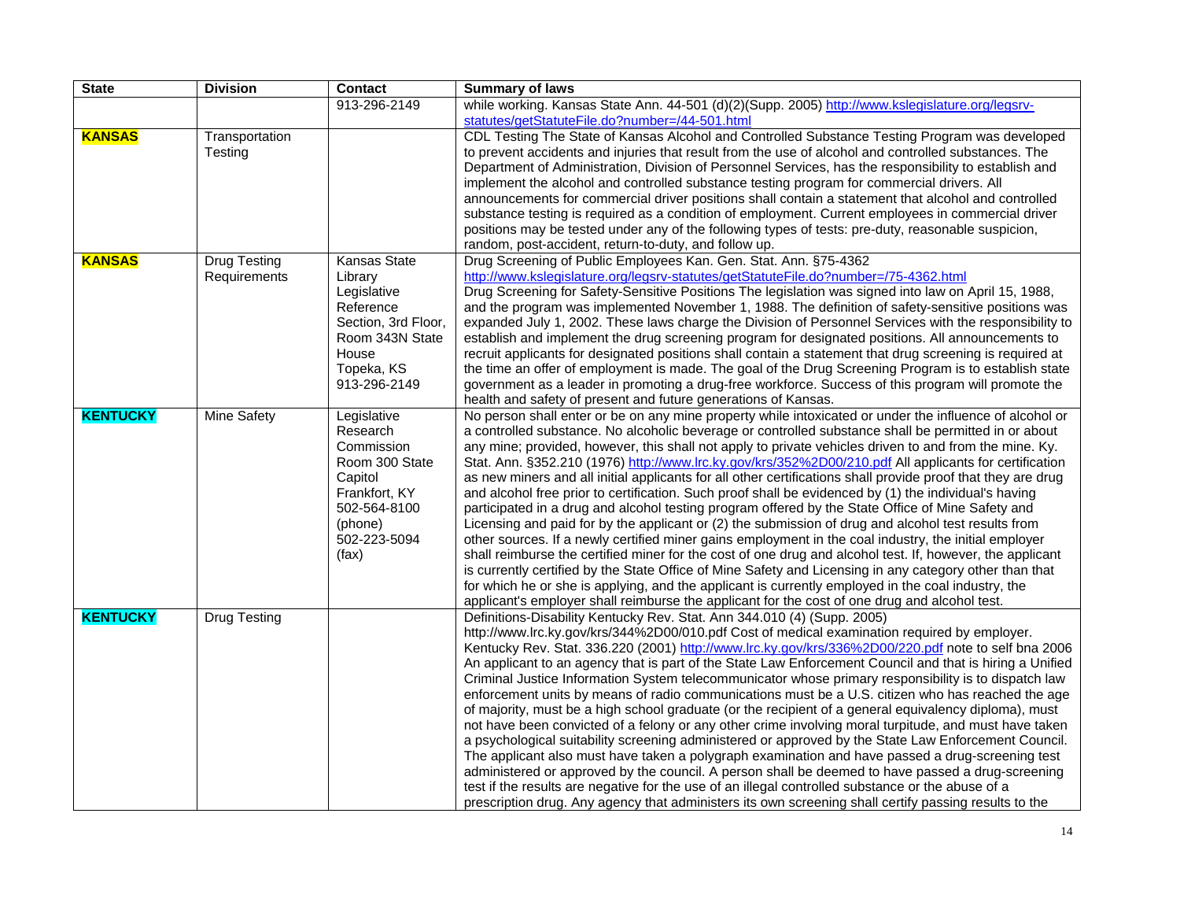| State | Division | Contact | Summary of laws |
|---|---|---|---|
| | | 913-296-2149 | while working. Kansas State Ann. 44-501 (d)(2)(Supp. 2005) http://www.kslegislature.org/legsrv-statutes/getStatuteFile.do?number=/44-501.html |
| **KANSAS** | Transportation Testing | | CDL Testing The State of Kansas Alcohol and Controlled Substance Testing Program was developed to prevent accidents and injuries that result from the use of alcohol and controlled substances. The Department of Administration, Division of Personnel Services, has the responsibility to establish and implement the alcohol and controlled substance testing program for commercial drivers. All announcements for commercial driver positions shall contain a statement that alcohol and controlled substance testing is required as a condition of employment. Current employees in commercial driver positions may be tested under any of the following types of tests: pre-duty, reasonable suspicion, random, post-accident, return-to-duty, and follow up. |
| **KANSAS** | Drug Testing Requirements | Kansas State Library Legislative Reference Section, 3rd Floor, Room 343N State House Topeka, KS 913-296-2149 | Drug Screening of Public Employees Kan. Gen. Stat. Ann. §75-4362 http://www.kslegislature.org/legsrv-statutes/getStatuteFile.do?number=/75-4362.html Drug Screening for Safety-Sensitive Positions The legislation was signed into law on April 15, 1988, and the program was implemented November 1, 1988. The definition of safety-sensitive positions was expanded July 1, 2002. These laws charge the Division of Personnel Services with the responsibility to establish and implement the drug screening program for designated positions. All announcements to recruit applicants for designated positions shall contain a statement that drug screening is required at the time an offer of employment is made. The goal of the Drug Screening Program is to establish state government as a leader in promoting a drug-free workforce. Success of this program will promote the health and safety of present and future generations of Kansas. |
| **KENTUCKY** | Mine Safety | Legislative Research Commission Room 300 State Capitol Frankfort, KY 502-564-8100 (phone) 502-223-5094 (fax) | No person shall enter or be on any mine property while intoxicated or under the influence of alcohol or a controlled substance. No alcoholic beverage or controlled substance shall be permitted in or about any mine; provided, however, this shall not apply to private vehicles driven to and from the mine. Ky. Stat. Ann. §352.210 (1976) http://www.lrc.ky.gov/krs/352%2D00/210.pdf All applicants for certification as new miners and all initial applicants for all other certifications shall provide proof that they are drug and alcohol free prior to certification. Such proof shall be evidenced by (1) the individual's having participated in a drug and alcohol testing program offered by the State Office of Mine Safety and Licensing and paid for by the applicant or (2) the submission of drug and alcohol test results from other sources. If a newly certified miner gains employment in the coal industry, the initial employer shall reimburse the certified miner for the cost of one drug and alcohol test. If, however, the applicant is currently certified by the State Office of Mine Safety and Licensing in any category other than that for which he or she is applying, and the applicant is currently employed in the coal industry, the applicant's employer shall reimburse the applicant for the cost of one drug and alcohol test. |
| **KENTUCKY** | Drug Testing | | Definitions-Disability Kentucky Rev. Stat. Ann 344.010 (4) (Supp. 2005) http://www.lrc.ky.gov/krs/344%2D00/010.pdf Cost of medical examination required by employer. Kentucky Rev. Stat. 336.220 (2001) http://www.lrc.ky.gov/krs/336%2D00/220.pdf note to self bna 2006 An applicant to an agency that is part of the State Law Enforcement Council and that is hiring a Unified Criminal Justice Information System telecommunicator whose primary responsibility is to dispatch law enforcement units by means of radio communications must be a U.S. citizen who has reached the age of majority, must be a high school graduate (or the recipient of a general equivalency diploma), must not have been convicted of a felony or any other crime involving moral turpitude, and must have taken a psychological suitability screening administered or approved by the State Law Enforcement Council. The applicant also must have taken a polygraph examination and have passed a drug-screening test administered or approved by the council. A person shall be deemed to have passed a drug-screening test if the results are negative for the use of an illegal controlled substance or the abuse of a prescription drug. Any agency that administers its own screening shall certify passing results to the |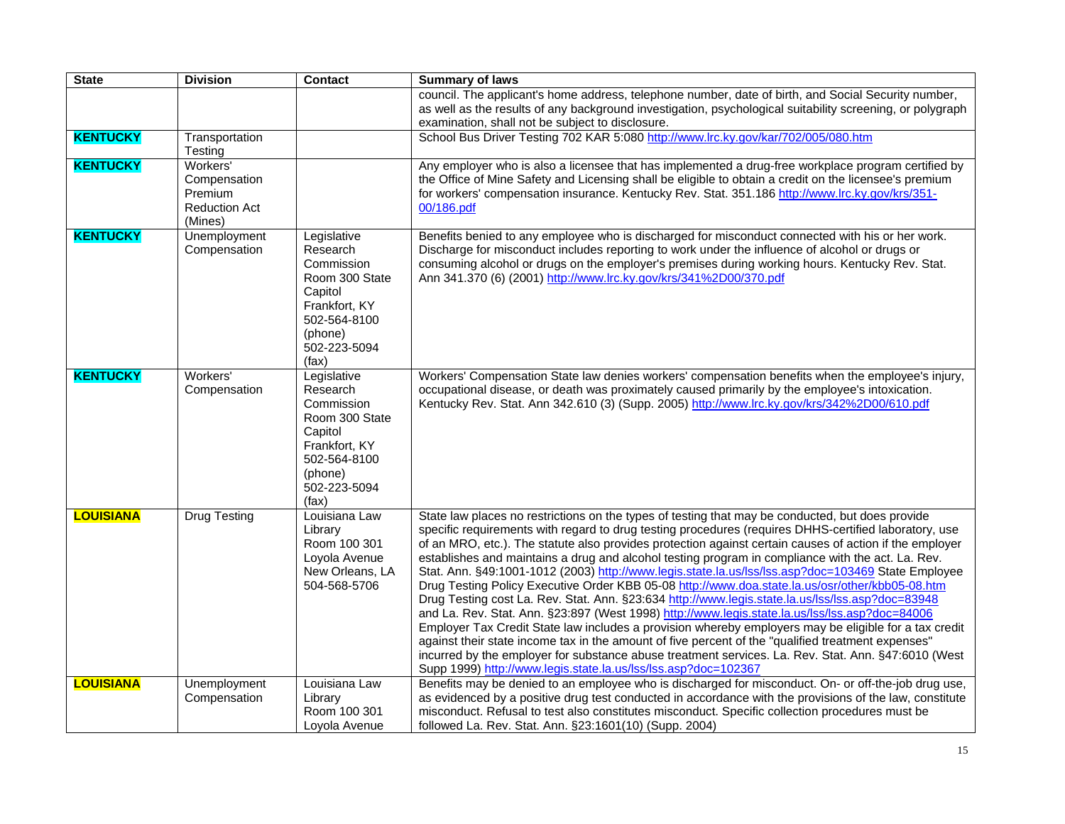| State | Division | Contact | Summary of laws |
| --- | --- | --- | --- |
| | | | council. The applicant's home address, telephone number, date of birth, and Social Security number, as well as the results of any background investigation, psychological suitability screening, or polygraph examination, shall not be subject to disclosure. |
| **KENTUCKY** | Transportation Testing | | School Bus Driver Testing 702 KAR 5:080 http://www.lrc.ky.gov/kar/702/005/080.htm |
| **KENTUCKY** | Workers' Compensation Premium Reduction Act (Mines) | | Any employer who is also a licensee that has implemented a drug-free workplace program certified by the Office of Mine Safety and Licensing shall be eligible to obtain a credit on the licensee's premium for workers' compensation insurance. Kentucky Rev. Stat. 351.186 http://www.lrc.ky.gov/krs/351-00/186.pdf |
| **KENTUCKY** | Unemployment Compensation | Legislative Research Commission Room 300 State Capitol Frankfort, KY 502-564-8100 (phone) 502-223-5094 (fax) | Benefits benied to any employee who is discharged for misconduct connected with his or her work. Discharge for misconduct includes reporting to work under the influence of alcohol or drugs or consuming alcohol or drugs on the employer's premises during working hours. Kentucky Rev. Stat. Ann 341.370 (6) (2001) http://www.lrc.ky.gov/krs/341%2D00/370.pdf |
| **KENTUCKY** | Workers' Compensation | Legislative Research Commission Room 300 State Capitol Frankfort, KY 502-564-8100 (phone) 502-223-5094 (fax) | Workers' Compensation State law denies workers' compensation benefits when the employee's injury, occupational disease, or death was proximately caused primarily by the employee's intoxication. Kentucky Rev. Stat. Ann 342.610 (3) (Supp. 2005) http://www.lrc.ky.gov/krs/342%2D00/610.pdf |
| **LOUISIANA** | Drug Testing | Louisiana Law Library Room 100 301 Loyola Avenue New Orleans, LA 504-568-5706 | State law places no restrictions on the types of testing that may be conducted, but does provide specific requirements with regard to drug testing procedures (requires DHHS-certified laboratory, use of an MRO, etc.). The statute also provides protection against certain causes of action if the employer establishes and maintains a drug and alcohol testing program in compliance with the act. La. Rev. Stat. Ann. §49:1001-1012 (2003) http://www.legis.state.la.us/lss/lss.asp?doc=103469 State Employee Drug Testing Policy Executive Order KBB 05-08 http://www.doa.state.la.us/osr/other/kbb05-08.htm Drug Testing cost La. Rev. Stat. Ann. §23:634 http://www.legis.state.la.us/lss/lss.asp?doc=83948 and La. Rev. Stat. Ann. §23:897 (West 1998) http://www.legis.state.la.us/lss/lss.asp?doc=84006 Employer Tax Credit State law includes a provision whereby employers may be eligible for a tax credit against their state income tax in the amount of five percent of the "qualified treatment expenses" incurred by the employer for substance abuse treatment services. La. Rev. Stat. Ann. §47:6010 (West Supp 1999) http://www.legis.state.la.us/lss/lss.asp?doc=102367 |
| **LOUISIANA** | Unemployment Compensation | Louisiana Law Library Room 100 301 Loyola Avenue | Benefits may be denied to an employee who is discharged for misconduct. On- or off-the-job drug use, as evidenced by a positive drug test conducted in accordance with the provisions of the law, constitute misconduct. Refusal to test also constitutes misconduct. Specific collection procedures must be followed La. Rev. Stat. Ann. §23:1601(10) (Supp. 2004) |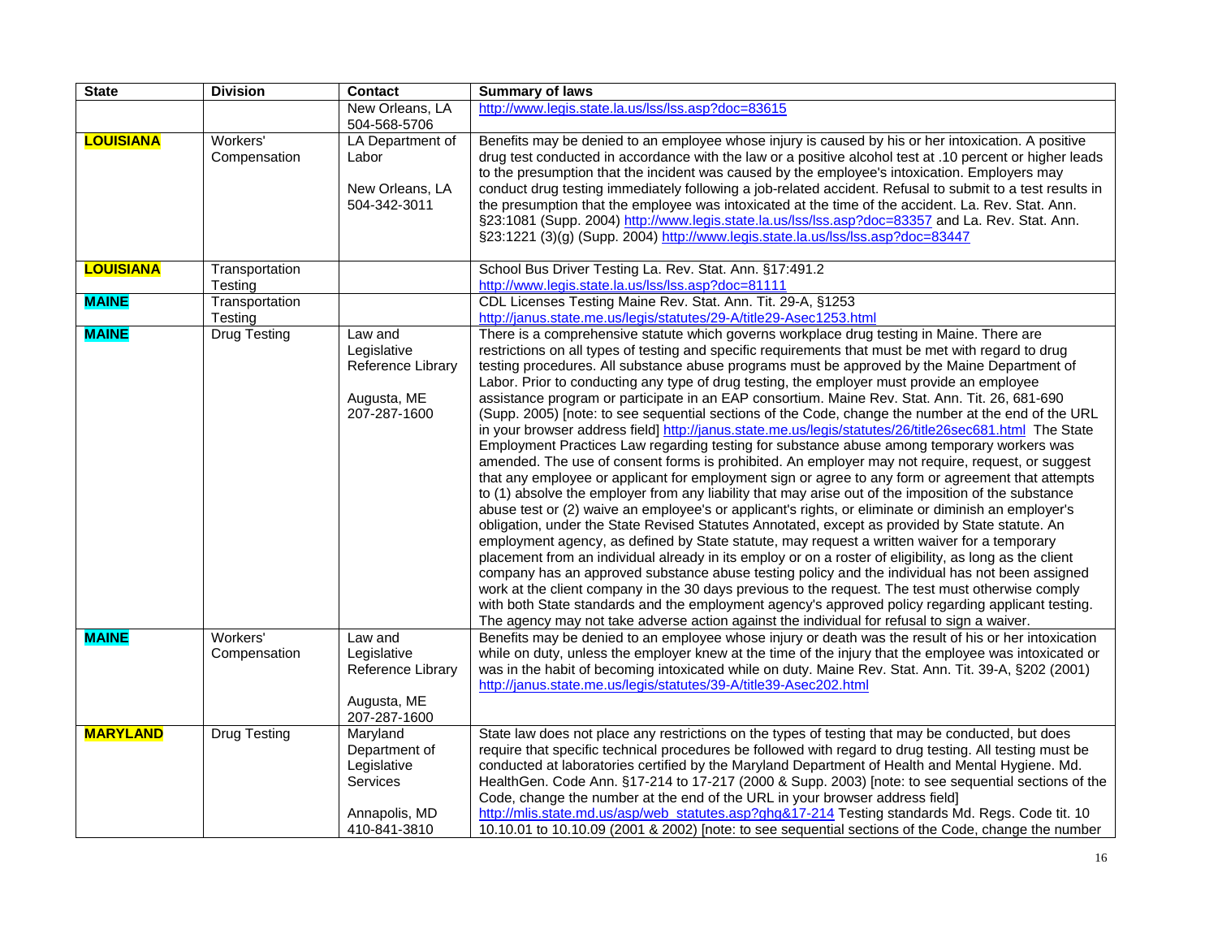| State | Division | Contact | Summary of laws |
|---|---|---|---|
| | | New Orleans, LA 504-568-5706 | http://www.legis.state.la.us/lss/lss.asp?doc=83615 |
| **LOUISIANA** | Workers' Compensation | LA Department of Labor<br><br>New Orleans, LA 504-342-3011 | Benefits may be denied to an employee whose injury is caused by his or her intoxication. A positive drug test conducted in accordance with the law or a positive alcohol test at .10 percent or higher leads to the presumption that the incident was caused by the employee's intoxication. Employers may conduct drug testing immediately following a job-related accident. Refusal to submit to a test results in the presumption that the employee was intoxicated at the time of the accident. La. Rev. Stat. Ann. §23:1081 (Supp. 2004) http://www.legis.state.la.us/lss/lss.asp?doc=83357 and La. Rev. Stat. Ann. §23:1221 (3)(g) (Supp. 2004) http://www.legis.state.la.us/lss/lss.asp?doc=83447 |
| **LOUISIANA** | Transportation Testing | | School Bus Driver Testing La. Rev. Stat. Ann. §17:491.2 http://www.legis.state.la.us/lss/lss.asp?doc=81111 |
| **MAINE** | Transportation Testing | | CDL Licenses Testing Maine Rev. Stat. Ann. Tit. 29-A, §1253 http://janus.state.me.us/legis/statutes/29-A/title29-Asec1253.html |
| **MAINE** | Drug Testing | Law and Legislative Reference Library<br><br>Augusta, ME 207-287-1600 | There is a comprehensive statute which governs workplace drug testing in Maine. There are restrictions on all types of testing and specific requirements that must be met with regard to drug testing procedures. All substance abuse programs must be approved by the Maine Department of Labor. Prior to conducting any type of drug testing, the employer must provide an employee assistance program or participate in an EAP consortium. Maine Rev. Stat. Ann. Tit. 26, 681-690 (Supp. 2005) [note: to see sequential sections of the Code, change the number at the end of the URL in your browser address field] http://janus.state.me.us/legis/statutes/26/title26sec681.html The State Employment Practices Law regarding testing for substance abuse among temporary workers was amended. The use of consent forms is prohibited. An employer may not require, request, or suggest that any employee or applicant for employment sign or agree to any form or agreement that attempts to (1) absolve the employer from any liability that may arise out of the imposition of the substance abuse test or (2) waive an employee's or applicant's rights, or eliminate or diminish an employer's obligation, under the State Revised Statutes Annotated, except as provided by State statute. An employment agency, as defined by State statute, may request a written waiver for a temporary placement from an individual already in its employ or on a roster of eligibility, as long as the client company has an approved substance abuse testing policy and the individual has not been assigned work at the client company in the 30 days previous to the request. The test must otherwise comply with both State standards and the employment agency's approved policy regarding applicant testing. The agency may not take adverse action against the individual for refusal to sign a waiver. |
| **MAINE** | Workers' Compensation | Law and Legislative Reference Library<br><br>Augusta, ME 207-287-1600 | Benefits may be denied to an employee whose injury or death was the result of his or her intoxication while on duty, unless the employer knew at the time of the injury that the employee was intoxicated or was in the habit of becoming intoxicated while on duty. Maine Rev. Stat. Ann. Tit. 39-A, §202 (2001) http://janus.state.me.us/legis/statutes/39-A/title39-Asec202.html |
| **MARYLAND** | Drug Testing | Maryland Department of Legislative Services<br><br>Annapolis, MD 410-841-3810 | State law does not place any restrictions on the types of testing that may be conducted, but does require that specific technical procedures be followed with regard to drug testing. All testing must be conducted at laboratories certified by the Maryland Department of Health and Mental Hygiene. Md. HealthGen. Code Ann. §17-214 to 17-217 (2000 & Supp. 2003) [note: to see sequential sections of the Code, change the number at the end of the URL in your browser address field] http://mlis.state.md.us/asp/web_statutes.asp?ghg&17-214 Testing standards Md. Regs. Code tit. 10 10.10.01 to 10.10.09 (2001 & 2002) [note: to see sequential sections of the Code, change the number |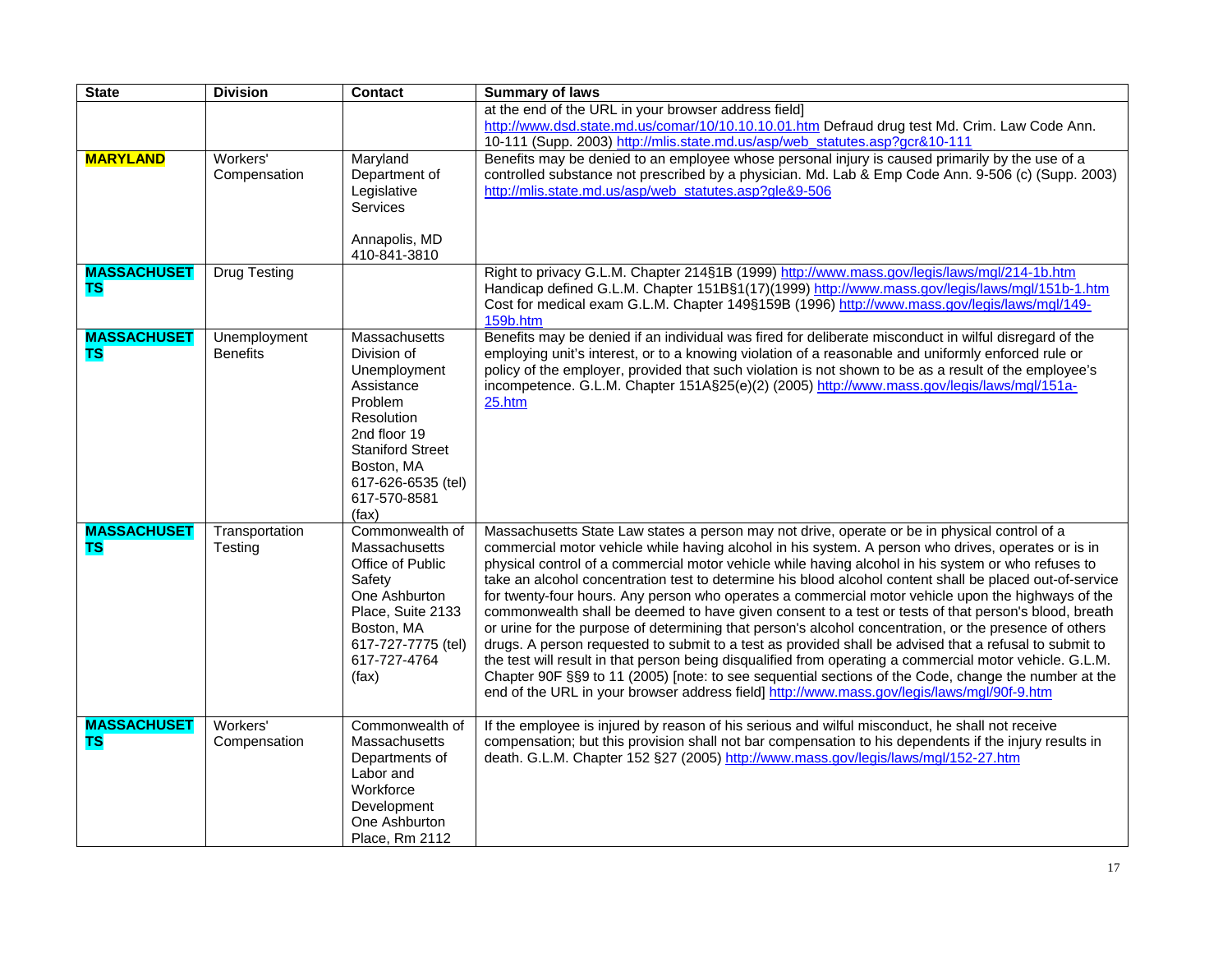| State | Division | Contact | Summary of laws |
|---|---|---|---|
| | | | at the end of the URL in your browser address field] http://www.dsd.state.md.us/comar/10/10.10.10.01.htm Defraud drug test Md. Crim. Law Code Ann. 10-111 (Supp. 2003) http://mlis.state.md.us/asp/web_statutes.asp?gcr&10-111 |
| **MARYLAND** | Workers' Compensation | Maryland Department of Legislative Services<br><br>Annapolis, MD<br>410-841-3810 | Benefits may be denied to an employee whose personal injury is caused primarily by the use of a controlled substance not prescribed by a physician. Md. Lab & Emp Code Ann. 9-506 (c) (Supp. 2003) http://mlis.state.md.us/asp/web_statutes.asp?gle&9-506 |
| **MASSACHUSETTS** | Drug Testing | | Right to privacy G.L.M. Chapter 214§1B (1999) http://www.mass.gov/legis/laws/mgl/214-1b.htm<br>Handicap defined G.L.M. Chapter 151B§1(17)(1999) http://www.mass.gov/legis/laws/mgl/151b-1.htm<br>Cost for medical exam G.L.M. Chapter 149§159B (1996) http://www.mass.gov/legis/laws/mgl/149-159b.htm |
| **MASSACHUSETTS** | Unemployment Benefits | Massachusetts Division of Unemployment Assistance Problem Resolution 2nd floor 19 Staniford Street Boston, MA<br>617-626-6535 (tel)<br>617-570-8581 (fax) | Benefits may be denied if an individual was fired for deliberate misconduct in wilful disregard of the employing unit's interest, or to a knowing violation of a reasonable and uniformly enforced rule or policy of the employer, provided that such violation is not shown to be as a result of the employee's incompetence. G.L.M. Chapter 151A§25(e)(2) (2005) http://www.mass.gov/legis/laws/mgl/151a-25.htm |
| **MASSACHUSETTS** | Transportation Testing | Commonwealth of Massachusetts Office of Public Safety One Ashburton Place, Suite 2133 Boston, MA<br>617-727-7775 (tel)<br>617-727-4764 (fax) | Massachusetts State Law states a person may not drive, operate or be in physical control of a commercial motor vehicle while having alcohol in his system. A person who drives, operates or is in physical control of a commercial motor vehicle while having alcohol in his system or who refuses to take an alcohol concentration test to determine his blood alcohol content shall be placed out-of-service for twenty-four hours. Any person who operates a commercial motor vehicle upon the highways of the commonwealth shall be deemed to have given consent to a test or tests of that person's blood, breath or urine for the purpose of determining that person's alcohol concentration, or the presence of others drugs. A person requested to submit to a test as provided shall be advised that a refusal to submit to the test will result in that person being disqualified from operating a commercial motor vehicle. G.L.M. Chapter 90F §§9 to 11 (2005) [note: to see sequential sections of the Code, change the number at the end of the URL in your browser address field] http://www.mass.gov/legis/laws/mgl/90f-9.htm |
| **MASSACHUSETTS** | Workers' Compensation | Commonwealth of Massachusetts Departments of Labor and Workforce Development One Ashburton Place, Rm 2112 | If the employee is injured by reason of his serious and wilful misconduct, he shall not receive compensation; but this provision shall not bar compensation to his dependents if the injury results in death. G.L.M. Chapter 152 §27 (2005) http://www.mass.gov/legis/laws/mgl/152-27.htm |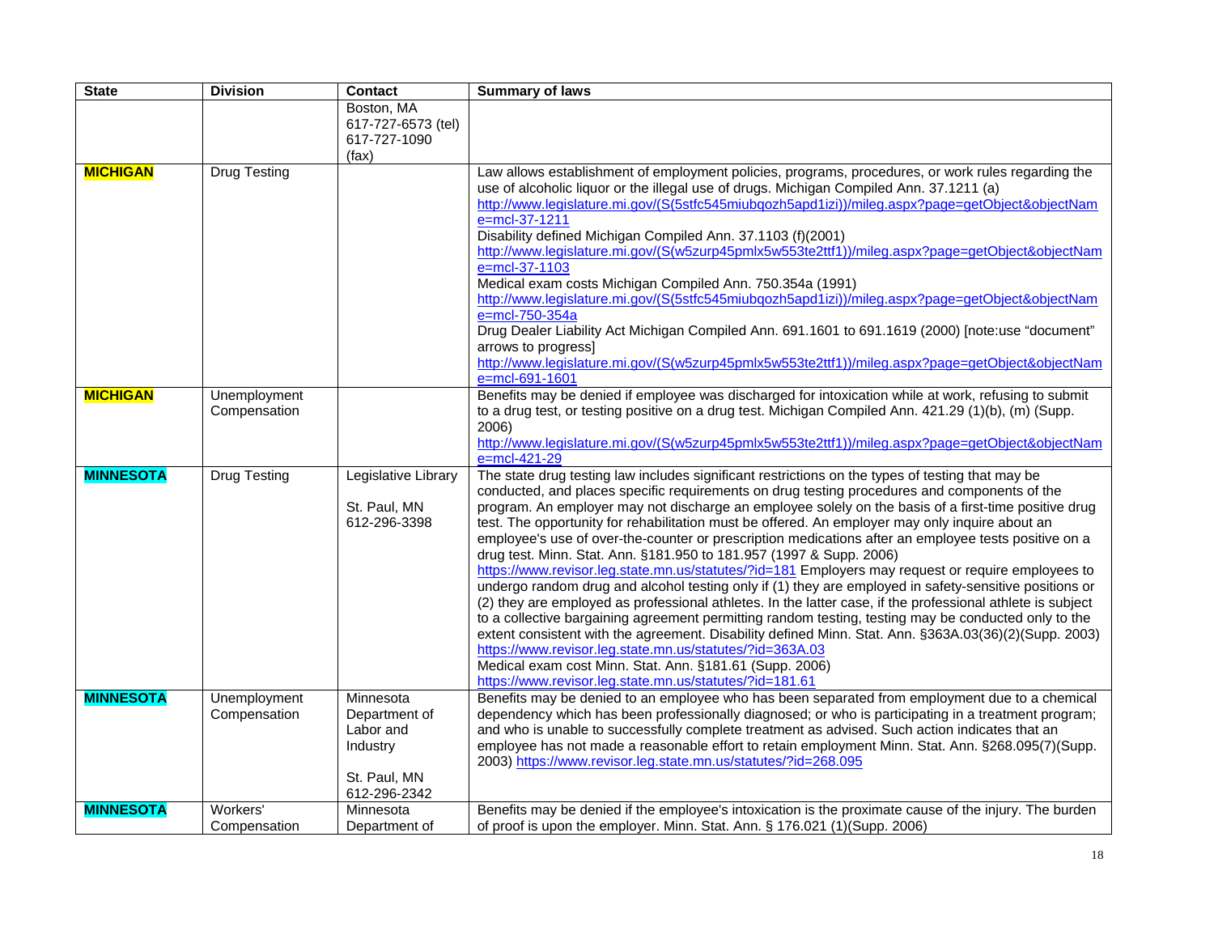| State | Division | Contact | Summary of laws |
|---|---|---|---|
| | | Boston, MA<br>617-727-6573 (tel)<br>617-727-1090 (fax) | |
| **MICHIGAN** | Drug Testing | | Law allows establishment of employment policies, programs, procedures, or work rules regarding the use of alcoholic liquor or the illegal use of drugs. Michigan Compiled Ann. 37.1211 (a)<br>http://www.legislature.mi.gov/(S(5stfc545miubqozh5apd1izi))/mileg.aspx?page=getObject&objectName=mcl-37-1211<br>Disability defined Michigan Compiled Ann. 37.1103 (f)(2001)<br>http://www.legislature.mi.gov/(S(w5zurp45pmlx5w553te2ttf1))/mileg.aspx?page=getObject&objectName=mcl-37-1103<br>Medical exam costs Michigan Compiled Ann. 750.354a (1991)<br>http://www.legislature.mi.gov/(S(5stfc545miubqozh5apd1izi))/mileg.aspx?page=getObject&objectName=mcl-750-354a<br>Drug Dealer Liability Act Michigan Compiled Ann. 691.1601 to 691.1619 (2000) [note:use "document" arrows to progress]<br>http://www.legislature.mi.gov/(S(w5zurp45pmlx5w553te2ttf1))/mileg.aspx?page=getObject&objectName=mcl-691-1601 |
| **MICHIGAN** | Unemployment Compensation | | Benefits may be denied if employee was discharged for intoxication while at work, refusing to submit to a drug test, or testing positive on a drug test. Michigan Compiled Ann. 421.29 (1)(b), (m) (Supp. 2006)<br>http://www.legislature.mi.gov/(S(w5zurp45pmlx5w553te2ttf1))/mileg.aspx?page=getObject&objectName=mcl-421-29 |
| **MINNESOTA** | Drug Testing | Legislative Library<br><br>St. Paul, MN<br>612-296-3398 | The state drug testing law includes significant restrictions on the types of testing that may be conducted, and places specific requirements on drug testing procedures and components of the program. An employer may not discharge an employee solely on the basis of a first-time positive drug test. The opportunity for rehabilitation must be offered. An employer may only inquire about an employee's use of over-the-counter or prescription medications after an employee tests positive on a drug test. Minn. Stat. Ann. §181.950 to 181.957 (1997 & Supp. 2006)<br>https://www.revisor.leg.state.mn.us/statutes/?id=181 Employers may request or require employees to undergo random drug and alcohol testing only if (1) they are employed in safety-sensitive positions or (2) they are employed as professional athletes. In the latter case, if the professional athlete is subject to a collective bargaining agreement permitting random testing, testing may be conducted only to the extent consistent with the agreement. Disability defined Minn. Stat. Ann. §363A.03(36)(2)(Supp. 2003)<br>https://www.revisor.leg.state.mn.us/statutes/?id=363A.03<br>Medical exam cost Minn. Stat. Ann. §181.61 (Supp. 2006)<br>https://www.revisor.leg.state.mn.us/statutes/?id=181.61 |
| **MINNESOTA** | Unemployment Compensation | Minnesota Department of Labor and Industry<br><br>St. Paul, MN<br>612-296-2342 | Benefits may be denied to an employee who has been separated from employment due to a chemical dependency which has been professionally diagnosed; or who is participating in a treatment program; and who is unable to successfully complete treatment as advised. Such action indicates that an employee has not made a reasonable effort to retain employment Minn. Stat. Ann. §268.095(7)(Supp. 2003) https://www.revisor.leg.state.mn.us/statutes/?id=268.095 |
| **MINNESOTA** | Workers' Compensation | Minnesota Department of | Benefits may be denied if the employee's intoxication is the proximate cause of the injury. The burden of proof is upon the employer. Minn. Stat. Ann. § 176.021 (1)(Supp. 2006) |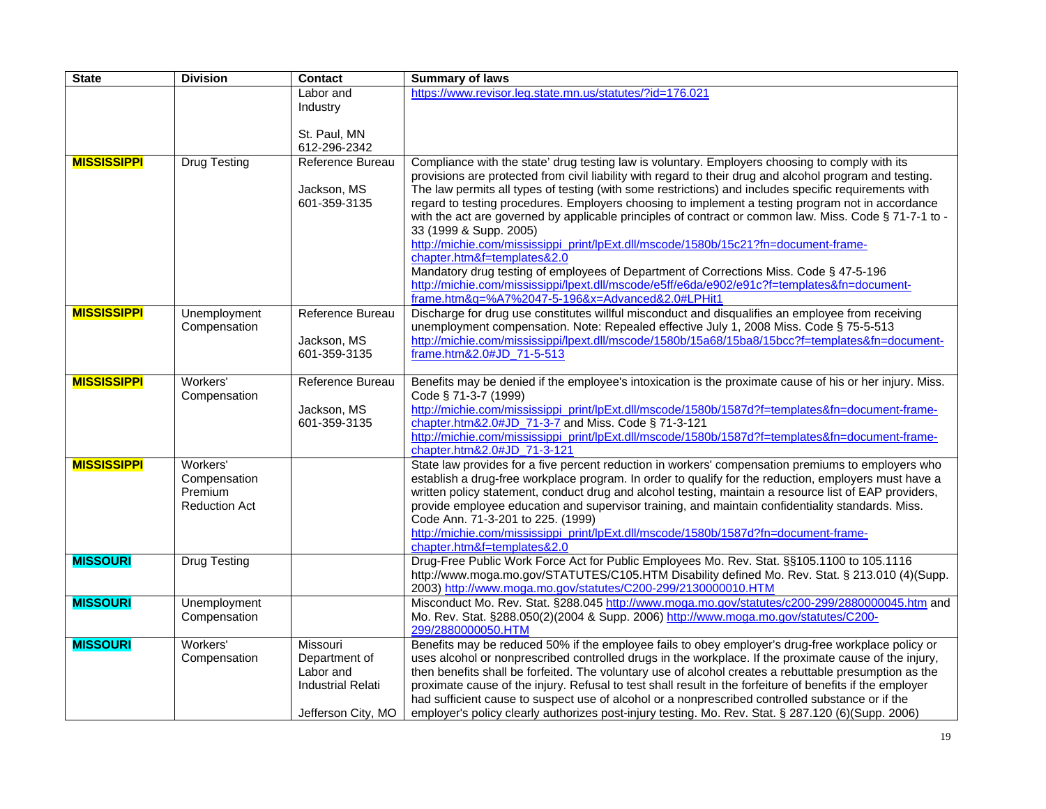| State | Division | Contact | Summary of laws |
|---|---|---|---|
| | | Labor and Industry<br><br>St. Paul, MN<br>612-296-2342 | https://www.revisor.leg.state.mn.us/statutes/?id=176.021 |
| **MISSISSIPPI** | Drug Testing | Reference Bureau<br><br>Jackson, MS<br>601-359-3135 | Compliance with the state' drug testing law is voluntary. Employers choosing to comply with its provisions are protected from civil liability with regard to their drug and alcohol program and testing. The law permits all types of testing (with some restrictions) and includes specific requirements with regard to testing procedures. Employers choosing to implement a testing program not in accordance with the act are governed by applicable principles of contract or common law. Miss. Code § 71-7-1 to -33 (1999 & Supp. 2005)<br>http://michie.com/mississippi_print/lpExt.dll/mscode/1580b/15c21?fn=document-frame-chapter.htm&f=templates&2.0<br>Mandatory drug testing of employees of Department of Corrections Miss. Code § 47-5-196<br>http://michie.com/mississippi/lpext.dll/mscode/e5ff/e6da/e902/e91c?f=templates&fn=document-frame.htm&q=%A7%2047-5-196&x=Advanced&2.0#LPHit1 |
| **MISSISSIPPI** | Unemployment Compensation | Reference Bureau<br><br>Jackson, MS<br>601-359-3135 | Discharge for drug use constitutes willful misconduct and disqualifies an employee from receiving unemployment compensation. Note: Repealed effective July 1, 2008 Miss. Code § 75-5-513<br>http://michie.com/mississippi/lpext.dll/mscode/1580b/15a68/15ba8/15bcc?f=templates&fn=document-frame.htm&2.0#JD_71-5-513 |
| **MISSISSIPPI** | Workers' Compensation | Reference Bureau<br><br>Jackson, MS<br>601-359-3135 | Benefits may be denied if the employee's intoxication is the proximate cause of his or her injury. Miss. Code § 71-3-7 (1999)<br>http://michie.com/mississippi_print/lpExt.dll/mscode/1580b/1587d?f=templates&fn=document-frame-chapter.htm&2.0#JD_71-3-7 and Miss. Code § 71-3-121<br>http://michie.com/mississippi_print/lpExt.dll/mscode/1580b/1587d?f=templates&fn=document-frame-chapter.htm&2.0#JD_71-3-121 |
| **MISSISSIPPI** | Workers' Compensation Premium Reduction Act | | State law provides for a five percent reduction in workers' compensation premiums to employers who establish a drug-free workplace program. In order to qualify for the reduction, employers must have a written policy statement, conduct drug and alcohol testing, maintain a resource list of EAP providers, provide employee education and supervisor training, and maintain confidentiality standards. Miss. Code Ann. 71-3-201 to 225. (1999)<br>http://michie.com/mississippi_print/lpExt.dll/mscode/1580b/1587d?fn=document-frame-chapter.htm&f=templates&2.0 |
| **MISSOURI** | Drug Testing | | Drug-Free Public Work Force Act for Public Employees Mo. Rev. Stat. §§105.1100 to 105.1116 http://www.moga.mo.gov/STATUTES/C105.HTM Disability defined Mo. Rev. Stat. § 213.010 (4)(Supp. 2003) http://www.moga.mo.gov/statutes/C200-299/2130000010.HTM |
| **MISSOURI** | Unemployment Compensation | | Misconduct Mo. Rev. Stat. §288.045 http://www.moga.mo.gov/statutes/c200-299/2880000045.htm and Mo. Rev. Stat. §288.050(2)(2004 & Supp. 2006) http://www.moga.mo.gov/statutes/C200-299/2880000050.HTM |
| **MISSOURI** | Workers' Compensation | Missouri Department of Labor and Industrial Relati<br><br>Jefferson City, MO | Benefits may be reduced 50% if the employee fails to obey employer's drug-free workplace policy or uses alcohol or nonprescribed controlled drugs in the workplace. If the proximate cause of the injury, then benefits shall be forfeited. The voluntary use of alcohol creates a rebuttable presumption as the proximate cause of the injury. Refusal to test shall result in the forfeiture of benefits if the employer had sufficient cause to suspect use of alcohol or a nonprescribed controlled substance or if the employer's policy clearly authorizes post-injury testing. Mo. Rev. Stat. § 287.120 (6)(Supp. 2006) |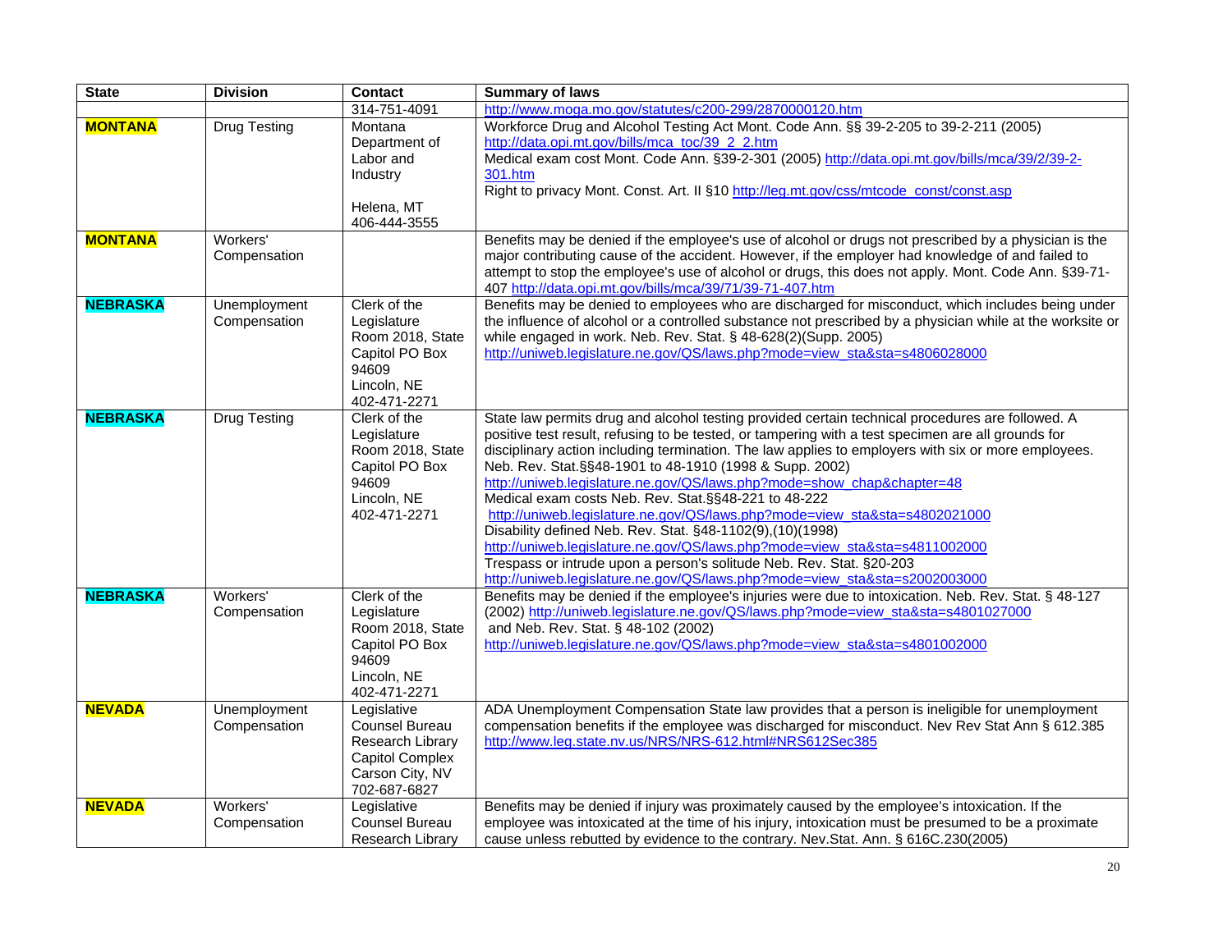| State | Division | Contact | Summary of laws |
|---|---|---|---|
| | | 314-751-4091 | http://www.moga.mo.gov/statutes/c200-299/2870000120.htm |
| **MONTANA** | Drug Testing | Montana Department of Labor and Industry<br><br>Helena, MT<br>406-444-3555 | Workforce Drug and Alcohol Testing Act Mont. Code Ann. §§ 39-2-205 to 39-2-211 (2005) http://data.opi.mt.gov/bills/mca_toc/39_2_2.htm<br>Medical exam cost Mont. Code Ann. §39-2-301 (2005) http://data.opi.mt.gov/bills/mca/39/2/39-2-301.htm<br>Right to privacy Mont. Const. Art. II §10 http://leg.mt.gov/css/mtcode_const/const.asp |
| **MONTANA** | Workers' Compensation | | Benefits may be denied if the employee's use of alcohol or drugs not prescribed by a physician is the major contributing cause of the accident. However, if the employer had knowledge of and failed to attempt to stop the employee's use of alcohol or drugs, this does not apply. Mont. Code Ann. §39-71-407 http://data.opi.mt.gov/bills/mca/39/71/39-71-407.htm |
| **NEBRASKA** | Unemployment Compensation | Clerk of the Legislature Room 2018, State Capitol PO Box 94609<br>Lincoln, NE<br>402-471-2271 | Benefits may be denied to employees who are discharged for misconduct, which includes being under the influence of alcohol or a controlled substance not prescribed by a physician while at the worksite or while engaged in work. Neb. Rev. Stat. § 48-628(2)(Supp. 2005)<br>http://uniweb.legislature.ne.gov/QS/laws.php?mode=view_sta&sta=s4806028000 |
| **NEBRASKA** | Drug Testing | Clerk of the Legislature Room 2018, State Capitol PO Box 94609<br>Lincoln, NE<br>402-471-2271 | State law permits drug and alcohol testing provided certain technical procedures are followed. A positive test result, refusing to be tested, or tampering with a test specimen are all grounds for disciplinary action including termination. The law applies to employers with six or more employees. Neb. Rev. Stat.§§48-1901 to 48-1910 (1998 & Supp. 2002)<br>http://uniweb.legislature.ne.gov/QS/laws.php?mode=show_chap&chapter=48<br>Medical exam costs Neb. Rev. Stat.§§48-221 to 48-222<br>http://uniweb.legislature.ne.gov/QS/laws.php?mode=view_sta&sta=s4802021000<br>Disability defined Neb. Rev. Stat. §48-1102(9),(10)(1998)<br>http://uniweb.legislature.ne.gov/QS/laws.php?mode=view_sta&sta=s4811002000<br>Trespass or intrude upon a person's solitude Neb. Rev. Stat. §20-203<br>http://uniweb.legislature.ne.gov/QS/laws.php?mode=view_sta&sta=s2002003000 |
| **NEBRASKA** | Workers' Compensation | Clerk of the Legislature Room 2018, State Capitol PO Box 94609<br>Lincoln, NE<br>402-471-2271 | Benefits may be denied if the employee's injuries were due to intoxication. Neb. Rev. Stat. § 48-127 (2002) http://uniweb.legislature.ne.gov/QS/laws.php?mode=view_sta&sta=s4801027000 and Neb. Rev. Stat. § 48-102 (2002)<br>http://uniweb.legislature.ne.gov/QS/laws.php?mode=view_sta&sta=s4801002000 |
| **NEVADA** | Unemployment Compensation | Legislative Counsel Bureau Research Library Capitol Complex Carson City, NV<br>702-687-6827 | ADA Unemployment Compensation State law provides that a person is ineligible for unemployment compensation benefits if the employee was discharged for misconduct. Nev Rev Stat Ann § 612.385 http://www.leg.state.nv.us/NRS/NRS-612.html#NRS612Sec385 |
| **NEVADA** | Workers' Compensation | Legislative Counsel Bureau Research Library | Benefits may be denied if injury was proximately caused by the employee's intoxication. If the employee was intoxicated at the time of his injury, intoxication must be presumed to be a proximate cause unless rebutted by evidence to the contrary. Nev.Stat. Ann. § 616C.230(2005) |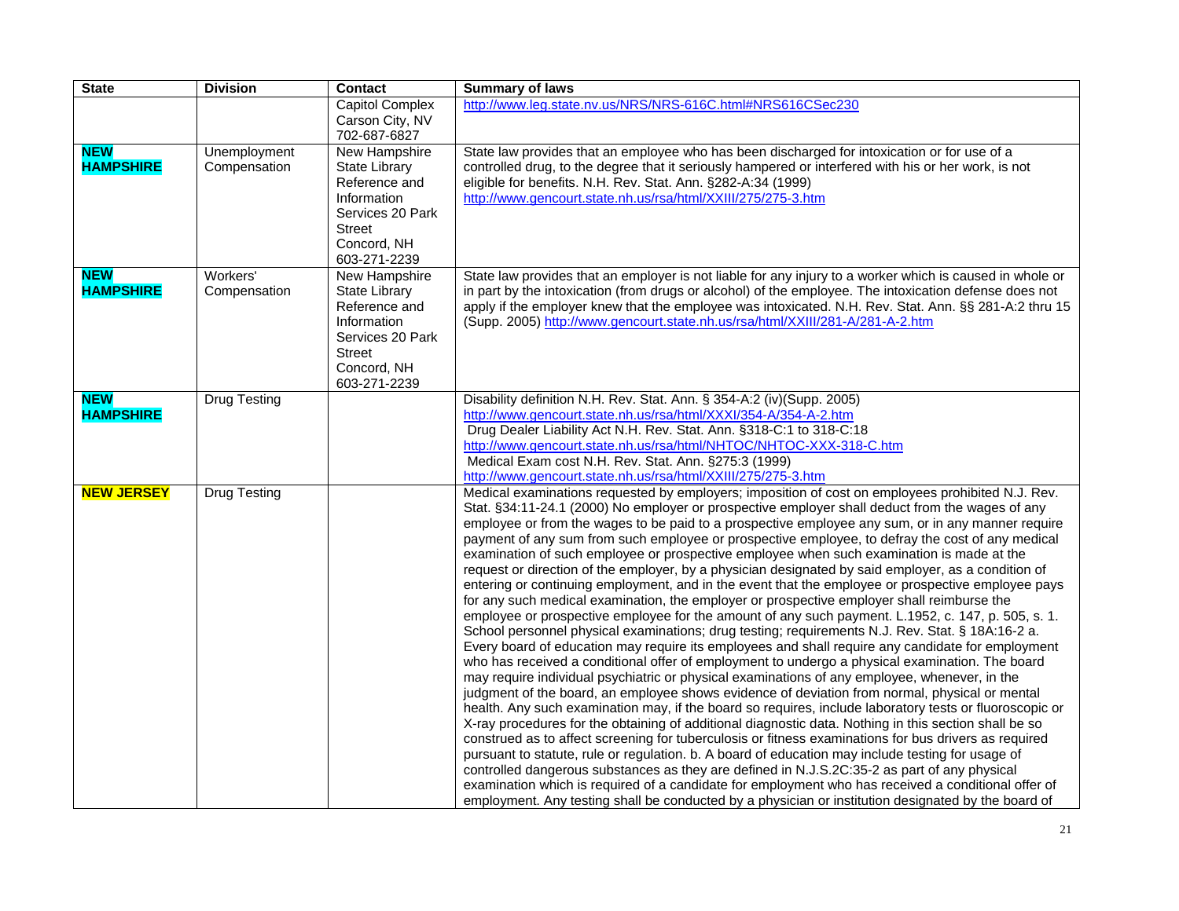| State | Division | Contact | Summary of laws |
|---|---|---|---|
| | | Capitol Complex Carson City, NV 702-687-6827 | http://www.leg.state.nv.us/NRS/NRS-616C.html#NRS616CSec230 |
| **NEW HAMPSHIRE** | Unemployment Compensation | New Hampshire State Library Reference and Information Services 20 Park Street Concord, NH 603-271-2239 | State law provides that an employee who has been discharged for intoxication or for use of a controlled drug, to the degree that it seriously hampered or interfered with his or her work, is not eligible for benefits. N.H. Rev. Stat. Ann. §282-A:34 (1999) http://www.gencourt.state.nh.us/rsa/html/XXIII/275/275-3.htm |
| **NEW HAMPSHIRE** | Workers' Compensation | New Hampshire State Library Reference and Information Services 20 Park Street Concord, NH 603-271-2239 | State law provides that an employer is not liable for any injury to a worker which is caused in whole or in part by the intoxication (from drugs or alcohol) of the employee. The intoxication defense does not apply if the employer knew that the employee was intoxicated. N.H. Rev. Stat. Ann. §§ 281-A:2 thru 15 (Supp. 2005) http://www.gencourt.state.nh.us/rsa/html/XXIII/281-A/281-A-2.htm |
| **NEW HAMPSHIRE** | Drug Testing | | Disability definition N.H. Rev. Stat. Ann. § 354-A:2 (iv)(Supp. 2005) http://www.gencourt.state.nh.us/rsa/html/XXXI/354-A/354-A-2.htm Drug Dealer Liability Act N.H. Rev. Stat. Ann. §318-C:1 to 318-C:18 http://www.gencourt.state.nh.us/rsa/html/NHTOC/NHTOC-XXX-318-C.htm Medical Exam cost N.H. Rev. Stat. Ann. §275:3 (1999) http://www.gencourt.state.nh.us/rsa/html/XXIII/275/275-3.htm |
| **NEW JERSEY** | Drug Testing | | Medical examinations requested by employers; imposition of cost on employees prohibited N.J. Rev. Stat. §34:11-24.1 (2000) No employer or prospective employer shall deduct from the wages of any employee or from the wages to be paid to a prospective employee any sum, or in any manner require payment of any sum from such employee or prospective employee, to defray the cost of any medical examination of such employee or prospective employee when such examination is made at the request or direction of the employer, by a physician designated by said employer, as a condition of entering or continuing employment, and in the event that the employee or prospective employee pays for any such medical examination, the employer or prospective employer shall reimburse the employee or prospective employee for the amount of any such payment. L.1952, c. 147, p. 505, s. 1. School personnel physical examinations; drug testing; requirements N.J. Rev. Stat. § 18A:16-2 a. Every board of education may require its employees and shall require any candidate for employment who has received a conditional offer of employment to undergo a physical examination. The board may require individual psychiatric or physical examinations of any employee, whenever, in the judgment of the board, an employee shows evidence of deviation from normal, physical or mental health. Any such examination may, if the board so requires, include laboratory tests or fluoroscopic or X-ray procedures for the obtaining of additional diagnostic data. Nothing in this section shall be so construed as to affect screening for tuberculosis or fitness examinations for bus drivers as required pursuant to statute, rule or regulation. b. A board of education may include testing for usage of controlled dangerous substances as they are defined in N.J.S.2C:35-2 as part of any physical examination which is required of a candidate for employment who has received a conditional offer of employment. Any testing shall be conducted by a physician or institution designated by the board of |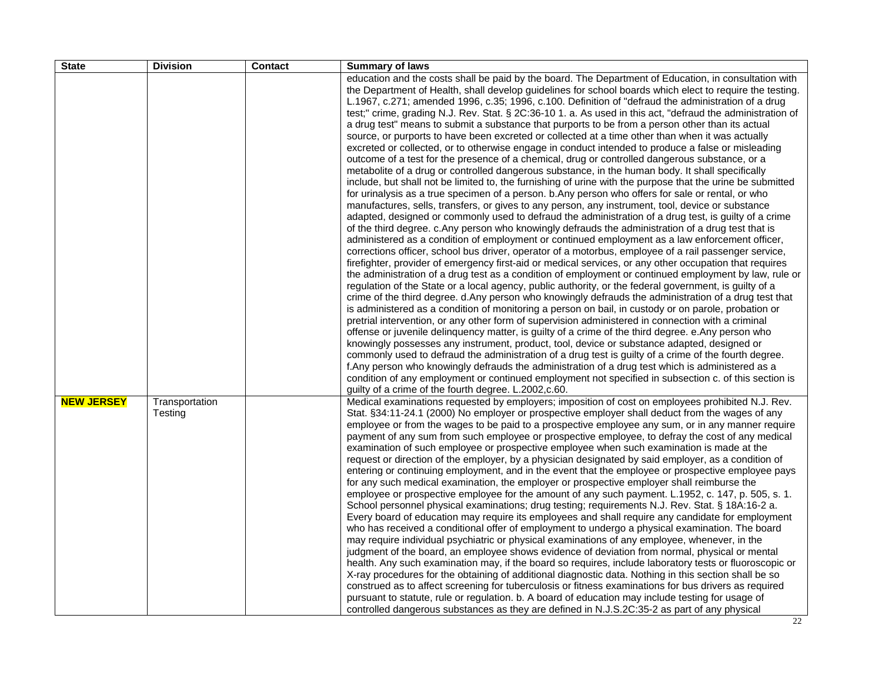| State | Division | Contact | Summary of laws |
| --- | --- | --- | --- |
| | | | education and the costs shall be paid by the board. The Department of Education, in consultation with the Department of Health, shall develop guidelines for school boards which elect to require the testing. L.1967, c.271; amended 1996, c.35; 1996, c.100. Definition of "defraud the administration of a drug test;" crime, grading N.J. Rev. Stat. § 2C:36-10 1. a. As used in this act, "defraud the administration of a drug test" means to submit a substance that purports to be from a person other than its actual source, or purports to have been excreted or collected at a time other than when it was actually excreted or collected, or to otherwise engage in conduct intended to produce a false or misleading outcome of a test for the presence of a chemical, drug or controlled dangerous substance, or a metabolite of a drug or controlled dangerous substance, in the human body. It shall specifically include, but shall not be limited to, the furnishing of urine with the purpose that the urine be submitted for urinalysis as a true specimen of a person. b.Any person who offers for sale or rental, or who manufactures, sells, transfers, or gives to any person, any instrument, tool, device or substance adapted, designed or commonly used to defraud the administration of a drug test, is guilty of a crime of the third degree. c.Any person who knowingly defrauds the administration of a drug test that is administered as a condition of employment or continued employment as a law enforcement officer, corrections officer, school bus driver, operator of a motorbus, employee of a rail passenger service, firefighter, provider of emergency first-aid or medical services, or any other occupation that requires the administration of a drug test as a condition of employment or continued employment by law, rule or regulation of the State or a local agency, public authority, or the federal government, is guilty of a crime of the third degree. d.Any person who knowingly defrauds the administration of a drug test that is administered as a condition of monitoring a person on bail, in custody or on parole, probation or pretrial intervention, or any other form of supervision administered in connection with a criminal offense or juvenile delinquency matter, is guilty of a crime of the third degree. e.Any person who knowingly possesses any instrument, product, tool, device or substance adapted, designed or commonly used to defraud the administration of a drug test is guilty of a crime of the fourth degree. f.Any person who knowingly defrauds the administration of a drug test which is administered as a condition of any employment or continued employment not specified in subsection c. of this section is guilty of a crime of the fourth degree. L.2002,c.60. |
| **NEW JERSEY** | Transportation Testing | | Medical examinations requested by employers; imposition of cost on employees prohibited N.J. Rev. Stat. §34:11-24.1 (2000) No employer or prospective employer shall deduct from the wages of any employee or from the wages to be paid to a prospective employee any sum, or in any manner require payment of any sum from such employee or prospective employee, to defray the cost of any medical examination of such employee or prospective employee when such examination is made at the request or direction of the employer, by a physician designated by said employer, as a condition of entering or continuing employment, and in the event that the employee or prospective employee pays for any such medical examination, the employer or prospective employer shall reimburse the employee or prospective employee for the amount of any such payment. L.1952, c. 147, p. 505, s. 1. School personnel physical examinations; drug testing; requirements N.J. Rev. Stat. § 18A:16-2 a. Every board of education may require its employees and shall require any candidate for employment who has received a conditional offer of employment to undergo a physical examination. The board may require individual psychiatric or physical examinations of any employee, whenever, in the judgment of the board, an employee shows evidence of deviation from normal, physical or mental health. Any such examination may, if the board so requires, include laboratory tests or fluoroscopic or X-ray procedures for the obtaining of additional diagnostic data. Nothing in this section shall be so construed as to affect screening for tuberculosis or fitness examinations for bus drivers as required pursuant to statute, rule or regulation. b. A board of education may include testing for usage of controlled dangerous substances as they are defined in N.J.S.2C:35-2 as part of any physical |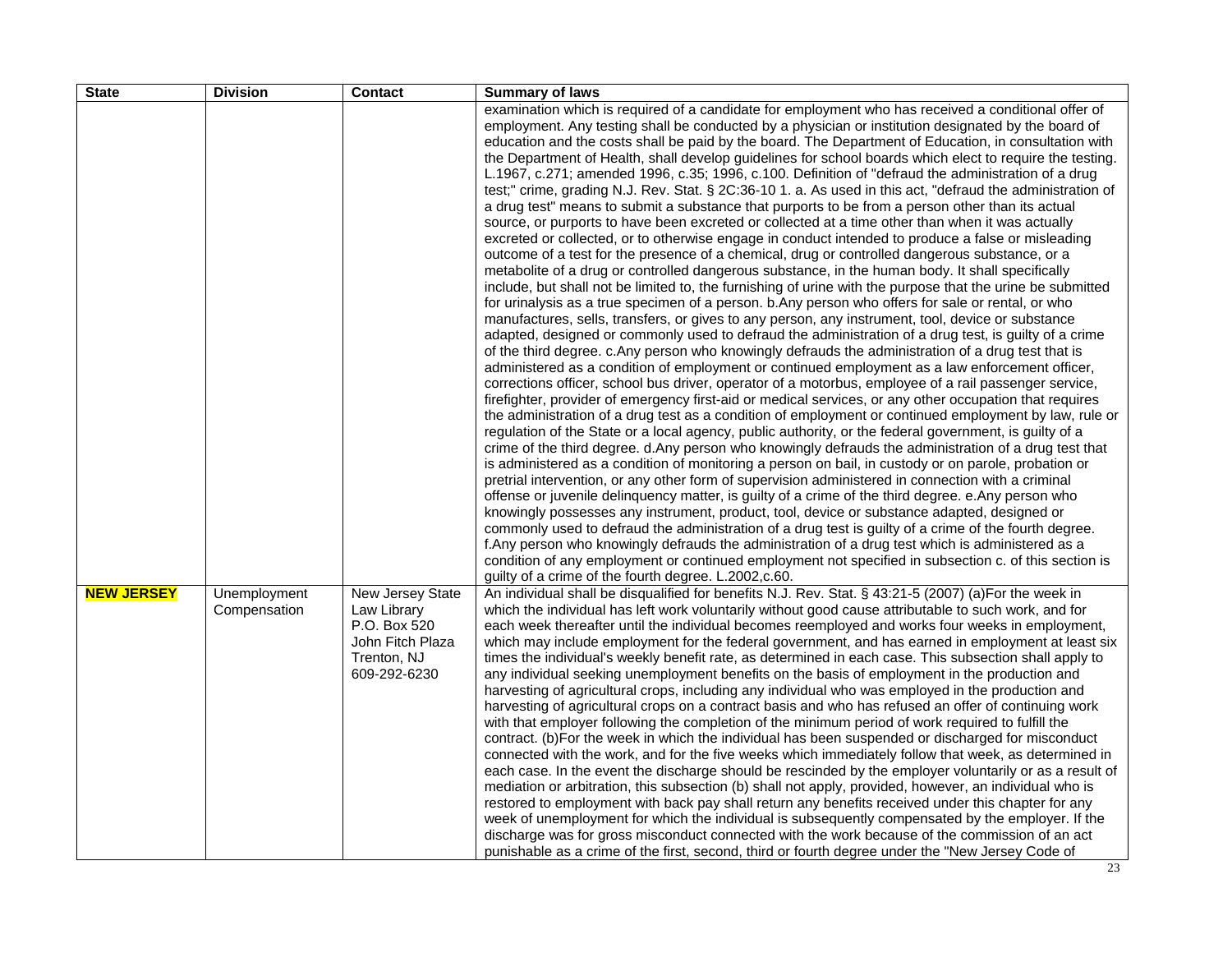| State | Division | Contact | Summary of laws |
|---|---|---|---|
| | | | examination which is required of a candidate for employment who has received a conditional offer of employment. Any testing shall be conducted by a physician or institution designated by the board of education and the costs shall be paid by the board. The Department of Education, in consultation with the Department of Health, shall develop guidelines for school boards which elect to require the testing. L.1967, c.271; amended 1996, c.35; 1996, c.100. Definition of "defraud the administration of a drug test;" crime, grading N.J. Rev. Stat. § 2C:36-10 1. a. As used in this act, "defraud the administration of a drug test" means to submit a substance that purports to be from a person other than its actual source, or purports to have been excreted or collected at a time other than when it was actually excreted or collected, or to otherwise engage in conduct intended to produce a false or misleading outcome of a test for the presence of a chemical, drug or controlled dangerous substance, or a metabolite of a drug or controlled dangerous substance, in the human body. It shall specifically include, but shall not be limited to, the furnishing of urine with the purpose that the urine be submitted for urinalysis as a true specimen of a person. b.Any person who offers for sale or rental, or who manufactures, sells, transfers, or gives to any person, any instrument, tool, device or substance adapted, designed or commonly used to defraud the administration of a drug test, is guilty of a crime of the third degree. c.Any person who knowingly defrauds the administration of a drug test that is administered as a condition of employment or continued employment as a law enforcement officer, corrections officer, school bus driver, operator of a motorbus, employee of a rail passenger service, firefighter, provider of emergency first-aid or medical services, or any other occupation that requires the administration of a drug test as a condition of employment or continued employment by law, rule or regulation of the State or a local agency, public authority, or the federal government, is guilty of a crime of the third degree. d.Any person who knowingly defrauds the administration of a drug test that is administered as a condition of monitoring a person on bail, in custody or on parole, probation or pretrial intervention, or any other form of supervision administered in connection with a criminal offense or juvenile delinquency matter, is guilty of a crime of the third degree. e.Any person who knowingly possesses any instrument, product, tool, device or substance adapted, designed or commonly used to defraud the administration of a drug test is guilty of a crime of the fourth degree. f.Any person who knowingly defrauds the administration of a drug test which is administered as a condition of any employment or continued employment not specified in subsection c. of this section is guilty of a crime of the fourth degree. L.2002,c.60. |
| **NEW JERSEY** | Unemployment Compensation | New Jersey State Law Library<br>P.O. Box 520<br>John Fitch Plaza<br>Trenton, NJ<br>609-292-6230 | An individual shall be disqualified for benefits N.J. Rev. Stat. § 43:21-5 (2007) (a)For the week in which the individual has left work voluntarily without good cause attributable to such work, and for each week thereafter until the individual becomes reemployed and works four weeks in employment, which may include employment for the federal government, and has earned in employment at least six times the individual's weekly benefit rate, as determined in each case. This subsection shall apply to any individual seeking unemployment benefits on the basis of employment in the production and harvesting of agricultural crops, including any individual who was employed in the production and harvesting of agricultural crops on a contract basis and who has refused an offer of continuing work with that employer following the completion of the minimum period of work required to fulfill the contract. (b)For the week in which the individual has been suspended or discharged for misconduct connected with the work, and for the five weeks which immediately follow that week, as determined in each case. In the event the discharge should be rescinded by the employer voluntarily or as a result of mediation or arbitration, this subsection (b) shall not apply, provided, however, an individual who is restored to employment with back pay shall return any benefits received under this chapter for any week of unemployment for which the individual is subsequently compensated by the employer. If the discharge was for gross misconduct connected with the work because of the commission of an act punishable as a crime of the first, second, third or fourth degree under the "New Jersey Code of |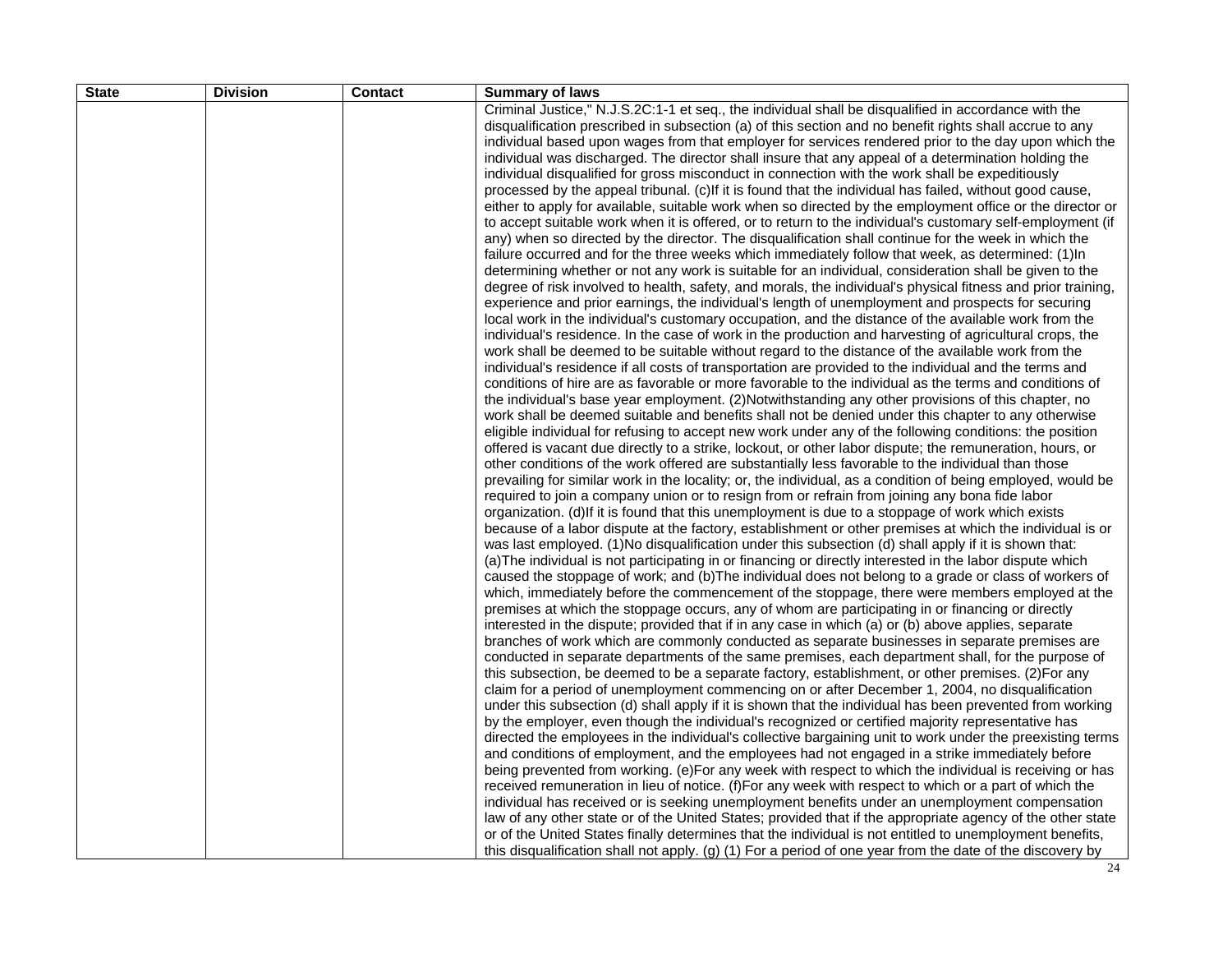| State | Division | Contact | Summary of laws |
| --- | --- | --- | --- |
| | | | Criminal Justice," N.J.S.2C:1-1 et seq., the individual shall be disqualified in accordance with the disqualification prescribed in subsection (a) of this section and no benefit rights shall accrue to any individual based upon wages from that employer for services rendered prior to the day upon which the individual was discharged. The director shall insure that any appeal of a determination holding the individual disqualified for gross misconduct in connection with the work shall be expeditiously processed by the appeal tribunal. (c)If it is found that the individual has failed, without good cause, either to apply for available, suitable work when so directed by the employment office or the director or to accept suitable work when it is offered, or to return to the individual's customary self-employment (if any) when so directed by the director. The disqualification shall continue for the week in which the failure occurred and for the three weeks which immediately follow that week, as determined: (1)In determining whether or not any work is suitable for an individual, consideration shall be given to the degree of risk involved to health, safety, and morals, the individual's physical fitness and prior training, experience and prior earnings, the individual's length of unemployment and prospects for securing local work in the individual's customary occupation, and the distance of the available work from the individual's residence. In the case of work in the production and harvesting of agricultural crops, the work shall be deemed to be suitable without regard to the distance of the available work from the individual's residence if all costs of transportation are provided to the individual and the terms and conditions of hire are as favorable or more favorable to the individual as the terms and conditions of the individual's base year employment. (2)Notwithstanding any other provisions of this chapter, no work shall be deemed suitable and benefits shall not be denied under this chapter to any otherwise eligible individual for refusing to accept new work under any of the following conditions: the position offered is vacant due directly to a strike, lockout, or other labor dispute; the remuneration, hours, or other conditions of the work offered are substantially less favorable to the individual than those prevailing for similar work in the locality; or, the individual, as a condition of being employed, would be required to join a company union or to resign from or refrain from joining any bona fide labor organization. (d)If it is found that this unemployment is due to a stoppage of work which exists because of a labor dispute at the factory, establishment or other premises at which the individual is or was last employed. (1)No disqualification under this subsection (d) shall apply if it is shown that: (a)The individual is not participating in or financing or directly interested in the labor dispute which caused the stoppage of work; and (b)The individual does not belong to a grade or class of workers of which, immediately before the commencement of the stoppage, there were members employed at the premises at which the stoppage occurs, any of whom are participating in or financing or directly interested in the dispute; provided that if in any case in which (a) or (b) above applies, separate branches of work which are commonly conducted as separate businesses in separate premises are conducted in separate departments of the same premises, each department shall, for the purpose of this subsection, be deemed to be a separate factory, establishment, or other premises. (2)For any claim for a period of unemployment commencing on or after December 1, 2004, no disqualification under this subsection (d) shall apply if it is shown that the individual has been prevented from working by the employer, even though the individual's recognized or certified majority representative has directed the employees in the individual's collective bargaining unit to work under the preexisting terms and conditions of employment, and the employees had not engaged in a strike immediately before being prevented from working. (e)For any week with respect to which the individual is receiving or has received remuneration in lieu of notice. (f)For any week with respect to which or a part of which the individual has received or is seeking unemployment benefits under an unemployment compensation law of any other state or of the United States; provided that if the appropriate agency of the other state or of the United States finally determines that the individual is not entitled to unemployment benefits, this disqualification shall not apply. (g) (1) For a period of one year from the date of the discovery by |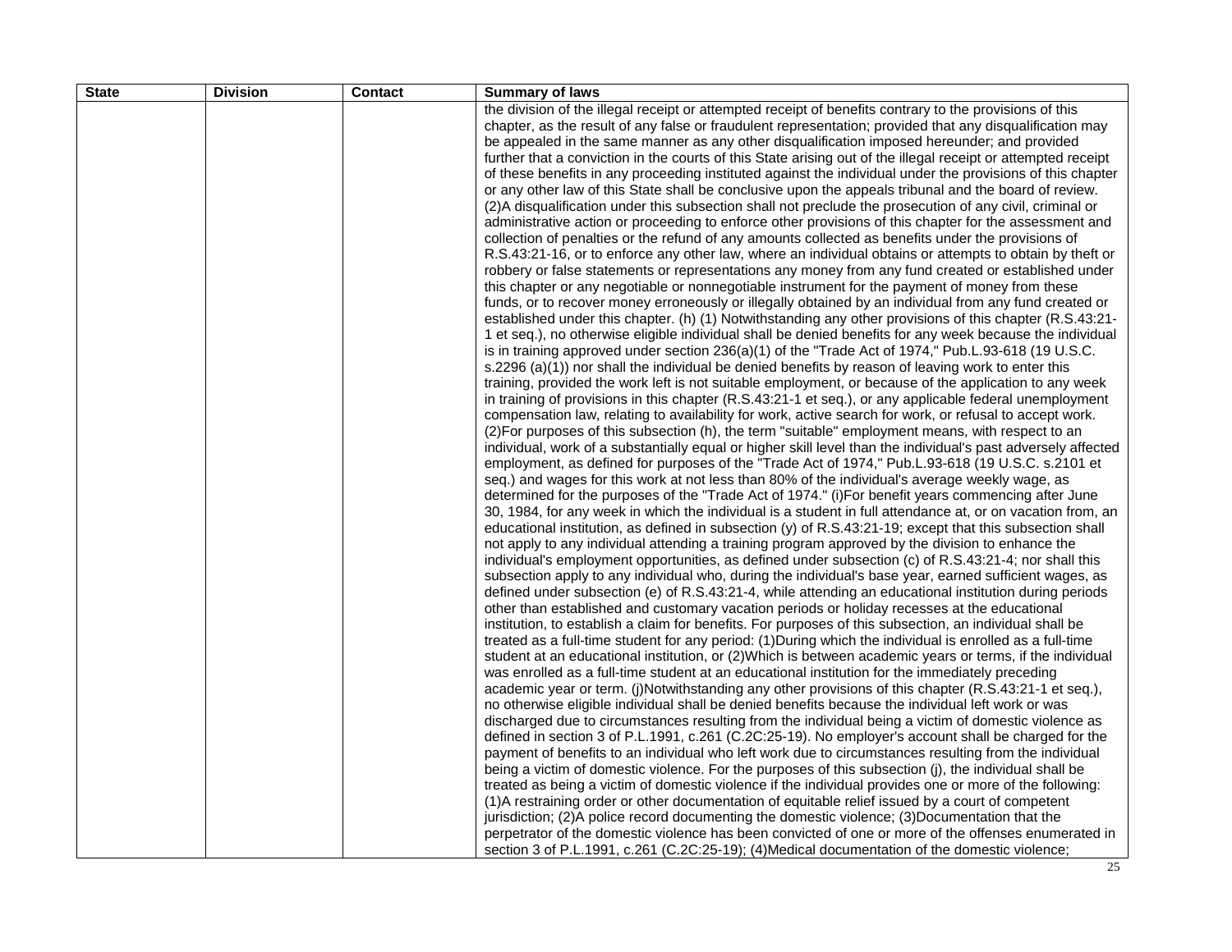| State | Division | Contact | Summary of laws |
| --- | --- | --- | --- |
| | | | the division of the illegal receipt or attempted receipt of benefits contrary to the provisions of this chapter, as the result of any false or fraudulent representation; provided that any disqualification may be appealed in the same manner as any other disqualification imposed hereunder; and provided further that a conviction in the courts of this State arising out of the illegal receipt or attempted receipt of these benefits in any proceeding instituted against the individual under the provisions of this chapter or any other law of this State shall be conclusive upon the appeals tribunal and the board of review. (2)A disqualification under this subsection shall not preclude the prosecution of any civil, criminal or administrative action or proceeding to enforce other provisions of this chapter for the assessment and collection of penalties or the refund of any amounts collected as benefits under the provisions of R.S.43:21-16, or to enforce any other law, where an individual obtains or attempts to obtain by theft or robbery or false statements or representations any money from any fund created or established under this chapter or any negotiable or nonnegotiable instrument for the payment of money from these funds, or to recover money erroneously or illegally obtained by an individual from any fund created or established under this chapter. (h) (1) Notwithstanding any other provisions of this chapter (R.S.43:21-1 et seq.), no otherwise eligible individual shall be denied benefits for any week because the individual is in training approved under section 236(a)(1) of the "Trade Act of 1974," Pub.L.93-618 (19 U.S.C. s.2296 (a)(1)) nor shall the individual be denied benefits by reason of leaving work to enter this training, provided the work left is not suitable employment, or because of the application to any week in training of provisions in this chapter (R.S.43:21-1 et seq.), or any applicable federal unemployment compensation law, relating to availability for work, active search for work, or refusal to accept work. (2)For purposes of this subsection (h), the term "suitable" employment means, with respect to an individual, work of a substantially equal or higher skill level than the individual's past adversely affected employment, as defined for purposes of the "Trade Act of 1974," Pub.L.93-618 (19 U.S.C. s.2101 et seq.) and wages for this work at not less than 80% of the individual's average weekly wage, as determined for the purposes of the "Trade Act of 1974." (i)For benefit years commencing after June 30, 1984, for any week in which the individual is a student in full attendance at, or on vacation from, an educational institution, as defined in subsection (y) of R.S.43:21-19; except that this subsection shall not apply to any individual attending a training program approved by the division to enhance the individual's employment opportunities, as defined under subsection (c) of R.S.43:21-4; nor shall this subsection apply to any individual who, during the individual's base year, earned sufficient wages, as defined under subsection (e) of R.S.43:21-4, while attending an educational institution during periods other than established and customary vacation periods or holiday recesses at the educational institution, to establish a claim for benefits. For purposes of this subsection, an individual shall be treated as a full-time student for any period: (1)During which the individual is enrolled as a full-time student at an educational institution, or (2)Which is between academic years or terms, if the individual was enrolled as a full-time student at an educational institution for the immediately preceding academic year or term. (j)Notwithstanding any other provisions of this chapter (R.S.43:21-1 et seq.), no otherwise eligible individual shall be denied benefits because the individual left work or was discharged due to circumstances resulting from the individual being a victim of domestic violence as defined in section 3 of P.L.1991, c.261 (C.2C:25-19). No employer's account shall be charged for the payment of benefits to an individual who left work due to circumstances resulting from the individual being a victim of domestic violence. For the purposes of this subsection (j), the individual shall be treated as being a victim of domestic violence if the individual provides one or more of the following: (1)A restraining order or other documentation of equitable relief issued by a court of competent jurisdiction; (2)A police record documenting the domestic violence; (3)Documentation that the perpetrator of the domestic violence has been convicted of one or more of the offenses enumerated in section 3 of P.L.1991, c.261 (C.2C:25-19); (4)Medical documentation of the domestic violence; |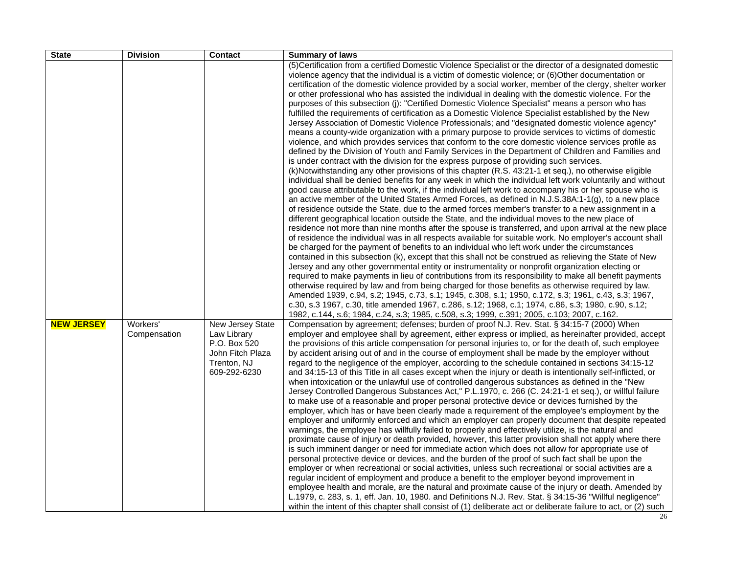| State | Division | Contact | Summary of laws |
|---|---|---|---|
| | | | (5)Certification from a certified Domestic Violence Specialist or the director of a designated domestic violence agency that the individual is a victim of domestic violence; or (6)Other documentation or certification of the domestic violence provided by a social worker, member of the clergy, shelter worker or other professional who has assisted the individual in dealing with the domestic violence. For the purposes of this subsection (j): "Certified Domestic Violence Specialist" means a person who has fulfilled the requirements of certification as a Domestic Violence Specialist established by the New Jersey Association of Domestic Violence Professionals; and "designated domestic violence agency" means a county-wide organization with a primary purpose to provide services to victims of domestic violence, and which provides services that conform to the core domestic violence services profile as defined by the Division of Youth and Family Services in the Department of Children and Families and is under contract with the division for the express purpose of providing such services. (k)Notwithstanding any other provisions of this chapter (R.S. 43:21-1 et seq.), no otherwise eligible individual shall be denied benefits for any week in which the individual left work voluntarily and without good cause attributable to the work, if the individual left work to accompany his or her spouse who is an active member of the United States Armed Forces, as defined in N.J.S.38A:1-1(g), to a new place of residence outside the State, due to the armed forces member's transfer to a new assignment in a different geographical location outside the State, and the individual moves to the new place of residence not more than nine months after the spouse is transferred, and upon arrival at the new place of residence the individual was in all respects available for suitable work. No employer's account shall be charged for the payment of benefits to an individual who left work under the circumstances contained in this subsection (k), except that this shall not be construed as relieving the State of New Jersey and any other governmental entity or instrumentality or nonprofit organization electing or required to make payments in lieu of contributions from its responsibility to make all benefit payments otherwise required by law and from being charged for those benefits as otherwise required by law. Amended 1939, c.94, s.2; 1945, c.73, s.1; 1945, c.308, s.1; 1950, c.172, s.3; 1961, c.43, s.3; 1967, c.30, s.3 1967, c.30, title amended 1967, c.286, s.12; 1968, c.1; 1974, c.86, s.3; 1980, c.90, s.12; 1982, c.144, s.6; 1984, c.24, s.3; 1985, c.508, s.3; 1999, c.391; 2005, c.103; 2007, c.162. |
| **NEW JERSEY** | Workers' Compensation | New Jersey State Law Library P.O. Box 520 John Fitch Plaza Trenton, NJ 609-292-6230 | Compensation by agreement; defenses; burden of proof N.J. Rev. Stat. § 34:15-7 (2000) When employer and employee shall by agreement, either express or implied, as hereinafter provided, accept the provisions of this article compensation for personal injuries to, or for the death of, such employee by accident arising out of and in the course of employment shall be made by the employer without regard to the negligence of the employer, according to the schedule contained in sections 34:15-12 and 34:15-13 of this Title in all cases except when the injury or death is intentionally self-inflicted, or when intoxication or the unlawful use of controlled dangerous substances as defined in the "New Jersey Controlled Dangerous Substances Act," P.L.1970, c. 266 (C. 24:21-1 et seq.), or willful failure to make use of a reasonable and proper personal protective device or devices furnished by the employer, which has or have been clearly made a requirement of the employee's employment by the employer and uniformly enforced and which an employer can properly document that despite repeated warnings, the employee has willfully failed to properly and effectively utilize, is the natural and proximate cause of injury or death provided, however, this latter provision shall not apply where there is such imminent danger or need for immediate action which does not allow for appropriate use of personal protective device or devices, and the burden of the proof of such fact shall be upon the employer or when recreational or social activities, unless such recreational or social activities are a regular incident of employment and produce a benefit to the employer beyond improvement in employee health and morale, are the natural and proximate cause of the injury or death. Amended by L.1979, c. 283, s. 1, eff. Jan. 10, 1980. and Definitions N.J. Rev. Stat. § 34:15-36 "Willful negligence" within the intent of this chapter shall consist of (1) deliberate act or deliberate failure to act, or (2) such |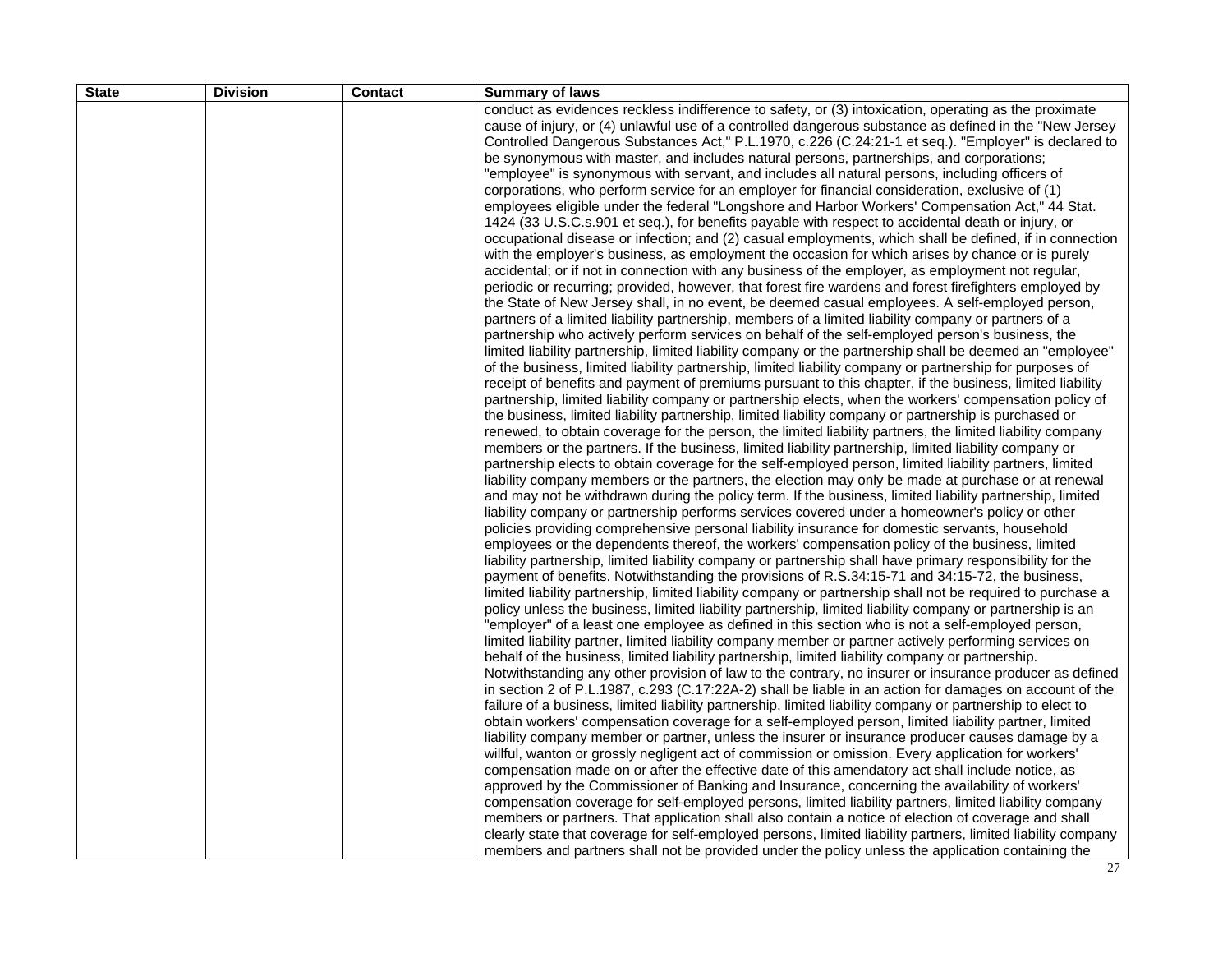| State | Division | Contact | Summary of laws |
|---|---|---|---|
| | | | conduct as evidences reckless indifference to safety, or (3) intoxication, operating as the proximate cause of injury, or (4) unlawful use of a controlled dangerous substance as defined in the "New Jersey Controlled Dangerous Substances Act," P.L.1970, c.226 (C.24:21-1 et seq.). "Employer" is declared to be synonymous with master, and includes natural persons, partnerships, and corporations; "employee" is synonymous with servant, and includes all natural persons, including officers of corporations, who perform service for an employer for financial consideration, exclusive of (1) employees eligible under the federal "Longshore and Harbor Workers' Compensation Act," 44 Stat. 1424 (33 U.S.C.s.901 et seq.), for benefits payable with respect to accidental death or injury, or occupational disease or infection; and (2) casual employments, which shall be defined, if in connection with the employer's business, as employment the occasion for which arises by chance or is purely accidental; or if not in connection with any business of the employer, as employment not regular, periodic or recurring; provided, however, that forest fire wardens and forest firefighters employed by the State of New Jersey shall, in no event, be deemed casual employees. A self-employed person, partners of a limited liability partnership, members of a limited liability company or partners of a partnership who actively perform services on behalf of the self-employed person's business, the limited liability partnership, limited liability company or the partnership shall be deemed an "employee" of the business, limited liability partnership, limited liability company or partnership for purposes of receipt of benefits and payment of premiums pursuant to this chapter, if the business, limited liability partnership, limited liability company or partnership elects, when the workers' compensation policy of the business, limited liability partnership, limited liability company or partnership is purchased or renewed, to obtain coverage for the person, the limited liability partners, the limited liability company members or the partners. If the business, limited liability partnership, limited liability company or partnership elects to obtain coverage for the self-employed person, limited liability partners, limited liability company members or the partners, the election may only be made at purchase or at renewal and may not be withdrawn during the policy term. If the business, limited liability partnership, limited liability company or partnership performs services covered under a homeowner's policy or other policies providing comprehensive personal liability insurance for domestic servants, household employees or the dependents thereof, the workers' compensation policy of the business, limited liability partnership, limited liability company or partnership shall have primary responsibility for the payment of benefits. Notwithstanding the provisions of R.S.34:15-71 and 34:15-72, the business, limited liability partnership, limited liability company or partnership shall not be required to purchase a policy unless the business, limited liability partnership, limited liability company or partnership is an "employer" of a least one employee as defined in this section who is not a self-employed person, limited liability partner, limited liability company member or partner actively performing services on behalf of the business, limited liability partnership, limited liability company or partnership. Notwithstanding any other provision of law to the contrary, no insurer or insurance producer as defined in section 2 of P.L.1987, c.293 (C.17:22A-2) shall be liable in an action for damages on account of the failure of a business, limited liability partnership, limited liability company or partnership to elect to obtain workers' compensation coverage for a self-employed person, limited liability partner, limited liability company member or partner, unless the insurer or insurance producer causes damage by a willful, wanton or grossly negligent act of commission or omission. Every application for workers' compensation made on or after the effective date of this amendatory act shall include notice, as approved by the Commissioner of Banking and Insurance, concerning the availability of workers' compensation coverage for self-employed persons, limited liability partners, limited liability company members or partners. That application shall also contain a notice of election of coverage and shall clearly state that coverage for self-employed persons, limited liability partners, limited liability company members and partners shall not be provided under the policy unless the application containing the |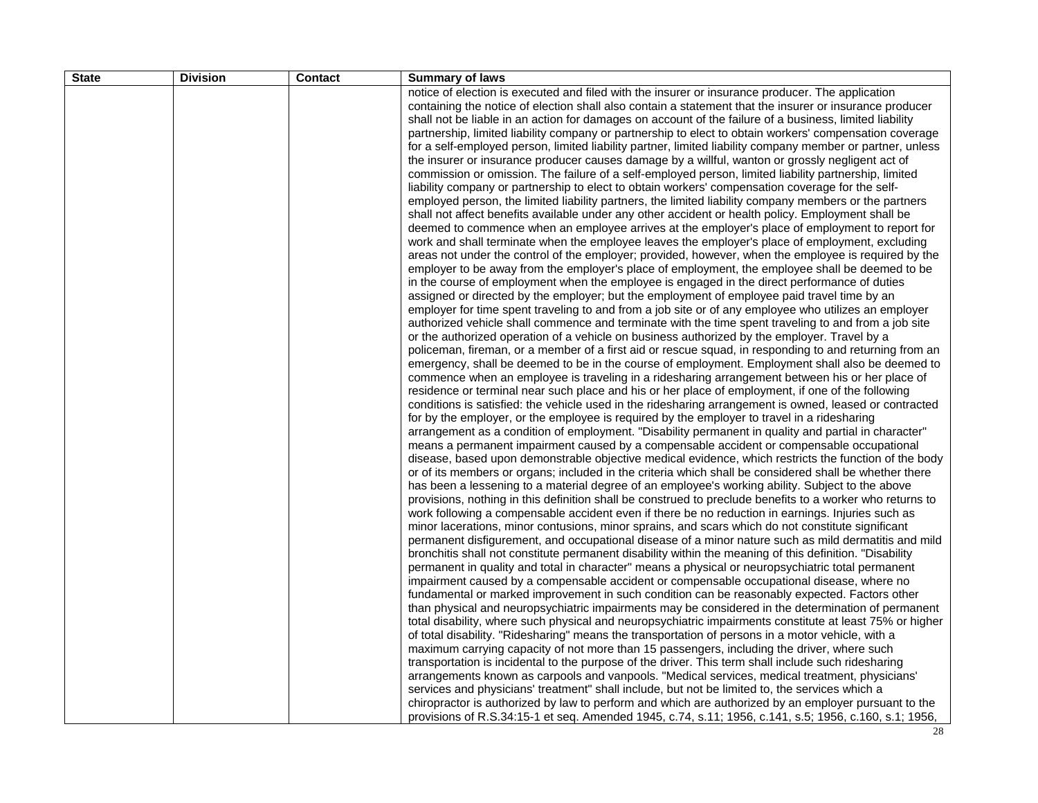| State | Division | Contact | Summary of laws |
| --- | --- | --- | --- |
| | | | notice of election is executed and filed with the insurer or insurance producer. The application containing the notice of election shall also contain a statement that the insurer or insurance producer shall not be liable in an action for damages on account of the failure of a business, limited liability partnership, limited liability company or partnership to elect to obtain workers' compensation coverage for a self-employed person, limited liability partner, limited liability company member or partner, unless the insurer or insurance producer causes damage by a willful, wanton or grossly negligent act of commission or omission. The failure of a self-employed person, limited liability partnership, limited liability company or partnership to elect to obtain workers' compensation coverage for the self-employed person, the limited liability partners, the limited liability company members or the partners shall not affect benefits available under any other accident or health policy. Employment shall be deemed to commence when an employee arrives at the employer's place of employment to report for work and shall terminate when the employee leaves the employer's place of employment, excluding areas not under the control of the employer; provided, however, when the employee is required by the employer to be away from the employer's place of employment, the employee shall be deemed to be in the course of employment when the employee is engaged in the direct performance of duties assigned or directed by the employer; but the employment of employee paid travel time by an employer for time spent traveling to and from a job site or of any employee who utilizes an employer authorized vehicle shall commence and terminate with the time spent traveling to and from a job site or the authorized operation of a vehicle on business authorized by the employer. Travel by a policeman, fireman, or a member of a first aid or rescue squad, in responding to and returning from an emergency, shall be deemed to be in the course of employment. Employment shall also be deemed to commence when an employee is traveling in a ridesharing arrangement between his or her place of residence or terminal near such place and his or her place of employment, if one of the following conditions is satisfied: the vehicle used in the ridesharing arrangement is owned, leased or contracted for by the employer, or the employee is required by the employer to travel in a ridesharing arrangement as a condition of employment. "Disability permanent in quality and partial in character" means a permanent impairment caused by a compensable accident or compensable occupational disease, based upon demonstrable objective medical evidence, which restricts the function of the body or of its members or organs; included in the criteria which shall be considered shall be whether there has been a lessening to a material degree of an employee's working ability. Subject to the above provisions, nothing in this definition shall be construed to preclude benefits to a worker who returns to work following a compensable accident even if there be no reduction in earnings. Injuries such as minor lacerations, minor contusions, minor sprains, and scars which do not constitute significant permanent disfigurement, and occupational disease of a minor nature such as mild dermatitis and mild bronchitis shall not constitute permanent disability within the meaning of this definition. "Disability permanent in quality and total in character" means a physical or neuropsychiatric total permanent impairment caused by a compensable accident or compensable occupational disease, where no fundamental or marked improvement in such condition can be reasonably expected. Factors other than physical and neuropsychiatric impairments may be considered in the determination of permanent total disability, where such physical and neuropsychiatric impairments constitute at least 75% or higher of total disability. "Ridesharing" means the transportation of persons in a motor vehicle, with a maximum carrying capacity of not more than 15 passengers, including the driver, where such transportation is incidental to the purpose of the driver. This term shall include such ridesharing arrangements known as carpools and vanpools. "Medical services, medical treatment, physicians' services and physicians' treatment" shall include, but not be limited to, the services which a chiropractor is authorized by law to perform and which are authorized by an employer pursuant to the provisions of R.S.34:15-1 et seq. Amended 1945, c.74, s.11; 1956, c.141, s.5; 1956, c.160, s.1; 1956, |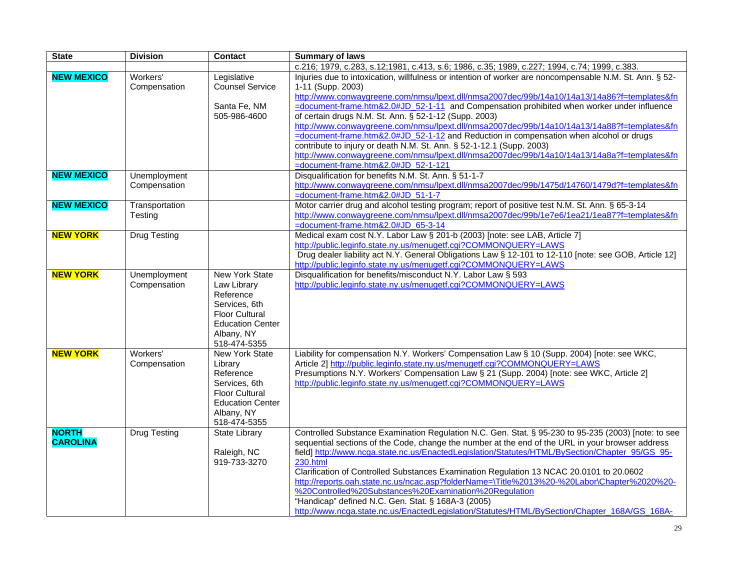| State | Division | Contact | Summary of laws |
|---|---|---|---|
| | | | c.216; 1979, c.283, s.12;1981, c.413, s.6; 1986, c.35; 1989, c.227; 1994, c.74; 1999, c.383. |
| **NEW MEXICO** | Workers' Compensation | Legislative Counsel Service<br><br>Santa Fe, NM<br>505-986-4600 | Injuries due to intoxication, willfulness or intention of worker are noncompensable N.M. St. Ann. § 52-1-11 (Supp. 2003) http://www.conwaygreene.com/nmsu/lpext.dll/nmsa2007dec/99b/14a10/14a13/14a86?f=templates&fn=document-frame.htm&2.0#JD_52-1-11 and Compensation prohibited when worker under influence of certain drugs N.M. St. Ann. § 52-1-12 (Supp. 2003) http://www.conwaygreene.com/nmsu/lpext.dll/nmsa2007dec/99b/14a10/14a13/14a88?f=templates&fn=document-frame.htm&2.0#JD_52-1-12 and Reduction in compensation when alcohol or drugs contribute to injury or death N.M. St. Ann. § 52-1-12.1 (Supp. 2003) http://www.conwaygreene.com/nmsu/lpext.dll/nmsa2007dec/99b/14a10/14a13/14a8a?f=templates&fn=document-frame.htm&2.0#JD_52-1-121 |
| **NEW MEXICO** | Unemployment Compensation | | Disqualification for benefits N.M. St. Ann. § 51-1-7 http://www.conwaygreene.com/nmsu/lpext.dll/nmsa2007dec/99b/1475d/14760/1479d?f=templates&fn=document-frame.htm&2.0#JD_51-1-7 |
| **NEW MEXICO** | Transportation Testing | | Motor carrier drug and alcohol testing program; report of positive test N.M. St. Ann. § 65-3-14 http://www.conwaygreene.com/nmsu/lpext.dll/nmsa2007dec/99b/1e7e6/1ea21/1ea87?f=templates&fn=document-frame.htm&2.0#JD_65-3-14 |
| **NEW YORK** | Drug Testing | | Medical exam cost N.Y. Labor Law § 201-b (2003) [note: see LAB, Article 7] http://public.leginfo.state.ny.us/menugetf.cgi?COMMONQUERY=LAWS<br>Drug dealer liability act N.Y. General Obligations Law § 12-101 to 12-110 [note: see GOB, Article 12] http://public.leginfo.state.ny.us/menugetf.cgi?COMMONQUERY=LAWS |
| **NEW YORK** | Unemployment Compensation | New York State Law Library Reference Services, 6th Floor Cultural Education Center Albany, NY 518-474-5355 | Disqualification for benefits/misconduct N.Y. Labor Law § 593 http://public.leginfo.state.ny.us/menugetf.cgi?COMMONQUERY=LAWS |
| **NEW YORK** | Workers' Compensation | New York State Library Reference Services, 6th Floor Cultural Education Center Albany, NY 518-474-5355 | Liability for compensation N.Y. Workers' Compensation Law § 10 (Supp. 2004) [note: see WKC, Article 2] http://public.leginfo.state.ny.us/menugetf.cgi?COMMONQUERY=LAWS<br>Presumptions N.Y. Workers' Compensation Law § 21 (Supp. 2004) [note: see WKC, Article 2] http://public.leginfo.state.ny.us/menugetf.cgi?COMMONQUERY=LAWS |
| **NORTH CAROLINA** | Drug Testing | State Library<br><br>Raleigh, NC<br>919-733-3270 | Controlled Substance Examination Regulation N.C. Gen. Stat. § 95-230 to 95-235 (2003) [note: to see sequential sections of the Code, change the number at the end of the URL in your browser address field] http://www.ncga.state.nc.us/EnactedLegislation/Statutes/HTML/BySection/Chapter_95/GS_95-230.html<br>Clarification of Controlled Substances Examination Regulation 13 NCAC 20.0101 to 20.0602 http://reports.oah.state.nc.us/ncac.asp?folderName=\Title%2013%20-%20Labor\Chapter%2020%20-%20Controlled%20Substances%20Examination%20Regulation<br>"Handicap" defined N.C. Gen. Stat. § 168A-3 (2005) http://www.ncga.state.nc.us/EnactedLegislation/Statutes/HTML/BySection/Chapter_168A/GS_168A- |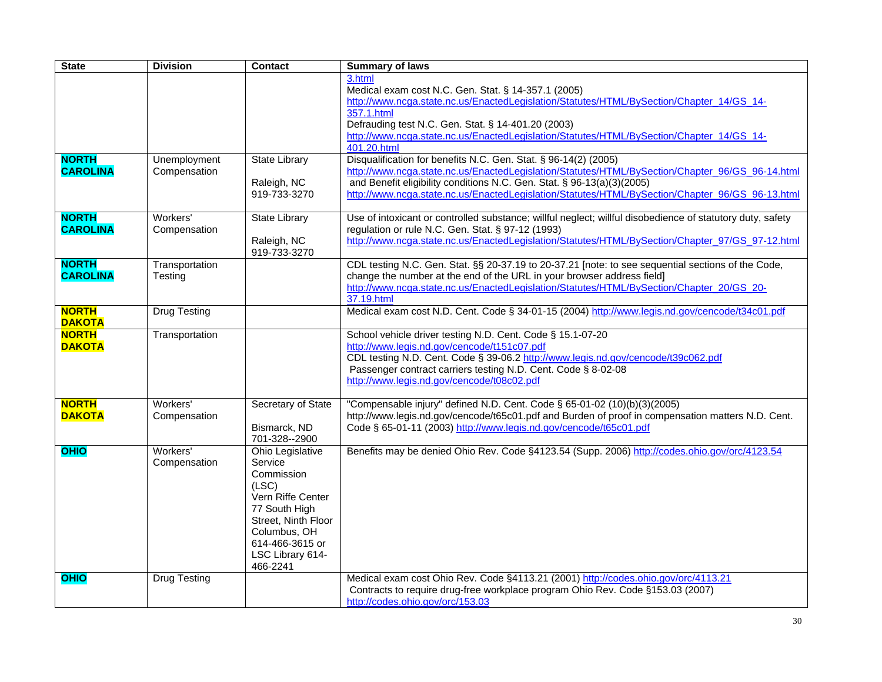| State | Division | Contact | Summary of laws |
|---|---|---|---|
| | | | 3.html<br>Medical exam cost N.C. Gen. Stat. § 14-357.1 (2005) http://www.ncga.state.nc.us/EnactedLegislation/Statutes/HTML/BySection/Chapter_14/GS_14-357.1.html<br>Defrauding test N.C. Gen. Stat. § 14-401.20 (2003) http://www.ncga.state.nc.us/EnactedLegislation/Statutes/HTML/BySection/Chapter_14/GS_14-401.20.html |
| **NORTH CAROLINA** | Unemployment Compensation | State Library<br><br>Raleigh, NC<br>919-733-3270 | Disqualification for benefits N.C. Gen. Stat. § 96-14(2) (2005) http://www.ncga.state.nc.us/EnactedLegislation/Statutes/HTML/BySection/Chapter_96/GS_96-14.html and Benefit eligibility conditions N.C. Gen. Stat. § 96-13(a)(3)(2005) http://www.ncga.state.nc.us/EnactedLegislation/Statutes/HTML/BySection/Chapter_96/GS_96-13.html |
| **NORTH CAROLINA** | Workers' Compensation | State Library<br><br>Raleigh, NC<br>919-733-3270 | Use of intoxicant or controlled substance; willful neglect; willful disobedience of statutory duty, safety regulation or rule N.C. Gen. Stat. § 97-12 (1993) http://www.ncga.state.nc.us/EnactedLegislation/Statutes/HTML/BySection/Chapter_97/GS_97-12.html |
| **NORTH CAROLINA** | Transportation Testing | | CDL testing N.C. Gen. Stat. §§ 20-37.19 to 20-37.21 [note: to see sequential sections of the Code, change the number at the end of the URL in your browser address field] http://www.ncga.state.nc.us/EnactedLegislation/Statutes/HTML/BySection/Chapter_20/GS_20-37.19.html |
| **NORTH DAKOTA** | Drug Testing | | Medical exam cost N.D. Cent. Code § 34-01-15 (2004) http://www.legis.nd.gov/cencode/t34c01.pdf |
| **NORTH DAKOTA** | Transportation | | School vehicle driver testing N.D. Cent. Code § 15.1-07-20 http://www.legis.nd.gov/cencode/t151c07.pdf<br>CDL testing N.D. Cent. Code § 39-06.2 http://www.legis.nd.gov/cencode/t39c062.pdf<br>Passenger contract carriers testing N.D. Cent. Code § 8-02-08 http://www.legis.nd.gov/cencode/t08c02.pdf |
| **NORTH DAKOTA** | Workers' Compensation | Secretary of State<br><br>Bismarck, ND<br>701-328--2900 | "Compensable injury" defined N.D. Cent. Code § 65-01-02 (10)(b)(3)(2005) http://www.legis.nd.gov/cencode/t65c01.pdf and Burden of proof in compensation matters N.D. Cent. Code § 65-01-11 (2003) http://www.legis.nd.gov/cencode/t65c01.pdf |
| **OHIO** | Workers' Compensation | Ohio Legislative Service Commission (LSC)<br>Vern Riffe Center<br>77 South High Street, Ninth Floor<br>Columbus, OH<br>614-466-3615 or LSC Library 614-466-2241 | Benefits may be denied Ohio Rev. Code §4123.54 (Supp. 2006) http://codes.ohio.gov/orc/4123.54 |
| **OHIO** | Drug Testing | | Medical exam cost Ohio Rev. Code §4113.21 (2001) http://codes.ohio.gov/orc/4113.21<br>Contracts to require drug-free workplace program Ohio Rev. Code §153.03 (2007) http://codes.ohio.gov/orc/153.03 |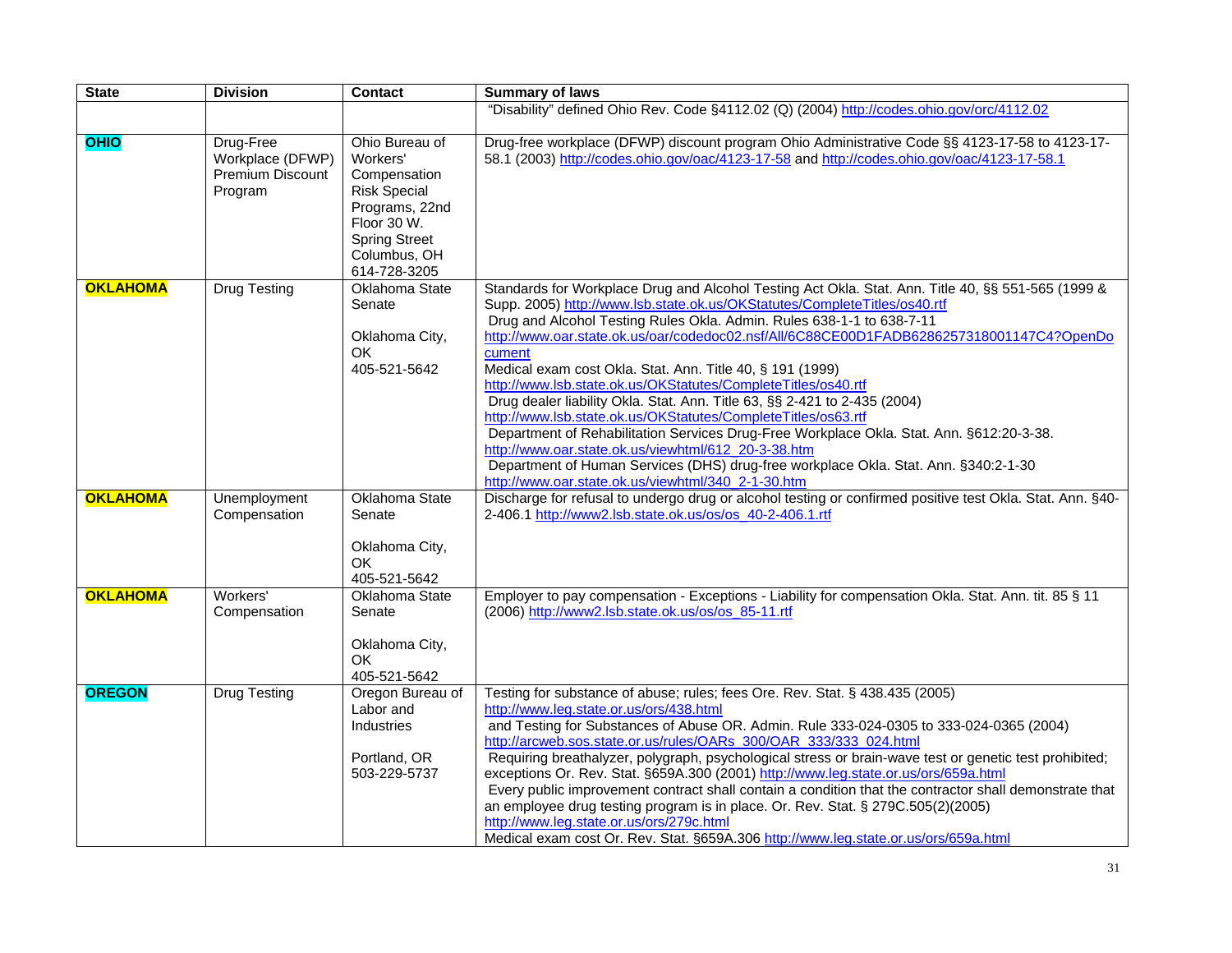| State | Division | Contact | Summary of laws |
|---|---|---|---|
| | | | "Disability" defined Ohio Rev. Code §4112.02 (Q) (2004) http://codes.ohio.gov/orc/4112.02 |
| **OHIO** | Drug-Free Workplace (DFWP) Premium Discount Program | Ohio Bureau of Workers' Compensation Risk Special Programs, 22nd Floor 30 W. Spring Street Columbus, OH 614-728-3205 | Drug-free workplace (DFWP) discount program Ohio Administrative Code §§ 4123-17-58 to 4123-17-58.1 (2003) http://codes.ohio.gov/oac/4123-17-58 and http://codes.ohio.gov/oac/4123-17-58.1 |
| **OKLAHOMA** | Drug Testing | Oklahoma State Senate<br><br>Oklahoma City, OK<br>405-521-5642 | Standards for Workplace Drug and Alcohol Testing Act Okla. Stat. Ann. Title 40, §§ 551-565 (1999 & Supp. 2005) http://www.lsb.state.ok.us/OKStatutes/CompleteTitles/os40.rtf<br>Drug and Alcohol Testing Rules Okla. Admin. Rules 638-1-1 to 638-7-11 http://www.oar.state.ok.us/oar/codedoc02.nsf/All/6C88CE00D1FADB6286257318001147C4?OpenDocument<br>Medical exam cost Okla. Stat. Ann. Title 40, § 191 (1999) http://www.lsb.state.ok.us/OKStatutes/CompleteTitles/os40.rtf<br>Drug dealer liability Okla. Stat. Ann. Title 63, §§ 2-421 to 2-435 (2004) http://www.lsb.state.ok.us/OKStatutes/CompleteTitles/os63.rtf<br>Department of Rehabilitation Services Drug-Free Workplace Okla. Stat. Ann. §612:20-3-38. http://www.oar.state.ok.us/viewhtml/612_20-3-38.htm<br>Department of Human Services (DHS) drug-free workplace Okla. Stat. Ann. §340:2-1-30 http://www.oar.state.ok.us/viewhtml/340_2-1-30.htm |
| **OKLAHOMA** | Unemployment Compensation | Oklahoma State Senate<br><br>Oklahoma City, OK<br>405-521-5642 | Discharge for refusal to undergo drug or alcohol testing or confirmed positive test Okla. Stat. Ann. §40-2-406.1 http://www2.lsb.state.ok.us/os/os_40-2-406.1.rtf |
| **OKLAHOMA** | Workers' Compensation | Oklahoma State Senate<br><br>Oklahoma City, OK<br>405-521-5642 | Employer to pay compensation - Exceptions - Liability for compensation Okla. Stat. Ann. tit. 85 § 11 (2006) http://www2.lsb.state.ok.us/os/os_85-11.rtf |
| **OREGON** | Drug Testing | Oregon Bureau of Labor and Industries<br><br>Portland, OR<br>503-229-5737 | Testing for substance of abuse; rules; fees Ore. Rev. Stat. § 438.435 (2005) http://www.leg.state.or.us/ors/438.html<br>and Testing for Substances of Abuse OR. Admin. Rule 333-024-0305 to 333-024-0365 (2004) http://arcweb.sos.state.or.us/rules/OARs_300/OAR_333/333_024.html<br>Requiring breathalyzer, polygraph, psychological stress or brain-wave test or genetic test prohibited; exceptions Or. Rev. Stat. §659A.300 (2001) http://www.leg.state.or.us/ors/659a.html<br>Every public improvement contract shall contain a condition that the contractor shall demonstrate that an employee drug testing program is in place. Or. Rev. Stat. § 279C.505(2)(2005) http://www.leg.state.or.us/ors/279c.html<br>Medical exam cost Or. Rev. Stat. §659A.306 http://www.leg.state.or.us/ors/659a.html |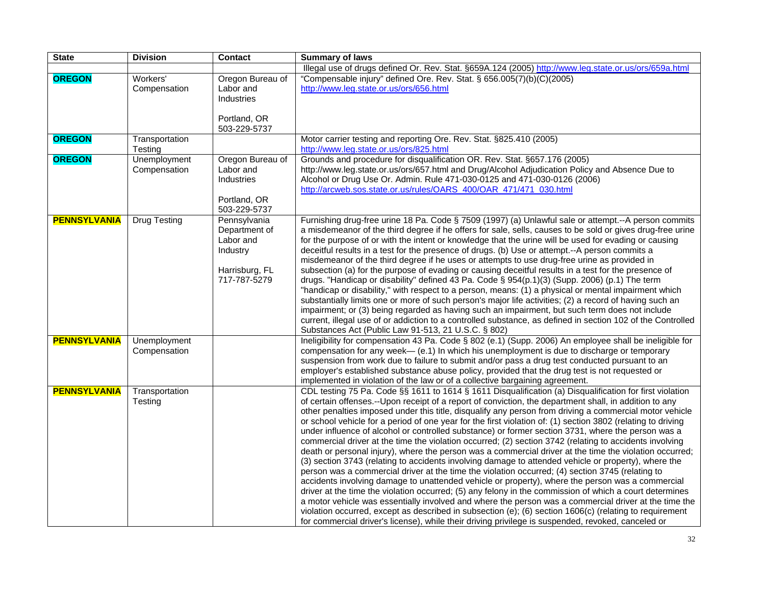| State | Division | Contact | Summary of laws |
|---|---|---|---|
| | | | Illegal use of drugs defined Or. Rev. Stat. §659A.124 (2005) http://www.leg.state.or.us/ors/659a.html |
| **OREGON** | Workers' Compensation | Oregon Bureau of Labor and Industries<br><br>Portland, OR<br>503-229-5737 | "Compensable injury" defined Ore. Rev. Stat. § 656.005(7)(b)(C)(2005) http://www.leg.state.or.us/ors/656.html |
| **OREGON** | Transportation Testing | | Motor carrier testing and reporting Ore. Rev. Stat. §825.410 (2005) http://www.leg.state.or.us/ors/825.html |
| **OREGON** | Unemployment Compensation | Oregon Bureau of Labor and Industries<br><br>Portland, OR<br>503-229-5737 | Grounds and procedure for disqualification OR. Rev. Stat. §657.176 (2005) http://www.leg.state.or.us/ors/657.html and Drug/Alcohol Adjudication Policy and Absence Due to Alcohol or Drug Use Or. Admin. Rule 471-030-0125 and 471-030-0126 (2006) http://arcweb.sos.state.or.us/rules/OARS_400/OAR_471/471_030.html |
| **PENNSYLVANIA** | Drug Testing | Pennsylvania Department of Labor and Industry<br><br>Harrisburg, FL<br>717-787-5279 | Furnishing drug-free urine 18 Pa. Code § 7509 (1997) (a) Unlawful sale or attempt.--A person commits a misdemeanor of the third degree if he offers for sale, sells, causes to be sold or gives drug-free urine for the purpose of or with the intent or knowledge that the urine will be used for evading or causing deceitful results in a test for the presence of drugs. (b) Use or attempt.--A person commits a misdemeanor of the third degree if he uses or attempts to use drug-free urine as provided in subsection (a) for the purpose of evading or causing deceitful results in a test for the presence of drugs. "Handicap or disability" defined 43 Pa. Code § 954(p.1)(3) (Supp. 2006) (p.1) The term "handicap or disability," with respect to a person, means: (1) a physical or mental impairment which substantially limits one or more of such person's major life activities; (2) a record of having such an impairment; or (3) being regarded as having such an impairment, but such term does not include current, illegal use of or addiction to a controlled substance, as defined in section 102 of the Controlled Substances Act (Public Law 91-513, 21 U.S.C. § 802) |
| **PENNSYLVANIA** | Unemployment Compensation | | Ineligibility for compensation 43 Pa. Code § 802 (e.1) (Supp. 2006) An employee shall be ineligible for compensation for any week— (e.1) In which his unemployment is due to discharge or temporary suspension from work due to failure to submit and/or pass a drug test conducted pursuant to an employer's established substance abuse policy, provided that the drug test is not requested or implemented in violation of the law or of a collective bargaining agreement. |
| **PENNSYLVANIA** | Transportation Testing | | CDL testing 75 Pa. Code §§ 1611 to 1614 § 1611 Disqualification (a) Disqualification for first violation of certain offenses.--Upon receipt of a report of conviction, the department shall, in addition to any other penalties imposed under this title, disqualify any person from driving a commercial motor vehicle or school vehicle for a period of one year for the first violation of: (1) section 3802 (relating to driving under influence of alcohol or controlled substance) or former section 3731, where the person was a commercial driver at the time the violation occurred; (2) section 3742 (relating to accidents involving death or personal injury), where the person was a commercial driver at the time the violation occurred; (3) section 3743 (relating to accidents involving damage to attended vehicle or property), where the person was a commercial driver at the time the violation occurred; (4) section 3745 (relating to accidents involving damage to unattended vehicle or property), where the person was a commercial driver at the time the violation occurred; (5) any felony in the commission of which a court determines a motor vehicle was essentially involved and where the person was a commercial driver at the time the violation occurred, except as described in subsection (e); (6) section 1606(c) (relating to requirement for commercial driver's license), while their driving privilege is suspended, revoked, canceled or |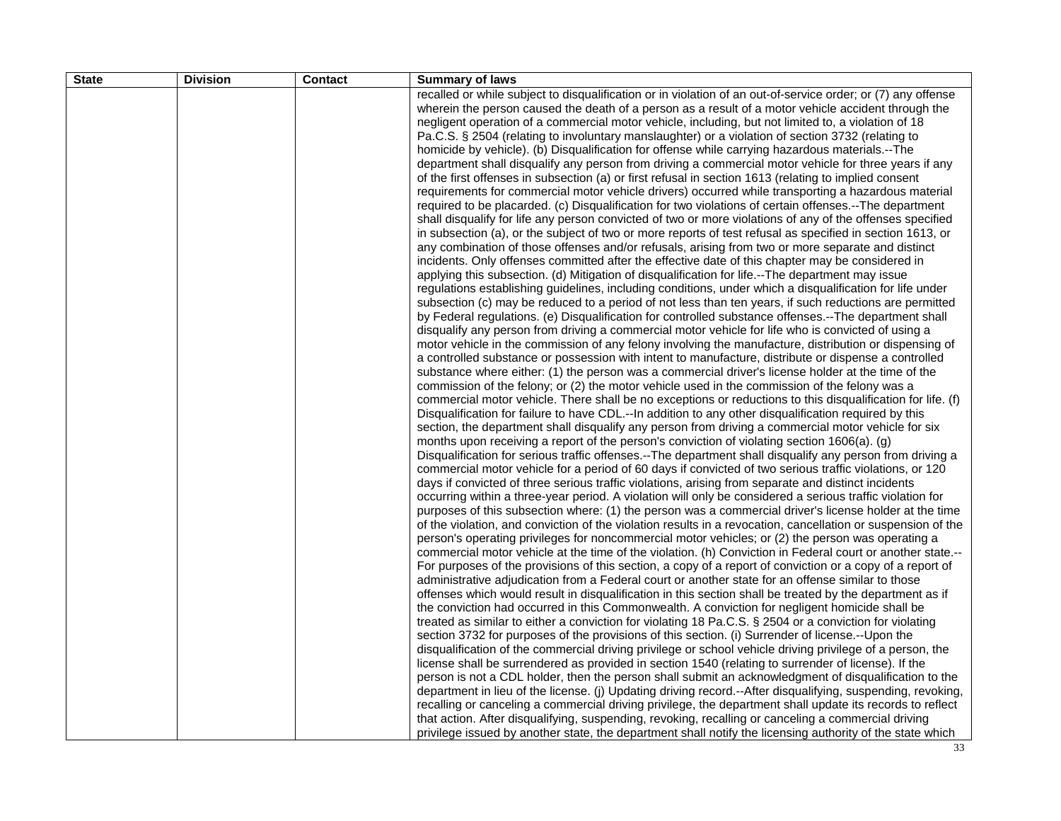| State | Division | Contact | Summary of laws |
| --- | --- | --- | --- |
| | | | recalled or while subject to disqualification or in violation of an out-of-service order; or (7) any offense wherein the person caused the death of a person as a result of a motor vehicle accident through the negligent operation of a commercial motor vehicle, including, but not limited to, a violation of 18 Pa.C.S. § 2504 (relating to involuntary manslaughter) or a violation of section 3732 (relating to homicide by vehicle). (b) Disqualification for offense while carrying hazardous materials.--The department shall disqualify any person from driving a commercial motor vehicle for three years if any of the first offenses in subsection (a) or first refusal in section 1613 (relating to implied consent requirements for commercial motor vehicle drivers) occurred while transporting a hazardous material required to be placarded. (c) Disqualification for two violations of certain offenses.--The department shall disqualify for life any person convicted of two or more violations of any of the offenses specified in subsection (a), or the subject of two or more reports of test refusal as specified in section 1613, or any combination of those offenses and/or refusals, arising from two or more separate and distinct incidents. Only offenses committed after the effective date of this chapter may be considered in applying this subsection. (d) Mitigation of disqualification for life.--The department may issue regulations establishing guidelines, including conditions, under which a disqualification for life under subsection (c) may be reduced to a period of not less than ten years, if such reductions are permitted by Federal regulations. (e) Disqualification for controlled substance offenses.--The department shall disqualify any person from driving a commercial motor vehicle for life who is convicted of using a motor vehicle in the commission of any felony involving the manufacture, distribution or dispensing of a controlled substance or possession with intent to manufacture, distribute or dispense a controlled substance where either: (1) the person was a commercial driver's license holder at the time of the commission of the felony; or (2) the motor vehicle used in the commission of the felony was a commercial motor vehicle. There shall be no exceptions or reductions to this disqualification for life. (f) Disqualification for failure to have CDL.--In addition to any other disqualification required by this section, the department shall disqualify any person from driving a commercial motor vehicle for six months upon receiving a report of the person's conviction of violating section 1606(a). (g) Disqualification for serious traffic offenses.--The department shall disqualify any person from driving a commercial motor vehicle for a period of 60 days if convicted of two serious traffic violations, or 120 days if convicted of three serious traffic violations, arising from separate and distinct incidents occurring within a three-year period. A violation will only be considered a serious traffic violation for purposes of this subsection where: (1) the person was a commercial driver's license holder at the time of the violation, and conviction of the violation results in a revocation, cancellation or suspension of the person's operating privileges for noncommercial motor vehicles; or (2) the person was operating a commercial motor vehicle at the time of the violation. (h) Conviction in Federal court or another state.--For purposes of the provisions of this section, a copy of a report of conviction or a copy of a report of administrative adjudication from a Federal court or another state for an offense similar to those offenses which would result in disqualification in this section shall be treated by the department as if the conviction had occurred in this Commonwealth. A conviction for negligent homicide shall be treated as similar to either a conviction for violating 18 Pa.C.S. § 2504 or a conviction for violating section 3732 for purposes of the provisions of this section. (i) Surrender of license.--Upon the disqualification of the commercial driving privilege or school vehicle driving privilege of a person, the license shall be surrendered as provided in section 1540 (relating to surrender of license). If the person is not a CDL holder, then the person shall submit an acknowledgment of disqualification to the department in lieu of the license. (j) Updating driving record.--After disqualifying, suspending, revoking, recalling or canceling a commercial driving privilege, the department shall update its records to reflect that action. After disqualifying, suspending, revoking, recalling or canceling a commercial driving privilege issued by another state, the department shall notify the licensing authority of the state which |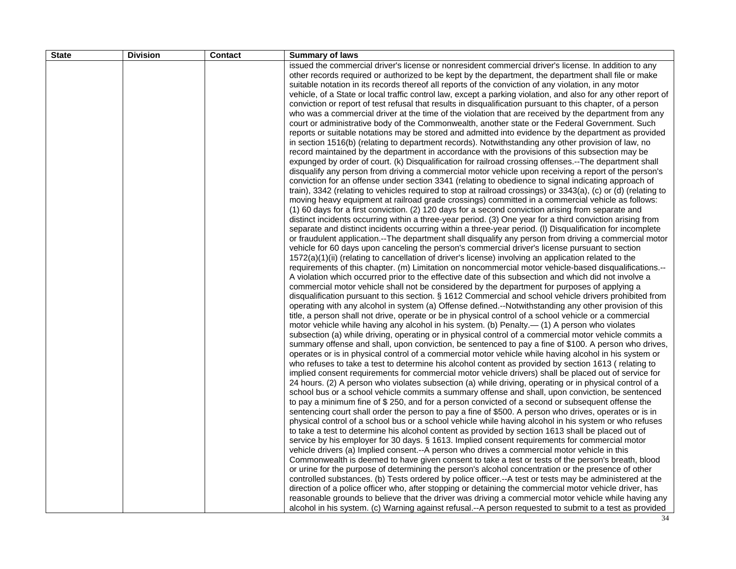| State | Division | Contact | Summary of laws |
| --- | --- | --- | --- |
| | | | issued the commercial driver's license or nonresident commercial driver's license. In addition to any other records required or authorized to be kept by the department, the department shall file or make suitable notation in its records thereof all reports of the conviction of any violation, in any motor vehicle, of a State or local traffic control law, except a parking violation, and also for any other report of conviction or report of test refusal that results in disqualification pursuant to this chapter, of a person who was a commercial driver at the time of the violation that are received by the department from any court or administrative body of the Commonwealth, another state or the Federal Government. Such reports or suitable notations may be stored and admitted into evidence by the department as provided in section 1516(b) (relating to department records). Notwithstanding any other provision of law, no record maintained by the department in accordance with the provisions of this subsection may be expunged by order of court. (k) Disqualification for railroad crossing offenses.--The department shall disqualify any person from driving a commercial motor vehicle upon receiving a report of the person's conviction for an offense under section 3341 (relating to obedience to signal indicating approach of train), 3342 (relating to vehicles required to stop at railroad crossings) or 3343(a), (c) or (d) (relating to moving heavy equipment at railroad grade crossings) committed in a commercial vehicle as follows: (1) 60 days for a first conviction. (2) 120 days for a second conviction arising from separate and distinct incidents occurring within a three-year period. (3) One year for a third conviction arising from separate and distinct incidents occurring within a three-year period. (l) Disqualification for incomplete or fraudulent application.--The department shall disqualify any person from driving a commercial motor vehicle for 60 days upon canceling the person's commercial driver's license pursuant to section 1572(a)(1)(ii) (relating to cancellation of driver's license) involving an application related to the requirements of this chapter. (m) Limitation on noncommercial motor vehicle-based disqualifications.--A violation which occurred prior to the effective date of this subsection and which did not involve a commercial motor vehicle shall not be considered by the department for purposes of applying a disqualification pursuant to this section. § 1612 Commercial and school vehicle drivers prohibited from operating with any alcohol in system (a) Offense defined.--Notwithstanding any other provision of this title, a person shall not drive, operate or be in physical control of a school vehicle or a commercial motor vehicle while having any alcohol in his system. (b) Penalty.— (1) A person who violates subsection (a) while driving, operating or in physical control of a commercial motor vehicle commits a summary offense and shall, upon conviction, be sentenced to pay a fine of $100. A person who drives, operates or is in physical control of a commercial motor vehicle while having alcohol in his system or who refuses to take a test to determine his alcohol content as provided by section 1613 ( relating to implied consent requirements for commercial motor vehicle drivers) shall be placed out of service for 24 hours. (2) A person who violates subsection (a) while driving, operating or in physical control of a school bus or a school vehicle commits a summary offense and shall, upon conviction, be sentenced to pay a minimum fine of $ 250, and for a person convicted of a second or subsequent offense the sentencing court shall order the person to pay a fine of $500. A person who drives, operates or is in physical control of a school bus or a school vehicle while having alcohol in his system or who refuses to take a test to determine his alcohol content as provided by section 1613 shall be placed out of service by his employer for 30 days. § 1613. Implied consent requirements for commercial motor vehicle drivers (a) Implied consent.--A person who drives a commercial motor vehicle in this Commonwealth is deemed to have given consent to take a test or tests of the person's breath, blood or urine for the purpose of determining the person's alcohol concentration or the presence of other controlled substances. (b) Tests ordered by police officer.--A test or tests may be administered at the direction of a police officer who, after stopping or detaining the commercial motor vehicle driver, has reasonable grounds to believe that the driver was driving a commercial motor vehicle while having any alcohol in his system. (c) Warning against refusal.--A person requested to submit to a test as provided |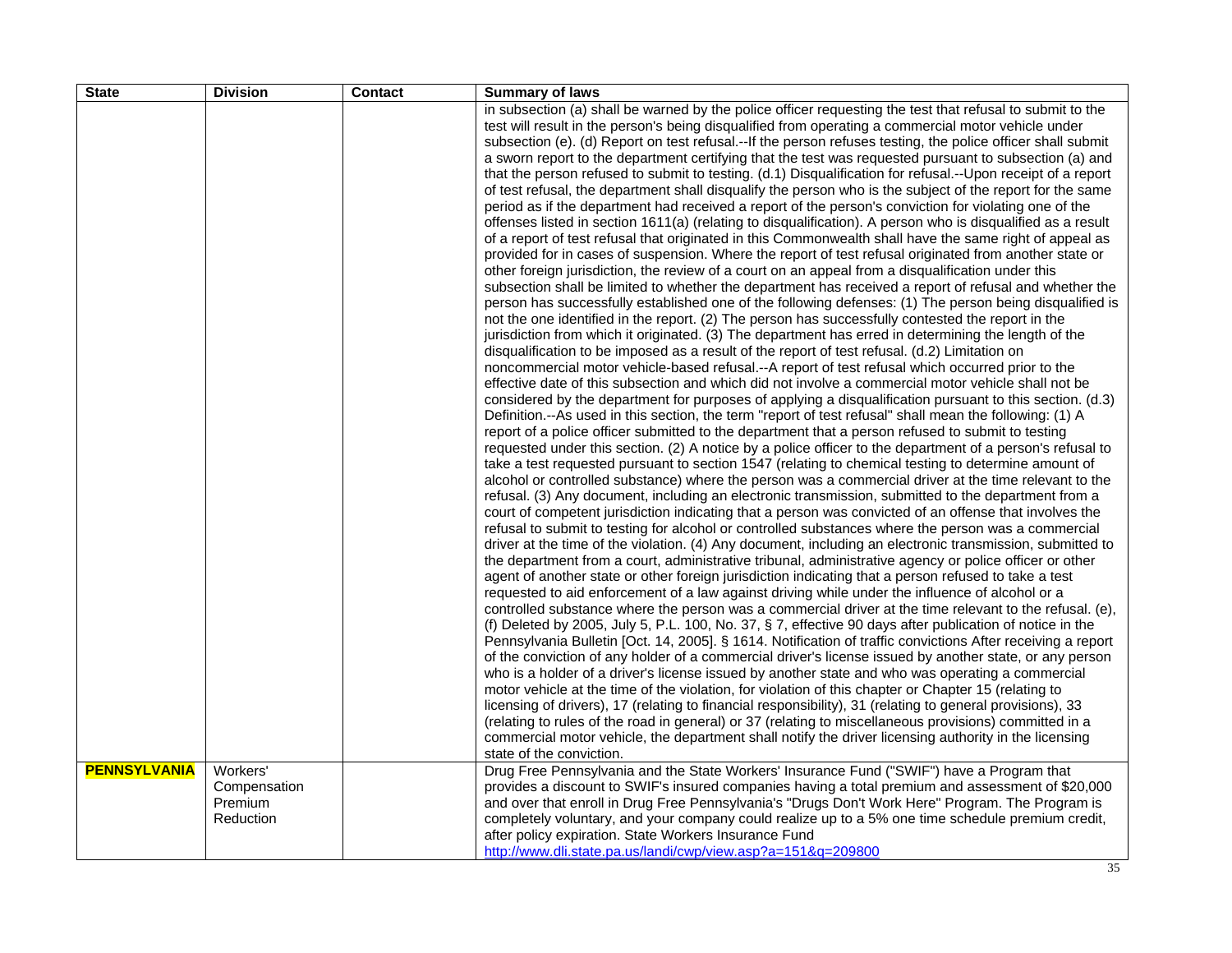| State | Division | Contact | Summary of laws |
|---|---|---|---|
| | | | in subsection (a) shall be warned by the police officer requesting the test that refusal to submit to the test will result in the person's being disqualified from operating a commercial motor vehicle under subsection (e). (d) Report on test refusal.--If the person refuses testing, the police officer shall submit a sworn report to the department certifying that the test was requested pursuant to subsection (a) and that the person refused to submit to testing. (d.1) Disqualification for refusal.--Upon receipt of a report of test refusal, the department shall disqualify the person who is the subject of the report for the same period as if the department had received a report of the person's conviction for violating one of the offenses listed in section 1611(a) (relating to disqualification). A person who is disqualified as a result of a report of test refusal that originated in this Commonwealth shall have the same right of appeal as provided for in cases of suspension. Where the report of test refusal originated from another state or other foreign jurisdiction, the review of a court on an appeal from a disqualification under this subsection shall be limited to whether the department has received a report of refusal and whether the person has successfully established one of the following defenses: (1) The person being disqualified is not the one identified in the report. (2) The person has successfully contested the report in the jurisdiction from which it originated. (3) The department has erred in determining the length of the disqualification to be imposed as a result of the report of test refusal. (d.2) Limitation on noncommercial motor vehicle-based refusal.--A report of test refusal which occurred prior to the effective date of this subsection and which did not involve a commercial motor vehicle shall not be considered by the department for purposes of applying a disqualification pursuant to this section. (d.3) Definition.--As used in this section, the term "report of test refusal" shall mean the following: (1) A report of a police officer submitted to the department that a person refused to submit to testing requested under this section. (2) A notice by a police officer to the department of a person's refusal to take a test requested pursuant to section 1547 (relating to chemical testing to determine amount of alcohol or controlled substance) where the person was a commercial driver at the time relevant to the refusal. (3) Any document, including an electronic transmission, submitted to the department from a court of competent jurisdiction indicating that a person was convicted of an offense that involves the refusal to submit to testing for alcohol or controlled substances where the person was a commercial driver at the time of the violation. (4) Any document, including an electronic transmission, submitted to the department from a court, administrative tribunal, administrative agency or police officer or other agent of another state or other foreign jurisdiction indicating that a person refused to take a test requested to aid enforcement of a law against driving while under the influence of alcohol or a controlled substance where the person was a commercial driver at the time relevant to the refusal. (e), (f) Deleted by 2005, July 5, P.L. 100, No. 37, § 7, effective 90 days after publication of notice in the Pennsylvania Bulletin [Oct. 14, 2005]. § 1614. Notification of traffic convictions After receiving a report of the conviction of any holder of a commercial driver's license issued by another state, or any person who is a holder of a driver's license issued by another state and who was operating a commercial motor vehicle at the time of the violation, for violation of this chapter or Chapter 15 (relating to licensing of drivers), 17 (relating to financial responsibility), 31 (relating to general provisions), 33 (relating to rules of the road in general) or 37 (relating to miscellaneous provisions) committed in a commercial motor vehicle, the department shall notify the driver licensing authority in the licensing state of the conviction. |
| **PENNSYLVANIA** | Workers' Compensation Premium Reduction | | Drug Free Pennsylvania and the State Workers' Insurance Fund ("SWIF") have a Program that provides a discount to SWIF's insured companies having a total premium and assessment of $20,000 and over that enroll in Drug Free Pennsylvania's "Drugs Don't Work Here" Program. The Program is completely voluntary, and your company could realize up to a 5% one time schedule premium credit, after policy expiration. State Workers Insurance Fund http://www.dli.state.pa.us/landi/cwp/view.asp?a=151&q=209800 |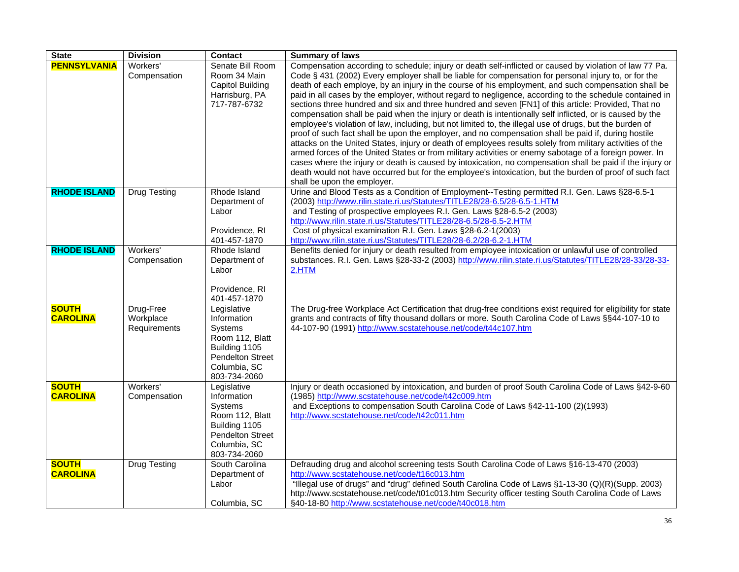| State | Division | Contact | Summary of laws |
|---|---|---|---|
| **PENNSYLVANIA** | Workers' Compensation | Senate Bill Room Room 34 Main Capitol Building Harrisburg, PA 717-787-6732 | Compensation according to schedule; injury or death self-inflicted or caused by violation of law 77 Pa. Code § 431 (2002) Every employer shall be liable for compensation for personal injury to, or for the death of each employe, by an injury in the course of his employment, and such compensation shall be paid in all cases by the employer, without regard to negligence, according to the schedule contained in sections three hundred and six and three hundred and seven [FN1] of this article: Provided, That no compensation shall be paid when the injury or death is intentionally self inflicted, or is caused by the employee's violation of law, including, but not limited to, the illegal use of drugs, but the burden of proof of such fact shall be upon the employer, and no compensation shall be paid if, during hostile attacks on the United States, injury or death of employees results solely from military activities of the armed forces of the United States or from military activities or enemy sabotage of a foreign power. In cases where the injury or death is caused by intoxication, no compensation shall be paid if the injury or death would not have occurred but for the employee's intoxication, but the burden of proof of such fact shall be upon the employer. |
| **RHODE ISLAND** | Drug Testing | Rhode Island Department of Labor<br><br>Providence, RI 401-457-1870 | Urine and Blood Tests as a Condition of Employment--Testing permitted R.I. Gen. Laws §28-6.5-1 (2003) http://www.rilin.state.ri.us/Statutes/TITLE28/28-6.5/28-6.5-1.HTM and Testing of prospective employees R.I. Gen. Laws §28-6.5-2 (2003) http://www.rilin.state.ri.us/Statutes/TITLE28/28-6.5/28-6.5-2.HTM Cost of physical examination R.I. Gen. Laws §28-6.2-1(2003) http://www.rilin.state.ri.us/Statutes/TITLE28/28-6.2/28-6.2-1.HTM |
| **RHODE ISLAND** | Workers' Compensation | Rhode Island Department of Labor<br><br>Providence, RI 401-457-1870 | Benefits denied for injury or death resulted from employee intoxication or unlawful use of controlled substances. R.I. Gen. Laws §28-33-2 (2003) http://www.rilin.state.ri.us/Statutes/TITLE28/28-33/28-33-2.HTM |
| **SOUTH CAROLINA** | Drug-Free Workplace Requirements | Legislative Information Systems Room 112, Blatt Building 1105 Pendelton Street Columbia, SC 803-734-2060 | The Drug-free Workplace Act Certification that drug-free conditions exist required for eligibility for state grants and contracts of fifty thousand dollars or more. South Carolina Code of Laws §§44-107-10 to 44-107-90 (1991) http://www.scstatehouse.net/code/t44c107.htm |
| **SOUTH CAROLINA** | Workers' Compensation | Legislative Information Systems Room 112, Blatt Building 1105 Pendelton Street Columbia, SC 803-734-2060 | Injury or death occasioned by intoxication, and burden of proof South Carolina Code of Laws §42-9-60 (1985) http://www.scstatehouse.net/code/t42c009.htm and Exceptions to compensation South Carolina Code of Laws §42-11-100 (2)(1993) http://www.scstatehouse.net/code/t42c011.htm |
| **SOUTH CAROLINA** | Drug Testing | South Carolina Department of Labor<br><br>Columbia, SC | Defrauding drug and alcohol screening tests South Carolina Code of Laws §16-13-470 (2003) http://www.scstatehouse.net/code/t16c013.htm "Illegal use of drugs" and "drug" defined South Carolina Code of Laws §1-13-30 (Q)(R)(Supp. 2003) http://www.scstatehouse.net/code/t01c013.htm Security officer testing South Carolina Code of Laws §40-18-80 http://www.scstatehouse.net/code/t40c018.htm |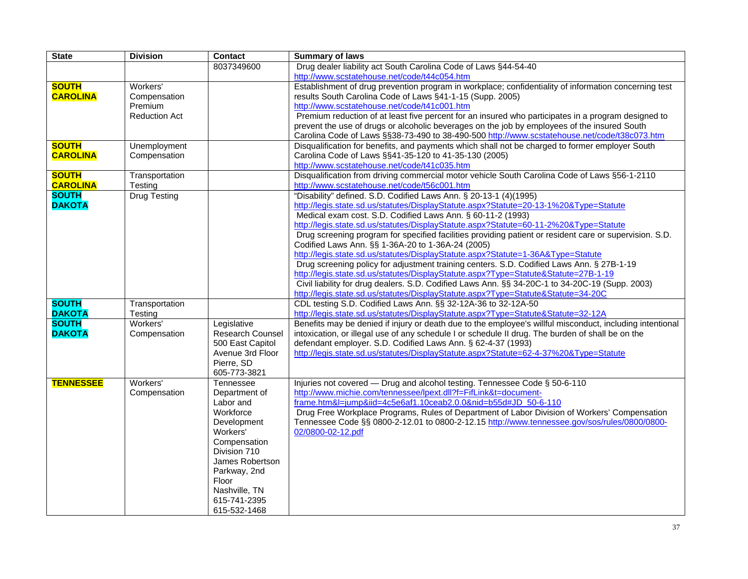| State | Division | Contact | Summary of laws |
| --- | --- | --- | --- |
| | | 8037349600 | Drug dealer liability act South Carolina Code of Laws §44-54-40 http://www.scstatehouse.net/code/t44c054.htm |
| **SOUTH CAROLINA** | Workers' Compensation Premium Reduction Act | | Establishment of drug prevention program in workplace; confidentiality of information concerning test results South Carolina Code of Laws §41-1-15 (Supp. 2005) http://www.scstatehouse.net/code/t41c001.htm Premium reduction of at least five percent for an insured who participates in a program designed to prevent the use of drugs or alcoholic beverages on the job by employees of the insured South Carolina Code of Laws §§38-73-490 to 38-490-500 http://www.scstatehouse.net/code/t38c073.htm |
| **SOUTH CAROLINA** | Unemployment Compensation | | Disqualification for benefits, and payments which shall not be charged to former employer South Carolina Code of Laws §§41-35-120 to 41-35-130 (2005) http://www.scstatehouse.net/code/t41c035.htm |
| **SOUTH CAROLINA** | Transportation Testing | | Disqualification from driving commercial motor vehicle South Carolina Code of Laws §56-1-2110 http://www.scstatehouse.net/code/t56c001.htm |
| **SOUTH DAKOTA** | Drug Testing | | "Disability" defined. S.D. Codified Laws Ann. § 20-13-1 (4)(1995) http://legis.state.sd.us/statutes/DisplayStatute.aspx?Statute=20-13-1%20&Type=Statute Medical exam cost. S.D. Codified Laws Ann. § 60-11-2 (1993) http://legis.state.sd.us/statutes/DisplayStatute.aspx?Statute=60-11-2%20&Type=Statute Drug screening program for specified facilities providing patient or resident care or supervision. S.D. Codified Laws Ann. §§ 1-36A-20 to 1-36A-24 (2005) http://legis.state.sd.us/statutes/DisplayStatute.aspx?Statute=1-36A&Type=Statute Drug screening policy for adjustment training centers. S.D. Codified Laws Ann. § 27B-1-19 http://legis.state.sd.us/statutes/DisplayStatute.aspx?Type=Statute&Statute=27B-1-19 Civil liability for drug dealers. S.D. Codified Laws Ann. §§ 34-20C-1 to 34-20C-19 (Supp. 2003) http://legis.state.sd.us/statutes/DisplayStatute.aspx?Type=Statute&Statute=34-20C |
| **SOUTH DAKOTA** | Transportation Testing | | CDL testing S.D. Codified Laws Ann. §§ 32-12A-36 to 32-12A-50 http://legis.state.sd.us/statutes/DisplayStatute.aspx?Type=Statute&Statute=32-12A |
| **SOUTH DAKOTA** | Workers' Compensation | Legislative Research Counsel 500 East Capitol Avenue 3rd Floor Pierre, SD 605-773-3821 | Benefits may be denied if injury or death due to the employee's willful misconduct, including intentional intoxication, or illegal use of any schedule I or schedule II drug. The burden of shall be on the defendant employer. S.D. Codified Laws Ann. § 62-4-37 (1993) http://legis.state.sd.us/statutes/DisplayStatute.aspx?Statute=62-4-37%20&Type=Statute |
| **TENNESSEE** | Workers' Compensation | Tennessee Department of Labor and Workforce Development Workers' Compensation Division 710 James Robertson Parkway, 2nd Floor Nashville, TN 615-741-2395 615-532-1468 | Injuries not covered — Drug and alcohol testing. Tennessee Code § 50-6-110 http://www.michie.com/tennessee/lpext.dll?f=FifLink&t=document-frame.htm&l=jump&iid=4c5e6af1.10ceab2.0.0&nid=b55d#JD_50-6-110 Drug Free Workplace Programs, Rules of Department of Labor Division of Workers' Compensation Tennessee Code §§ 0800-2-12.01 to 0800-2-12.15 http://www.tennessee.gov/sos/rules/0800/0800-02/0800-02-12.pdf |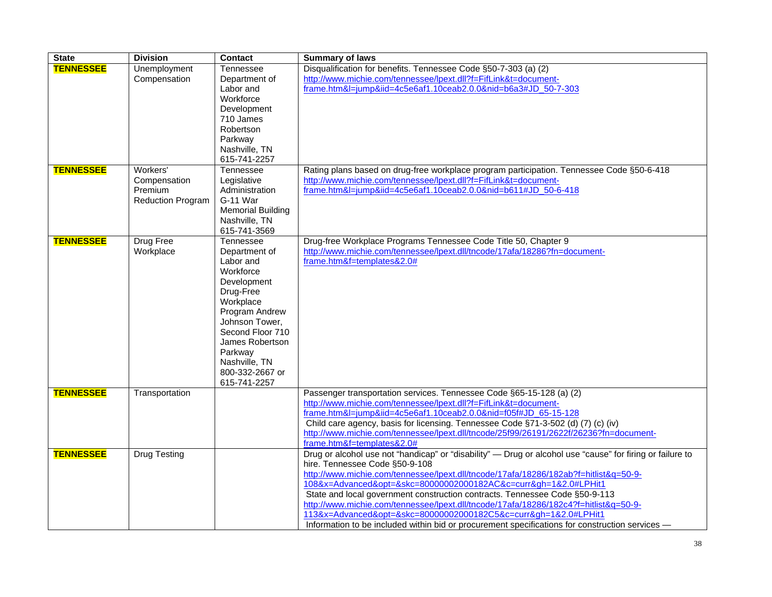| State | Division | Contact | Summary of laws |
| --- | --- | --- | --- |
| **TENNESSEE** | Unemployment Compensation | Tennessee Department of Labor and Workforce Development 710 James Robertson Parkway Nashville, TN 615-741-2257 | Disqualification for benefits. Tennessee Code §50-7-303 (a) (2) http://www.michie.com/tennessee/lpext.dll?f=FifLink&t=document-frame.htm&l=jump&iid=4c5e6af1.10ceab2.0.0&nid=b6a3#JD_50-7-303 |
| **TENNESSEE** | Workers' Compensation Premium Reduction Program | Tennessee Legislative Administration G-11 War Memorial Building Nashville, TN 615-741-3569 | Rating plans based on drug-free workplace program participation. Tennessee Code §50-6-418 http://www.michie.com/tennessee/lpext.dll?f=FifLink&t=document-frame.htm&l=jump&iid=4c5e6af1.10ceab2.0.0&nid=b611#JD_50-6-418 |
| **TENNESSEE** | Drug Free Workplace | Tennessee Department of Labor and Workforce Development Drug-Free Workplace Program Andrew Johnson Tower, Second Floor 710 James Robertson Parkway Nashville, TN 800-332-2667 or 615-741-2257 | Drug-free Workplace Programs Tennessee Code Title 50, Chapter 9 http://www.michie.com/tennessee/lpext.dll/tncode/17afa/18286?fn=document-frame.htm&f=templates&2.0# |
| **TENNESSEE** | Transportation | | Passenger transportation services. Tennessee Code §65-15-128 (a) (2) http://www.michie.com/tennessee/lpext.dll?f=FifLink&t=document-frame.htm&l=jump&iid=4c5e6af1.10ceab2.0.0&nid=f05f#JD_65-15-128 Child care agency, basis for licensing. Tennessee Code §71-3-502 (d) (7) (c) (iv) http://www.michie.com/tennessee/lpext.dll/tncode/25f99/26191/2622f/26236?fn=document-frame.htm&f=templates&2.0# |
| **TENNESSEE** | Drug Testing | | Drug or alcohol use not "handicap" or "disability" — Drug or alcohol use "cause" for firing or failure to hire. Tennessee Code §50-9-108 http://www.michie.com/tennessee/lpext.dll/tncode/17afa/18286/182ab?f=hitlist&q=50-9-108&x=Advanced&opt=&skc=80000002000182AC&c=curr&gh=1&2.0#LPHit1 State and local government construction contracts. Tennessee Code §50-9-113 http://www.michie.com/tennessee/lpext.dll/tncode/17afa/18286/182c4?f=hitlist&q=50-9-113&x=Advanced&opt=&skc=80000002000182C5&c=curr&gh=1&2.0#LPHit1 Information to be included within bid or procurement specifications for construction services — |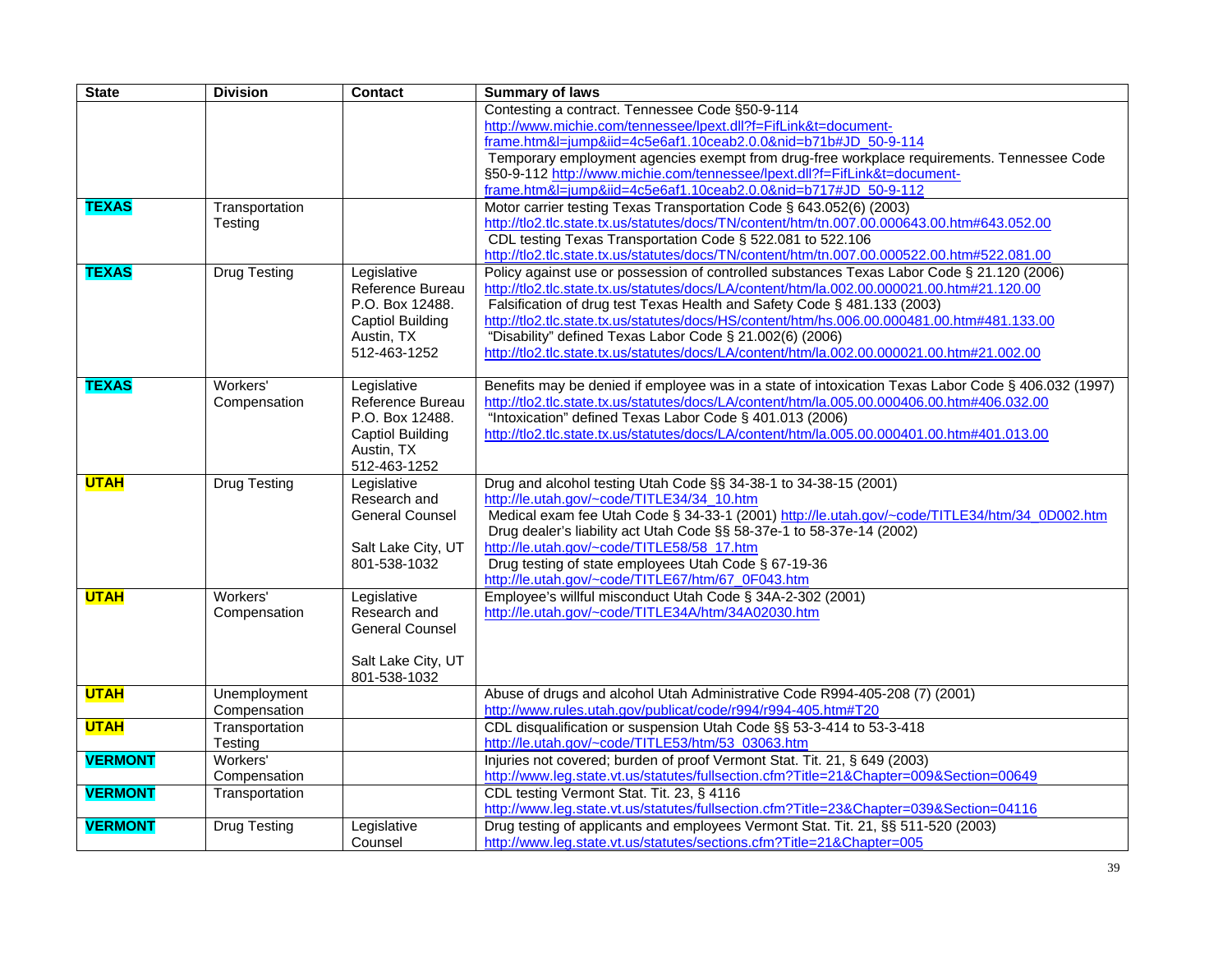| State | Division | Contact | Summary of laws |
|---|---|---|---|
| | | | Contesting a contract. Tennessee Code §50-9-114 http://www.michie.com/tennessee/lpext.dll?f=FifLink&t=document-frame.htm&l=jump&iid=4c5e6af1.10ceab2.0.0&nid=b71b#JD_50-9-114 Temporary employment agencies exempt from drug-free workplace requirements. Tennessee Code §50-9-112 http://www.michie.com/tennessee/lpext.dll?f=FifLink&t=document-frame.htm&l=jump&iid=4c5e6af1.10ceab2.0.0&nid=b717#JD_50-9-112 |
| **TEXAS** | Transportation Testing | | Motor carrier testing Texas Transportation Code § 643.052(6) (2003) http://tlo2.tlc.state.tx.us/statutes/docs/TN/content/htm/tn.007.00.000643.00.htm#643.052.00 CDL testing Texas Transportation Code § 522.081 to 522.106 http://tlo2.tlc.state.tx.us/statutes/docs/TN/content/htm/tn.007.00.000522.00.htm#522.081.00 |
| **TEXAS** | Drug Testing | Legislative Reference Bureau P.O. Box 12488. Captiol Building Austin, TX 512-463-1252 | Policy against use or possession of controlled substances Texas Labor Code § 21.120 (2006) http://tlo2.tlc.state.tx.us/statutes/docs/LA/content/htm/la.002.00.000021.00.htm#21.120.00 Falsification of drug test Texas Health and Safety Code § 481.133 (2003) http://tlo2.tlc.state.tx.us/statutes/docs/HS/content/htm/hs.006.00.000481.00.htm#481.133.00 "Disability" defined Texas Labor Code § 21.002(6) (2006) http://tlo2.tlc.state.tx.us/statutes/docs/LA/content/htm/la.002.00.000021.00.htm#21.002.00 |
| **TEXAS** | Workers' Compensation | Legislative Reference Bureau P.O. Box 12488. Captiol Building Austin, TX 512-463-1252 | Benefits may be denied if employee was in a state of intoxication Texas Labor Code § 406.032 (1997) http://tlo2.tlc.state.tx.us/statutes/docs/LA/content/htm/la.005.00.000406.00.htm#406.032.00 "Intoxication" defined Texas Labor Code § 401.013 (2006) http://tlo2.tlc.state.tx.us/statutes/docs/LA/content/htm/la.005.00.000401.00.htm#401.013.00 |
| **UTAH** | Drug Testing | Legislative Research and General Counsel Salt Lake City, UT 801-538-1032 | Drug and alcohol testing Utah Code §§ 34-38-1 to 34-38-15 (2001) http://le.utah.gov/~code/TITLE34/34_10.htm Medical exam fee Utah Code § 34-33-1 (2001) http://le.utah.gov/~code/TITLE34/htm/34_0D002.htm Drug dealer's liability act Utah Code §§ 58-37e-1 to 58-37e-14 (2002) http://le.utah.gov/~code/TITLE58/58_17.htm Drug testing of state employees Utah Code § 67-19-36 http://le.utah.gov/~code/TITLE67/htm/67_0F043.htm |
| **UTAH** | Workers' Compensation | Legislative Research and General Counsel Salt Lake City, UT 801-538-1032 | Employee's willful misconduct Utah Code § 34A-2-302 (2001) http://le.utah.gov/~code/TITLE34A/htm/34A02030.htm |
| **UTAH** | Unemployment Compensation | | Abuse of drugs and alcohol Utah Administrative Code R994-405-208 (7) (2001) http://www.rules.utah.gov/publicat/code/r994/r994-405.htm#T20 |
| **UTAH** | Transportation Testing | | CDL disqualification or suspension Utah Code §§ 53-3-414 to 53-3-418 http://le.utah.gov/~code/TITLE53/htm/53_03063.htm |
| **VERMONT** | Workers' Compensation | | Injuries not covered; burden of proof Vermont Stat. Tit. 21, § 649 (2003) http://www.leg.state.vt.us/statutes/fullsection.cfm?Title=21&Chapter=009&Section=00649 |
| **VERMONT** | Transportation | | CDL testing Vermont Stat. Tit. 23, § 4116 http://www.leg.state.vt.us/statutes/fullsection.cfm?Title=23&Chapter=039&Section=04116 |
| **VERMONT** | Drug Testing | Legislative Counsel | Drug testing of applicants and employees Vermont Stat. Tit. 21, §§ 511-520 (2003) http://www.leg.state.vt.us/statutes/sections.cfm?Title=21&Chapter=005 |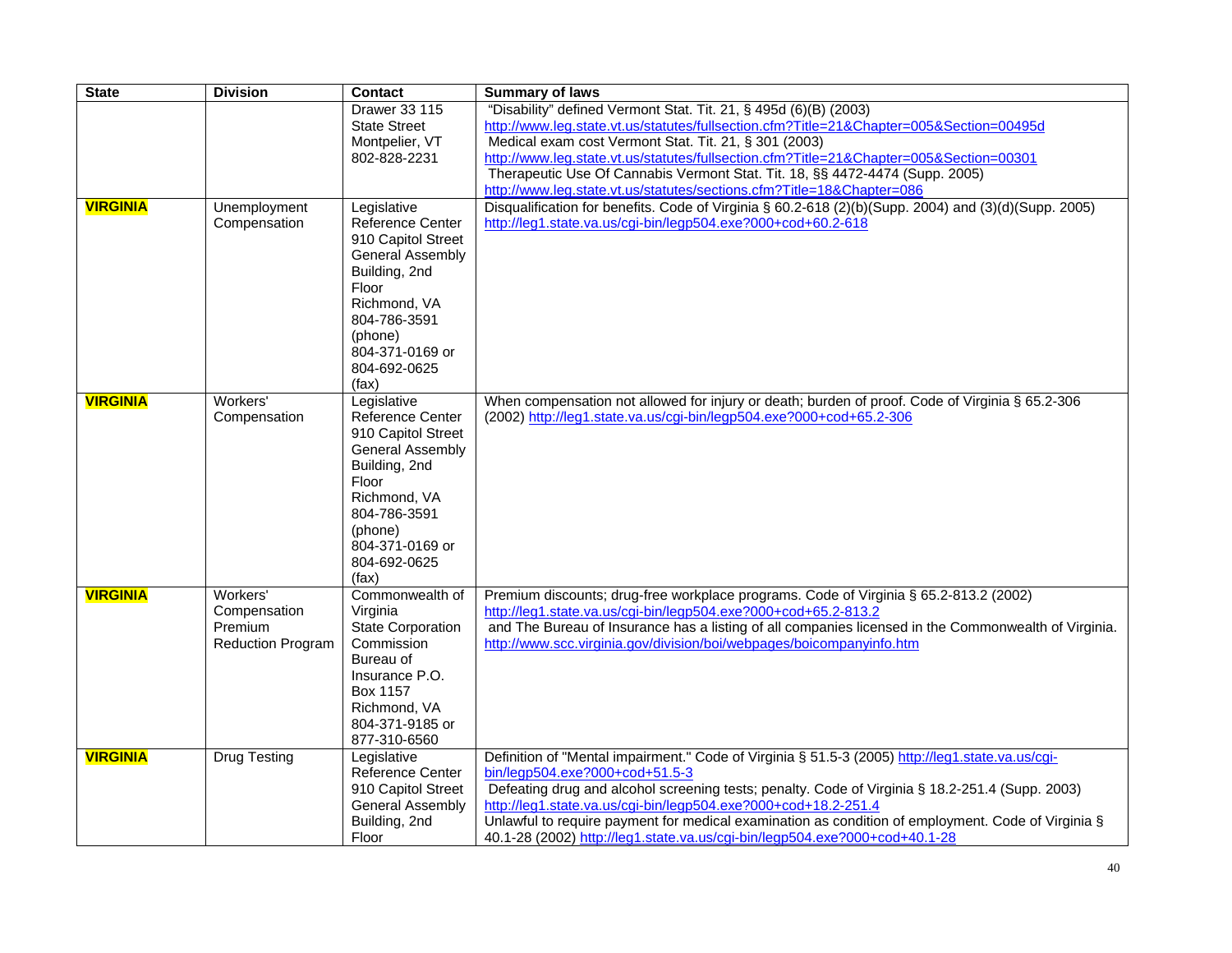| State | Division | Contact | Summary of laws |
|---|---|---|---|
| | | Drawer 33 115 State Street Montpelier, VT 802-828-2231 | "Disability" defined Vermont Stat. Tit. 21, § 495d (6)(B) (2003) http://www.leg.state.vt.us/statutes/fullsection.cfm?Title=21&Chapter=005&Section=00495d Medical exam cost Vermont Stat. Tit. 21, § 301 (2003) http://www.leg.state.vt.us/statutes/fullsection.cfm?Title=21&Chapter=005&Section=00301 Therapeutic Use Of Cannabis Vermont Stat. Tit. 18, §§ 4472-4474 (Supp. 2005) http://www.leg.state.vt.us/statutes/sections.cfm?Title=18&Chapter=086 |
| **VIRGINIA** | Unemployment Compensation | Legislative Reference Center 910 Capitol Street General Assembly Building, 2nd Floor Richmond, VA 804-786-3591 (phone) 804-371-0169 or 804-692-0625 (fax) | Disqualification for benefits. Code of Virginia § 60.2-618 (2)(b)(Supp. 2004) and (3)(d)(Supp. 2005) http://leg1.state.va.us/cgi-bin/legp504.exe?000+cod+60.2-618 |
| **VIRGINIA** | Workers' Compensation | Legislative Reference Center 910 Capitol Street General Assembly Building, 2nd Floor Richmond, VA 804-786-3591 (phone) 804-371-0169 or 804-692-0625 (fax) | When compensation not allowed for injury or death; burden of proof. Code of Virginia § 65.2-306 (2002) http://leg1.state.va.us/cgi-bin/legp504.exe?000+cod+65.2-306 |
| **VIRGINIA** | Workers' Compensation Premium Reduction Program | Commonwealth of Virginia State Corporation Commission Bureau of Insurance P.O. Box 1157 Richmond, VA 804-371-9185 or 877-310-6560 | Premium discounts; drug-free workplace programs. Code of Virginia § 65.2-813.2 (2002) http://leg1.state.va.us/cgi-bin/legp504.exe?000+cod+65.2-813.2 and The Bureau of Insurance has a listing of all companies licensed in the Commonwealth of Virginia. http://www.scc.virginia.gov/division/boi/webpages/boicompanyinfo.htm |
| **VIRGINIA** | Drug Testing | Legislative Reference Center 910 Capitol Street General Assembly Building, 2nd Floor | Definition of "Mental impairment." Code of Virginia § 51.5-3 (2005) http://leg1.state.va.us/cgi-bin/legp504.exe?000+cod+51.5-3 Defeating drug and alcohol screening tests; penalty. Code of Virginia § 18.2-251.4 (Supp. 2003) http://leg1.state.va.us/cgi-bin/legp504.exe?000+cod+18.2-251.4 Unlawful to require payment for medical examination as condition of employment. Code of Virginia § 40.1-28 (2002) http://leg1.state.va.us/cgi-bin/legp504.exe?000+cod+40.1-28 |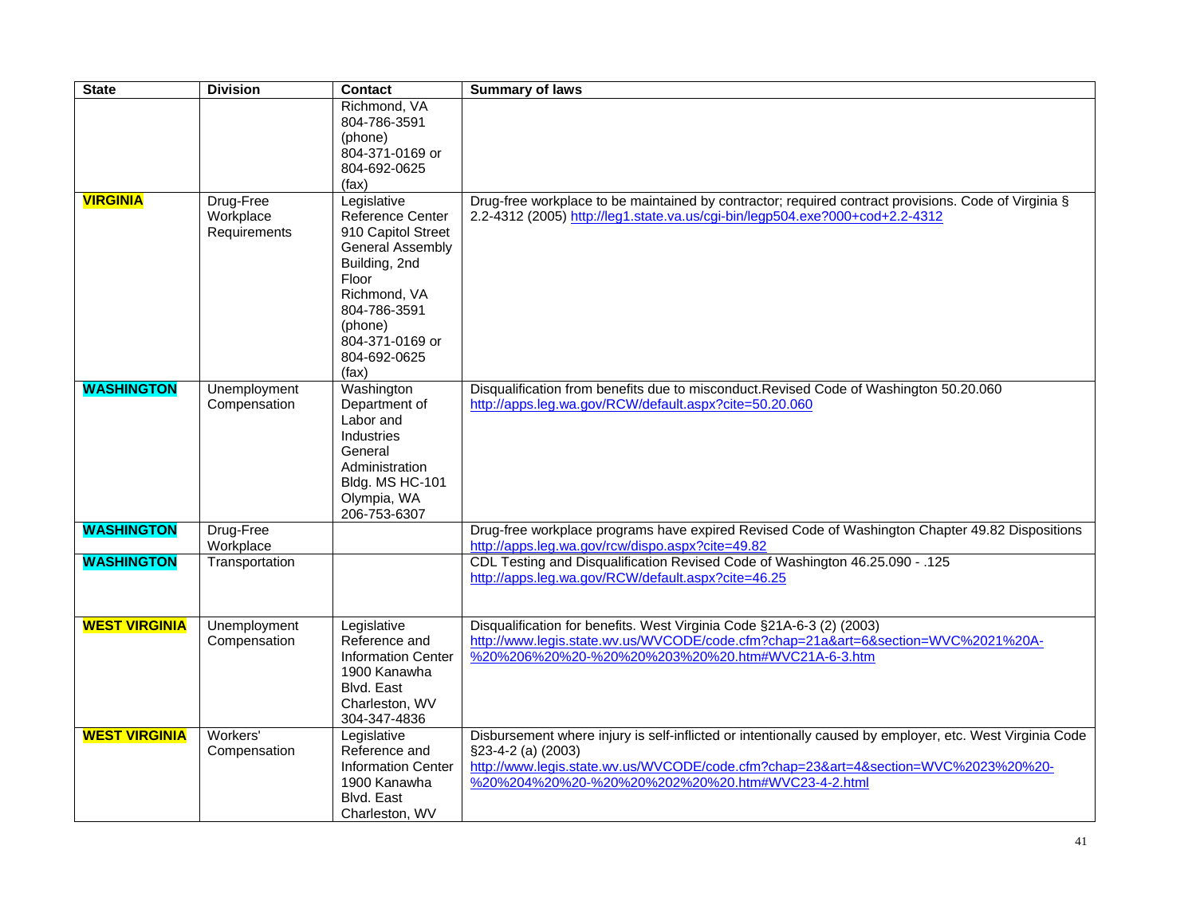| State | Division | Contact | Summary of laws |
|---|---|---|---|
| | | Richmond, VA 804-786-3591 (phone) 804-371-0169 or 804-692-0625 (fax) | |
| **VIRGINIA** | Drug-Free Workplace Requirements | Legislative Reference Center 910 Capitol Street General Assembly Building, 2nd Floor Richmond, VA 804-786-3591 (phone) 804-371-0169 or 804-692-0625 (fax) | Drug-free workplace to be maintained by contractor; required contract provisions. Code of Virginia § 2.2-4312 (2005) http://leg1.state.va.us/cgi-bin/legp504.exe?000+cod+2.2-4312 |
| **WASHINGTON** | Unemployment Compensation | Washington Department of Labor and Industries General Administration Bldg. MS HC-101 Olympia, WA 206-753-6307 | Disqualification from benefits due to misconduct.Revised Code of Washington 50.20.060 http://apps.leg.wa.gov/RCW/default.aspx?cite=50.20.060 |
| **WASHINGTON** | Drug-Free Workplace | | Drug-free workplace programs have expired Revised Code of Washington Chapter 49.82 Dispositions http://apps.leg.wa.gov/rcw/dispo.aspx?cite=49.82 |
| **WASHINGTON** | Transportation | | CDL Testing and Disqualification Revised Code of Washington 46.25.090 - .125 http://apps.leg.wa.gov/RCW/default.aspx?cite=46.25 |
| **WEST VIRGINIA** | Unemployment Compensation | Legislative Reference and Information Center 1900 Kanawha Blvd. East Charleston, WV 304-347-4836 | Disqualification for benefits. West Virginia Code §21A-6-3 (2) (2003) http://www.legis.state.wv.us/WVCODE/code.cfm?chap=21a&art=6&section=WVC%2021%20A-%20%206%20%20-%20%20%203%20%20.htm#WVC21A-6-3.htm |
| **WEST VIRGINIA** | Workers' Compensation | Legislative Reference and Information Center 1900 Kanawha Blvd. East Charleston, WV | Disbursement where injury is self-inflicted or intentionally caused by employer, etc. West Virginia Code §23-4-2 (a) (2003) http://www.legis.state.wv.us/WVCODE/code.cfm?chap=23&art=4&section=WVC%2023%20%20-%20%204%20%20-%20%20%202%20%20.htm#WVC23-4-2.html |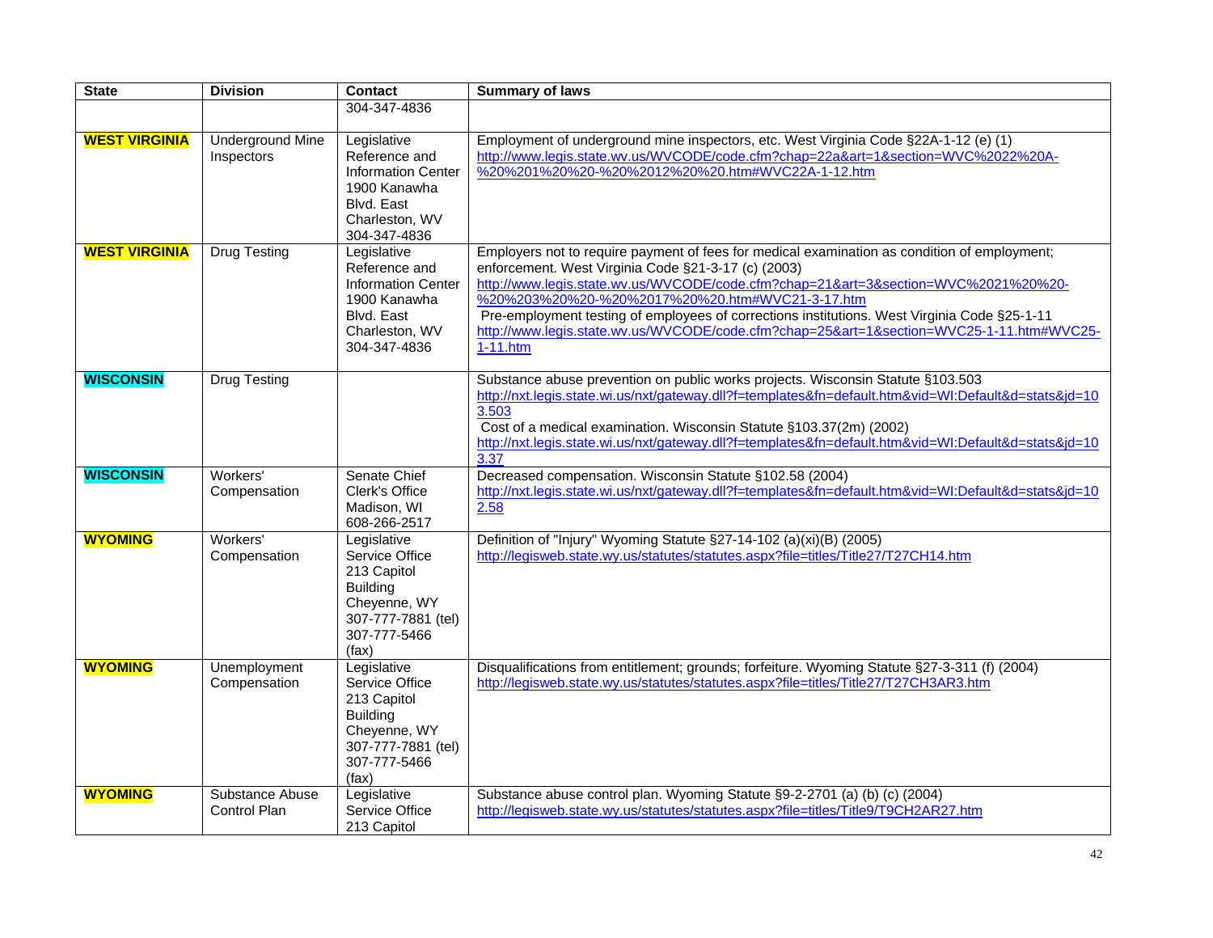| State | Division | Contact | Summary of laws |
|---|---|---|---|
| | | 304-347-4836 | |
| **WEST VIRGINIA** | Underground Mine Inspectors | Legislative Reference and Information Center 1900 Kanawha Blvd. East Charleston, WV 304-347-4836 | Employment of underground mine inspectors, etc. West Virginia Code §22A-1-12 (e) (1) http://www.legis.state.wv.us/WVCODE/code.cfm?chap=22a&art=1&section=WVC%2022%20A-%20%201%20%20-%20%2012%20%20.htm#WVC22A-1-12.htm |
| **WEST VIRGINIA** | Drug Testing | Legislative Reference and Information Center 1900 Kanawha Blvd. East Charleston, WV 304-347-4836 | Employers not to require payment of fees for medical examination as condition of employment; enforcement. West Virginia Code §21-3-17 (c) (2003) http://www.legis.state.wv.us/WVCODE/code.cfm?chap=21&art=3&section=WVC%2021%20%20-%20%203%20%20-%20%2017%20%20.htm#WVC21-3-17.htm Pre-employment testing of employees of corrections institutions. West Virginia Code §25-1-11 http://www.legis.state.wv.us/WVCODE/code.cfm?chap=25&art=1&section=WVC25-1-11.htm#WVC25-1-11.htm |
| **WISCONSIN** | Drug Testing | | Substance abuse prevention on public works projects. Wisconsin Statute §103.503 http://nxt.legis.state.wi.us/nxt/gateway.dll?f=templates&fn=default.htm&vid=WI:Default&d=stats&jd=103.503 Cost of a medical examination. Wisconsin Statute §103.37(2m) (2002) http://nxt.legis.state.wi.us/nxt/gateway.dll?f=templates&fn=default.htm&vid=WI:Default&d=stats&jd=103.37 |
| **WISCONSIN** | Workers' Compensation | Senate Chief Clerk's Office Madison, WI 608-266-2517 | Decreased compensation. Wisconsin Statute §102.58 (2004) http://nxt.legis.state.wi.us/nxt/gateway.dll?f=templates&fn=default.htm&vid=WI:Default&d=stats&jd=102.58 |
| **WYOMING** | Workers' Compensation | Legislative Service Office 213 Capitol Building Cheyenne, WY 307-777-7881 (tel) 307-777-5466 (fax) | Definition of "Injury" Wyoming Statute §27-14-102 (a)(xi)(B) (2005) http://legisweb.state.wy.us/statutes/statutes.aspx?file=titles/Title27/T27CH14.htm |
| **WYOMING** | Unemployment Compensation | Legislative Service Office 213 Capitol Building Cheyenne, WY 307-777-7881 (tel) 307-777-5466 (fax) | Disqualifications from entitlement; grounds; forfeiture. Wyoming Statute §27-3-311 (f) (2004) http://legisweb.state.wy.us/statutes/statutes.aspx?file=titles/Title27/T27CH3AR3.htm |
| **WYOMING** | Substance Abuse Control Plan | Legislative Service Office 213 Capitol | Substance abuse control plan. Wyoming Statute §9-2-2701 (a) (b) (c) (2004) http://legisweb.state.wy.us/statutes/statutes.aspx?file=titles/Title9/T9CH2AR27.htm |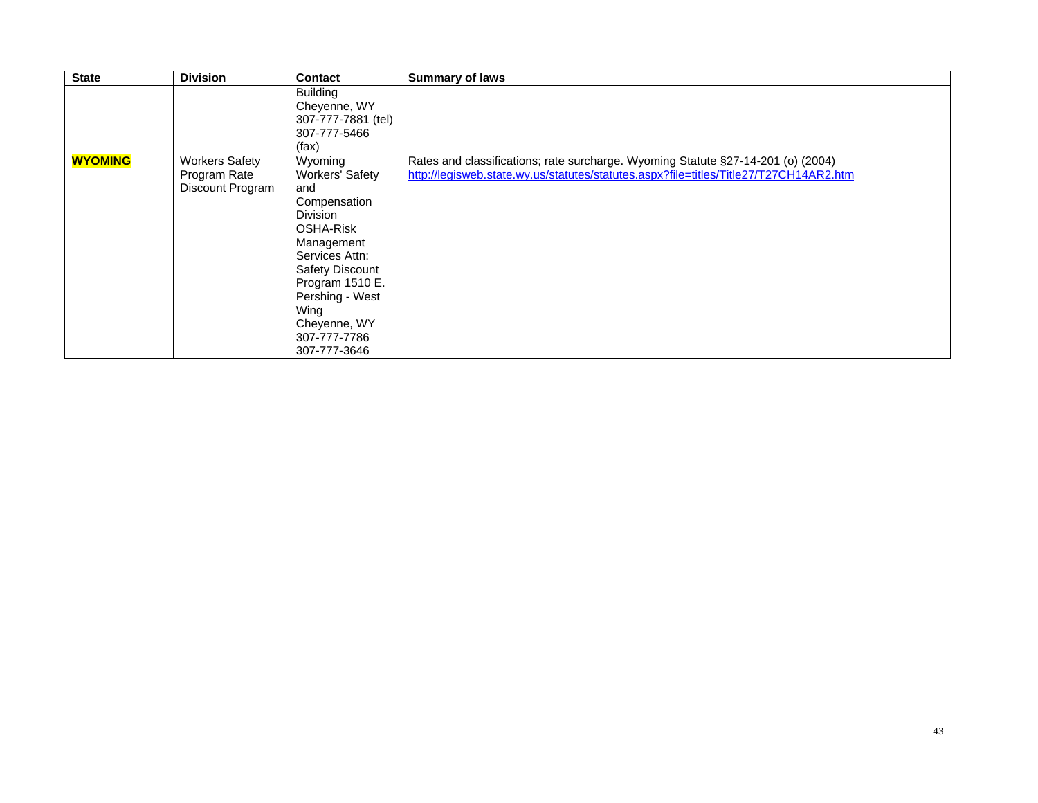| State | Division | Contact | Summary of laws |
|---|---|---|---|
| | | Building Cheyenne, WY 307-777-7881 (tel) 307-777-5466 (fax) | |
| **WYOMING** | Workers Safety Program Rate Discount Program | Wyoming Workers' Safety and Compensation Division OSHA-Risk Management Services Attn: Safety Discount Program 1510 E. Pershing - West Wing Cheyenne, WY 307-777-7786 307-777-3646 | Rates and classifications; rate surcharge. Wyoming Statute §27-14-201 (o) (2004) http://legisweb.state.wy.us/statutes/statutes.aspx?file=titles/Title27/T27CH14AR2.htm |